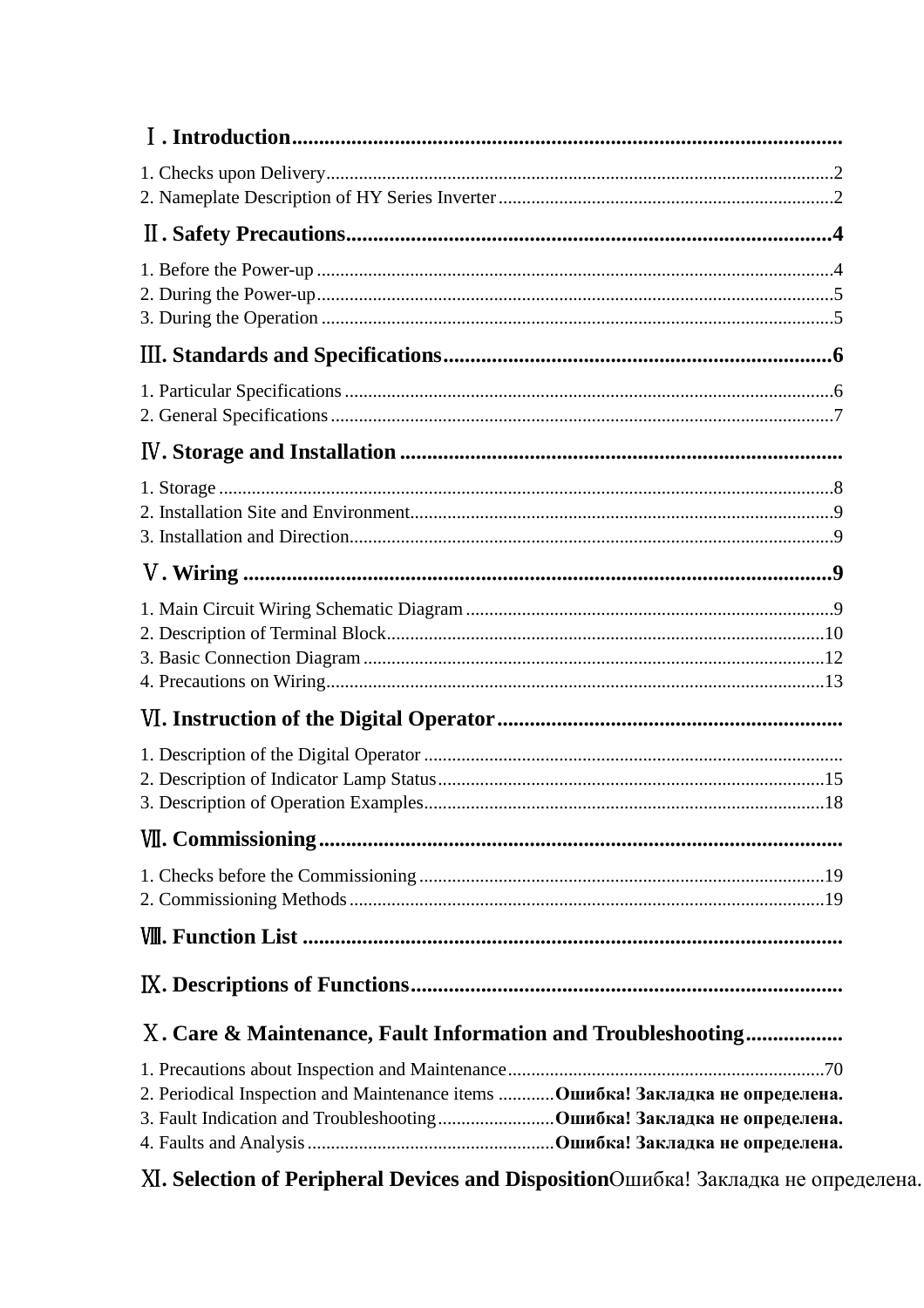Ⅰ. **Introduction**......................................................................................................

1. Checks upon Delivery...........................................................................................................2
2. Nameplate Description of HY Series Inverter.......................................................................2

Ⅱ. **Safety Precautions**..........................................................................................4

1. Before the Power-up.............................................................................................................4
2. During the Power-up.............................................................................................................5
3. During the Operation............................................................................................................5

Ⅲ. **Standards and Specifications**.........................................................................6

1. Particular Specifications.......................................................................................................6
2. General Specifications..........................................................................................................7

Ⅳ. **Storage and Installation**..................................................................................

1. Storage..................................................................................................................................8
2. Installation Site and Environment..........................................................................................9
3. Installation and Direction.......................................................................................................9

Ⅴ. **Wiring**..............................................................................................................9

1. Main Circuit Wiring Schematic Diagram..............................................................................9
2. Description of Terminal Block.............................................................................................10
3. Basic Connection Diagram..................................................................................................12
4. Precautions on Wiring..........................................................................................................13

Ⅵ. **Instruction of the Digital Operator**...............................................................

1. Description of the Digital Operator.......................................................................................
2. Description of Indicator Lamp Status..................................................................................15
3. Description of Operation Examples.....................................................................................18

Ⅶ. **Commissioning**................................................................................................

1. Checks before the Commissioning......................................................................................19
2. Commissioning Methods.....................................................................................................19

Ⅷ. **Function List**...................................................................................................

Ⅸ. **Descriptions of Functions**................................................................................

Ⅹ. **Care & Maintenance, Fault Information and Troubleshooting**..................

1. Precautions about Inspection and Maintenance...................................................................70
2. Periodical Inspection and Maintenance items ............**Ошибка! Закладка не определена.**
3. Fault Indication and Troubleshooting.........................**Ошибка! Закладка не определена.**
4. Faults and Analysis....................................................**Ошибка! Закладка не определена.**

Ⅺ. **Selection of Peripheral Devices and Disposition**Ошибка! Закладка не определена.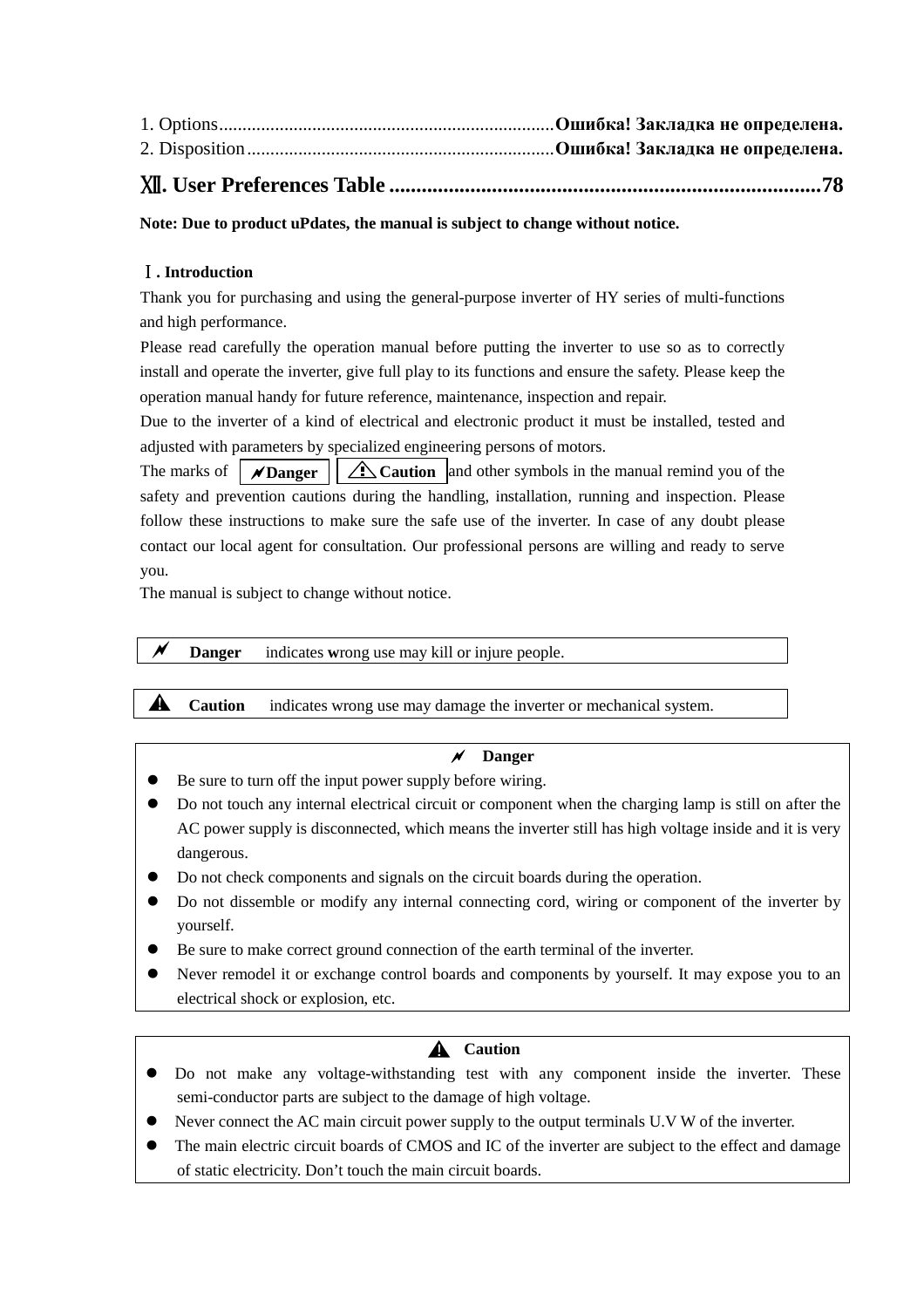1. Options......................................................................Ошибка! Закладка не определена.
2. Disposition................................................................Ошибка! Закладка не определена.

**Ⅻ. User Preferences Table ..............................................................................78**

**Note: Due to product uPdates, the manual is subject to change without notice.**

## Ⅰ. Introduction

Thank you for purchasing and using the general-purpose inverter of HY series of multi-functions and high performance.

Please read carefully the operation manual before putting the inverter to use so as to correctly install and operate the inverter, give full play to its functions and ensure the safety. Please keep the operation manual handy for future reference, maintenance, inspection and repair.

Due to the inverter of a kind of electrical and electronic product it must be installed, tested and adjusted with parameters by specialized engineering persons of motors.

The marks of **Danger** **Caution** and other symbols in the manual remind you of the safety and prevention cautions during the handling, installation, running and inspection. Please follow these instructions to make sure the safe use of the inverter. In case of any doubt please contact our local agent for consultation. Our professional persons are willing and ready to serve you.

The manual is subject to change without notice.

| **Danger** indicates wrong use may kill or injure people. |
|---|

| **Caution** indicates wrong use may damage the inverter or mechanical system. |
|---|

**Danger**

- Be sure to turn off the input power supply before wiring.
- Do not touch any internal electrical circuit or component when the charging lamp is still on after the AC power supply is disconnected, which means the inverter still has high voltage inside and it is very dangerous.
- Do not check components and signals on the circuit boards during the operation.
- Do not dissemble or modify any internal connecting cord, wiring or component of the inverter by yourself.
- Be sure to make correct ground connection of the earth terminal of the inverter.
- Never remodel it or exchange control boards and components by yourself. It may expose you to an electrical shock or explosion, etc.

**Caution**

- Do not make any voltage-withstanding test with any component inside the inverter. These semi-conductor parts are subject to the damage of high voltage.
- Never connect the AC main circuit power supply to the output terminals U.V W of the inverter.
- The main electric circuit boards of CMOS and IC of the inverter are subject to the effect and damage of static electricity. Don't touch the main circuit boards.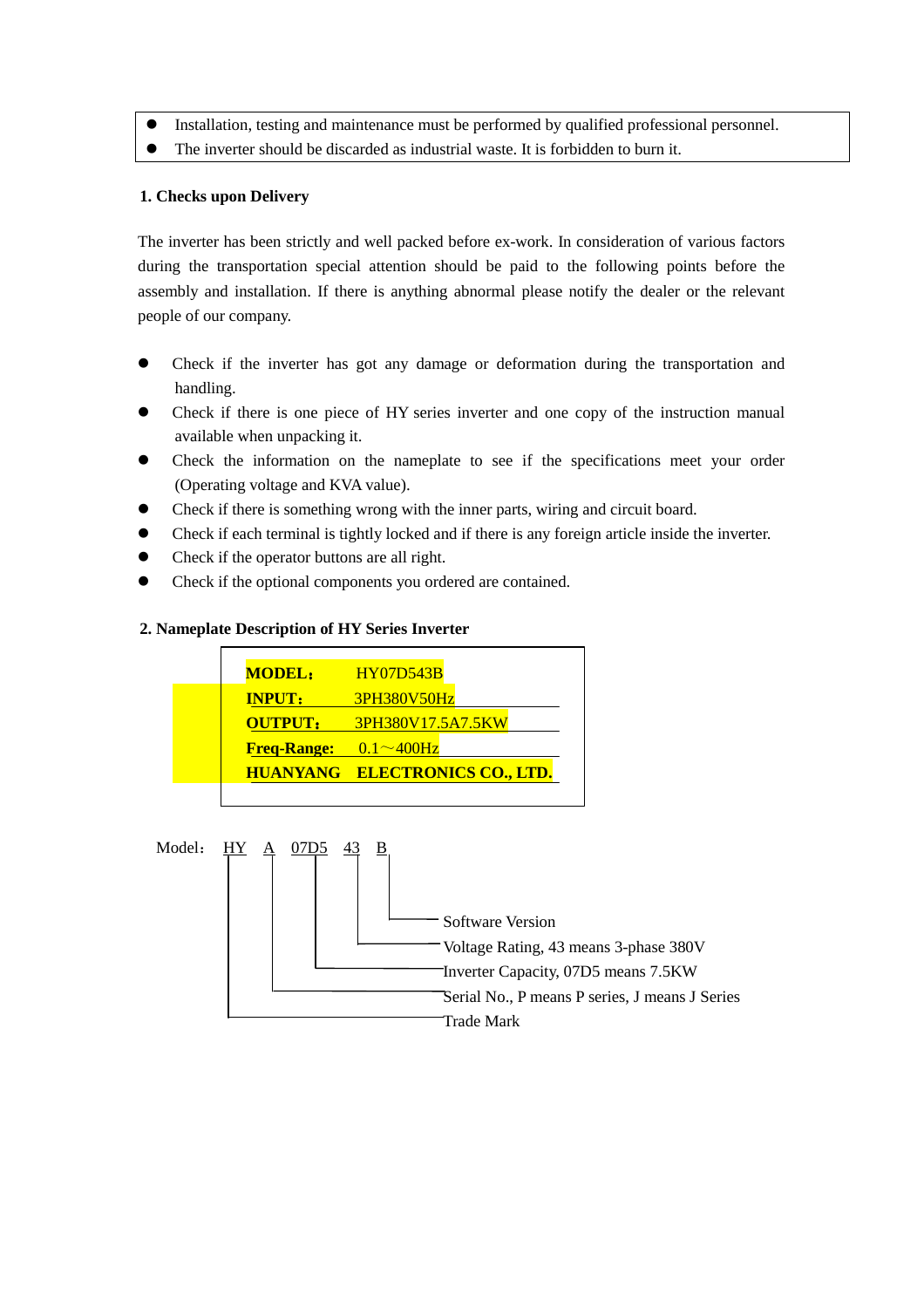- Installation, testing and maintenance must be performed by qualified professional personnel.
- The inverter should be discarded as industrial waste. It is forbidden to burn it.

### 1. Checks upon Delivery

The inverter has been strictly and well packed before ex-work. In consideration of various factors during the transportation special attention should be paid to the following points before the assembly and installation. If there is anything abnormal please notify the dealer or the relevant people of our company.

- Check if the inverter has got any damage or deformation during the transportation and handling.
- Check if there is one piece of HY series inverter and one copy of the instruction manual available when unpacking it.
- Check the information on the nameplate to see if the specifications meet your order (Operating voltage and KVA value).
- Check if there is something wrong with the inner parts, wiring and circuit board.
- Check if each terminal is tightly locked and if there is any foreign article inside the inverter.
- Check if the operator buttons are all right.
- Check if the optional components you ordered are contained.

### 2. Nameplate Description of HY Series Inverter

**MODEL：** HY07D543B
**INPUT：** 3PH380V50Hz
**OUTPUT：** 3PH380V17.5A7.5KW
**Freq-Range:** 0.1～400Hz
**HUANYANG ELECTRONICS CO., LTD.**

Model： HY A 07D5 43 B

- B — Software Version
- 43 — Voltage Rating, 43 means 3-phase 380V
- 07D5 — Inverter Capacity, 07D5 means 7.5KW
- A — Serial No., P means P series, J means J Series
- HY — Trade Mark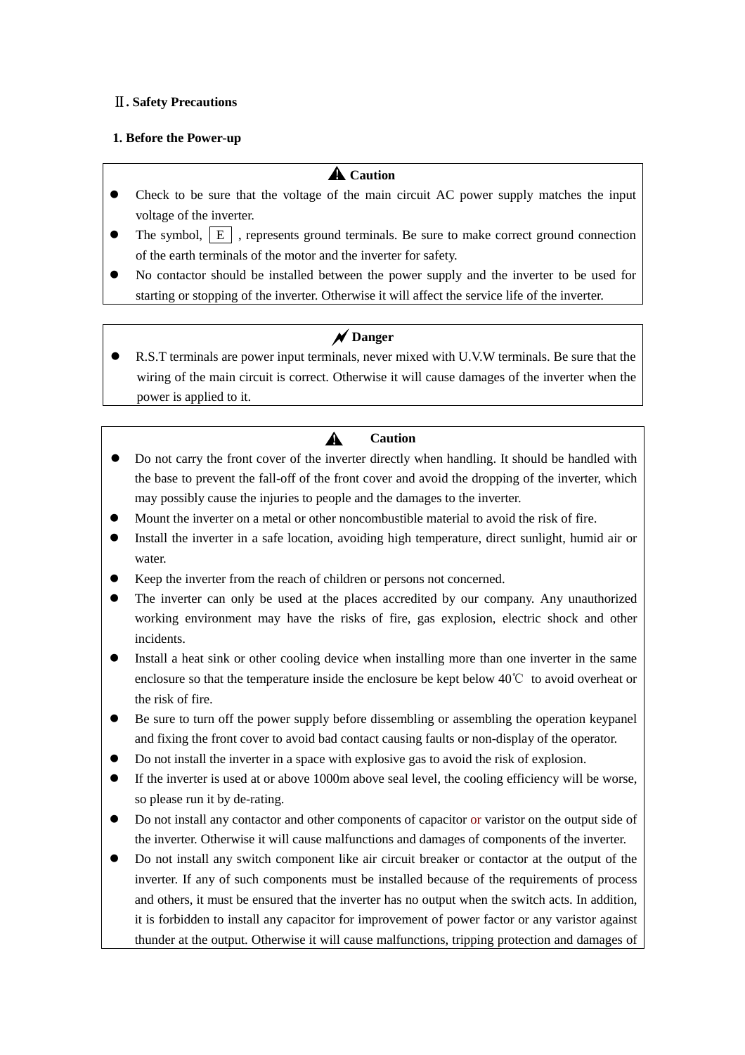## Ⅱ. Safety Precautions

### 1. Before the Power-up

**⚠ Caution**

- Check to be sure that the voltage of the main circuit AC power supply matches the input voltage of the inverter.
- The symbol, E , represents ground terminals. Be sure to make correct ground connection of the earth terminals of the motor and the inverter for safety.
- No contactor should be installed between the power supply and the inverter to be used for starting or stopping of the inverter. Otherwise it will affect the service life of the inverter.

**Danger**

- R.S.T terminals are power input terminals, never mixed with U.V.W terminals. Be sure that the wiring of the main circuit is correct. Otherwise it will cause damages of the inverter when the power is applied to it.

**⚠ Caution**

- Do not carry the front cover of the inverter directly when handling. It should be handled with the base to prevent the fall-off of the front cover and avoid the dropping of the inverter, which may possibly cause the injuries to people and the damages to the inverter.
- Mount the inverter on a metal or other noncombustible material to avoid the risk of fire.
- Install the inverter in a safe location, avoiding high temperature, direct sunlight, humid air or water.
- Keep the inverter from the reach of children or persons not concerned.
- The inverter can only be used at the places accredited by our company. Any unauthorized working environment may have the risks of fire, gas explosion, electric shock and other incidents.
- Install a heat sink or other cooling device when installing more than one inverter in the same enclosure so that the temperature inside the enclosure be kept below 40℃ to avoid overheat or the risk of fire.
- Be sure to turn off the power supply before dissembling or assembling the operation keypanel and fixing the front cover to avoid bad contact causing faults or non-display of the operator.
- Do not install the inverter in a space with explosive gas to avoid the risk of explosion.
- If the inverter is used at or above 1000m above seal level, the cooling efficiency will be worse, so please run it by de-rating.
- Do not install any contactor and other components of capacitor or varistor on the output side of the inverter. Otherwise it will cause malfunctions and damages of components of the inverter.
- Do not install any switch component like air circuit breaker or contactor at the output of the inverter. If any of such components must be installed because of the requirements of process and others, it must be ensured that the inverter has no output when the switch acts. In addition, it is forbidden to install any capacitor for improvement of power factor or any varistor against thunder at the output. Otherwise it will cause malfunctions, tripping protection and damages of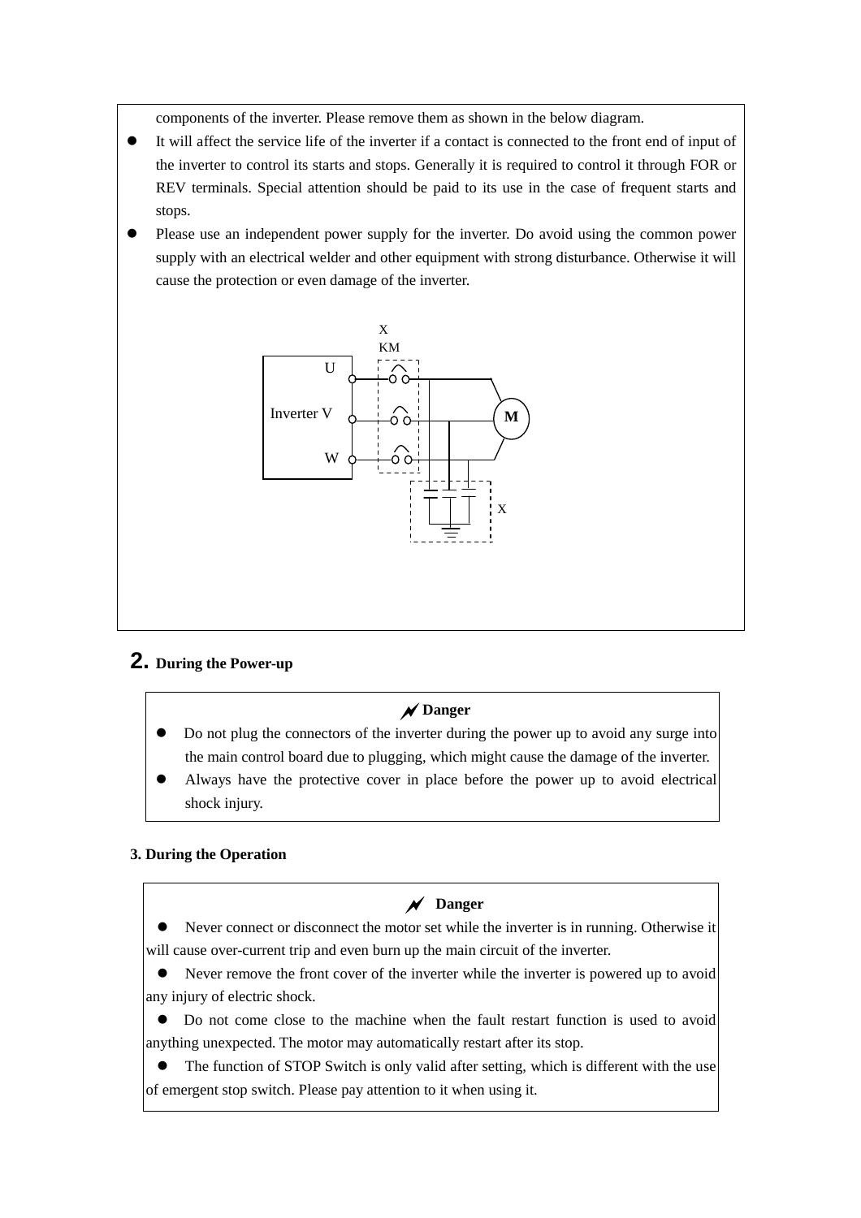components of the inverter. Please remove them as shown in the below diagram.

- It will affect the service life of the inverter if a contact is connected to the front end of input of the inverter to control its starts and stops. Generally it is required to control it through FOR or REV terminals. Special attention should be paid to its use in the case of frequent starts and stops.
- Please use an independent power supply for the inverter. Do avoid using the common power supply with an electrical welder and other equipment with strong disturbance. Otherwise it will cause the protection or even damage of the inverter.

X
KM
U
Inverter V
W
M
X

## 2. During the Power-up

**Danger**

- Do not plug the connectors of the inverter during the power up to avoid any surge into the main control board due to plugging, which might cause the damage of the inverter.
- Always have the protective cover in place before the power up to avoid electrical shock injury.

## 3. During the Operation

**Danger**

- Never connect or disconnect the motor set while the inverter is in running. Otherwise it will cause over-current trip and even burn up the main circuit of the inverter.
- Never remove the front cover of the inverter while the inverter is powered up to avoid any injury of electric shock.
- Do not come close to the machine when the fault restart function is used to avoid anything unexpected. The motor may automatically restart after its stop.
- The function of STOP Switch is only valid after setting, which is different with the use of emergent stop switch. Please pay attention to it when using it.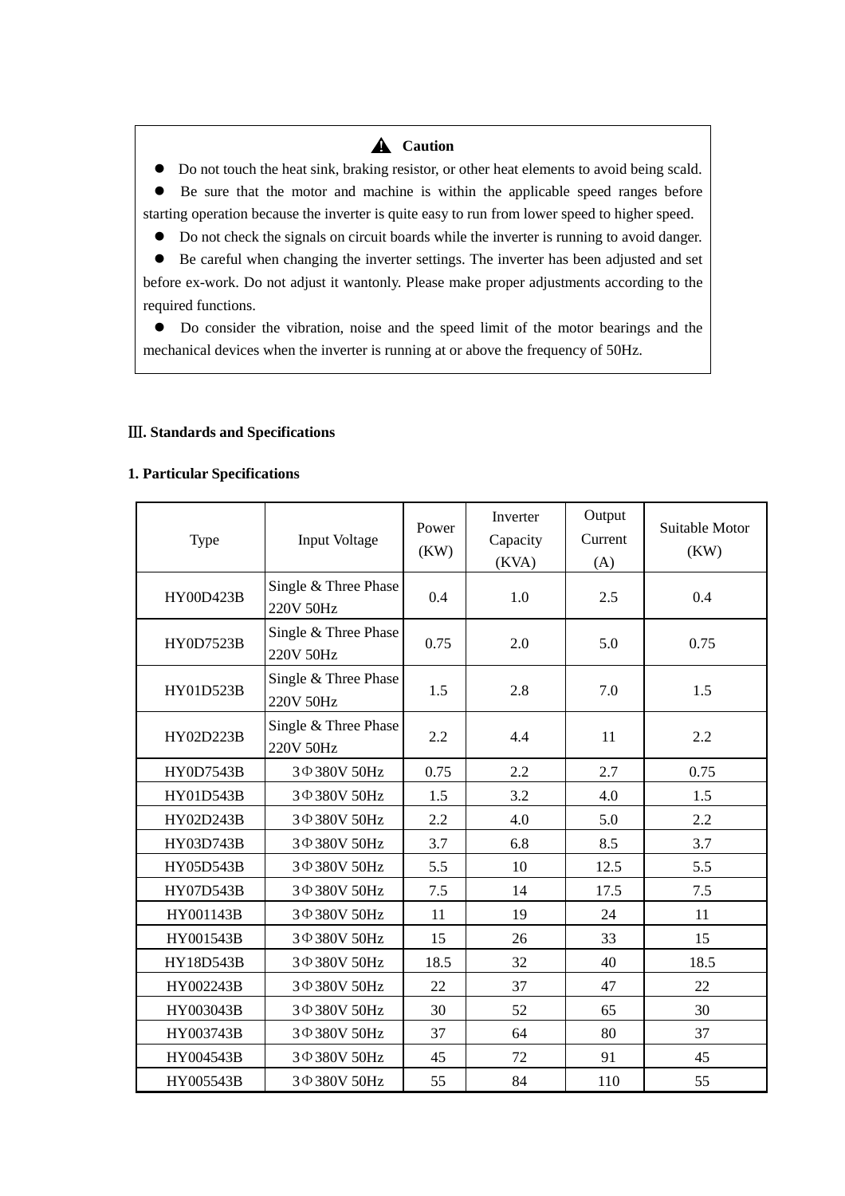**⚠ Caution**

- Do not touch the heat sink, braking resistor, or other heat elements to avoid being scald.
- Be sure that the motor and machine is within the applicable speed ranges before starting operation because the inverter is quite easy to run from lower speed to higher speed.
- Do not check the signals on circuit boards while the inverter is running to avoid danger.
- Be careful when changing the inverter settings. The inverter has been adjusted and set before ex-work. Do not adjust it wantonly. Please make proper adjustments according to the required functions.
- Do consider the vibration, noise and the speed limit of the motor bearings and the mechanical devices when the inverter is running at or above the frequency of 50Hz.

## Ⅲ. Standards and Specifications

### 1. Particular Specifications

| Type | Input Voltage | Power (KW) | Inverter Capacity (KVA) | Output Current (A) | Suitable Motor (KW) |
|---|---|---|---|---|---|
| HY00D423B | Single & Three Phase 220V 50Hz | 0.4 | 1.0 | 2.5 | 0.4 |
| HY0D7523B | Single & Three Phase 220V 50Hz | 0.75 | 2.0 | 5.0 | 0.75 |
| HY01D523B | Single & Three Phase 220V 50Hz | 1.5 | 2.8 | 7.0 | 1.5 |
| HY02D223B | Single & Three Phase 220V 50Hz | 2.2 | 4.4 | 11 | 2.2 |
| HY0D7543B | 3Φ380V 50Hz | 0.75 | 2.2 | 2.7 | 0.75 |
| HY01D543B | 3Φ380V 50Hz | 1.5 | 3.2 | 4.0 | 1.5 |
| HY02D243B | 3Φ380V 50Hz | 2.2 | 4.0 | 5.0 | 2.2 |
| HY03D743B | 3Φ380V 50Hz | 3.7 | 6.8 | 8.5 | 3.7 |
| HY05D543B | 3Φ380V 50Hz | 5.5 | 10 | 12.5 | 5.5 |
| HY07D543B | 3Φ380V 50Hz | 7.5 | 14 | 17.5 | 7.5 |
| HY001143B | 3Φ380V 50Hz | 11 | 19 | 24 | 11 |
| HY001543B | 3Φ380V 50Hz | 15 | 26 | 33 | 15 |
| HY18D543B | 3Φ380V 50Hz | 18.5 | 32 | 40 | 18.5 |
| HY002243B | 3Φ380V 50Hz | 22 | 37 | 47 | 22 |
| HY003043B | 3Φ380V 50Hz | 30 | 52 | 65 | 30 |
| HY003743B | 3Φ380V 50Hz | 37 | 64 | 80 | 37 |
| HY004543B | 3Φ380V 50Hz | 45 | 72 | 91 | 45 |
| HY005543B | 3Φ380V 50Hz | 55 | 84 | 110 | 55 |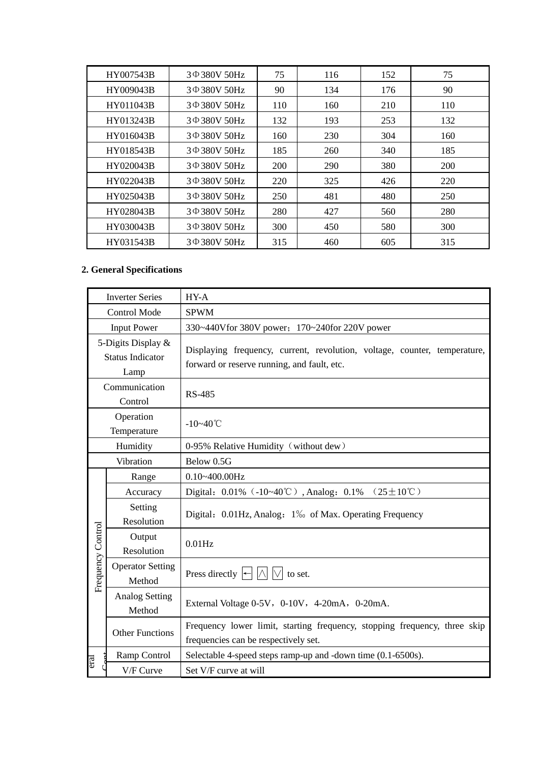| HY007543B | 3Φ380V 50Hz | 75 | 116 | 152 | 75 |
|---|---|---|---|---|---|
| HY009043B | 3Φ380V 50Hz | 90 | 134 | 176 | 90 |
| HY011043B | 3Φ380V 50Hz | 110 | 160 | 210 | 110 |
| HY013243B | 3Φ380V 50Hz | 132 | 193 | 253 | 132 |
| HY016043B | 3Φ380V 50Hz | 160 | 230 | 304 | 160 |
| HY018543B | 3Φ380V 50Hz | 185 | 260 | 340 | 185 |
| HY020043B | 3Φ380V 50Hz | 200 | 290 | 380 | 200 |
| HY022043B | 3Φ380V 50Hz | 220 | 325 | 426 | 220 |
| HY025043B | 3Φ380V 50Hz | 250 | 481 | 480 | 250 |
| HY028043B | 3Φ380V 50Hz | 280 | 427 | 560 | 280 |
| HY030043B | 3Φ380V 50Hz | 300 | 450 | 580 | 300 |
| HY031543B | 3Φ380V 50Hz | 315 | 460 | 605 | 315 |

**2. General Specifications**

| Inverter Series | | HY-A |
|---|---|---|
| Control Mode | | SPWM |
| Input Power | | 330~440Vfor 380V power；170~240for 220V power |
| 5-Digits Display & Status Indicator Lamp | | Displaying frequency, current, revolution, voltage, counter, temperature, forward or reserve running, and fault, etc. |
| Communication Control | | RS-485 |
| Operation Temperature | | -10~40℃ |
| Humidity | | 0-95% Relative Humidity（without dew） |
| Vibration | | Below 0.5G |
| Frequency Control | Range | 0.10~400.00Hz |
| | Accuracy | Digital：0.01%（-10~40℃）, Analog：0.1% （25±10℃） |
| | Setting Resolution | Digital：0.01Hz, Analog：1‰ of Max. Operating Frequency |
| | Output Resolution | 0.01Hz |
| | Operator Setting Method | Press directly ← ∧ ∨ to set. |
| | Analog Setting Method | External Voltage 0-5V，0-10V，4-20mA，0-20mA. |
| | Other Functions | Frequency lower limit, starting frequency, stopping frequency, three skip frequencies can be respectively set. |
| eral Cont | Ramp Control | Selectable 4-speed steps ramp-up and -down time (0.1-6500s). |
| | V/F Curve | Set V/F curve at will |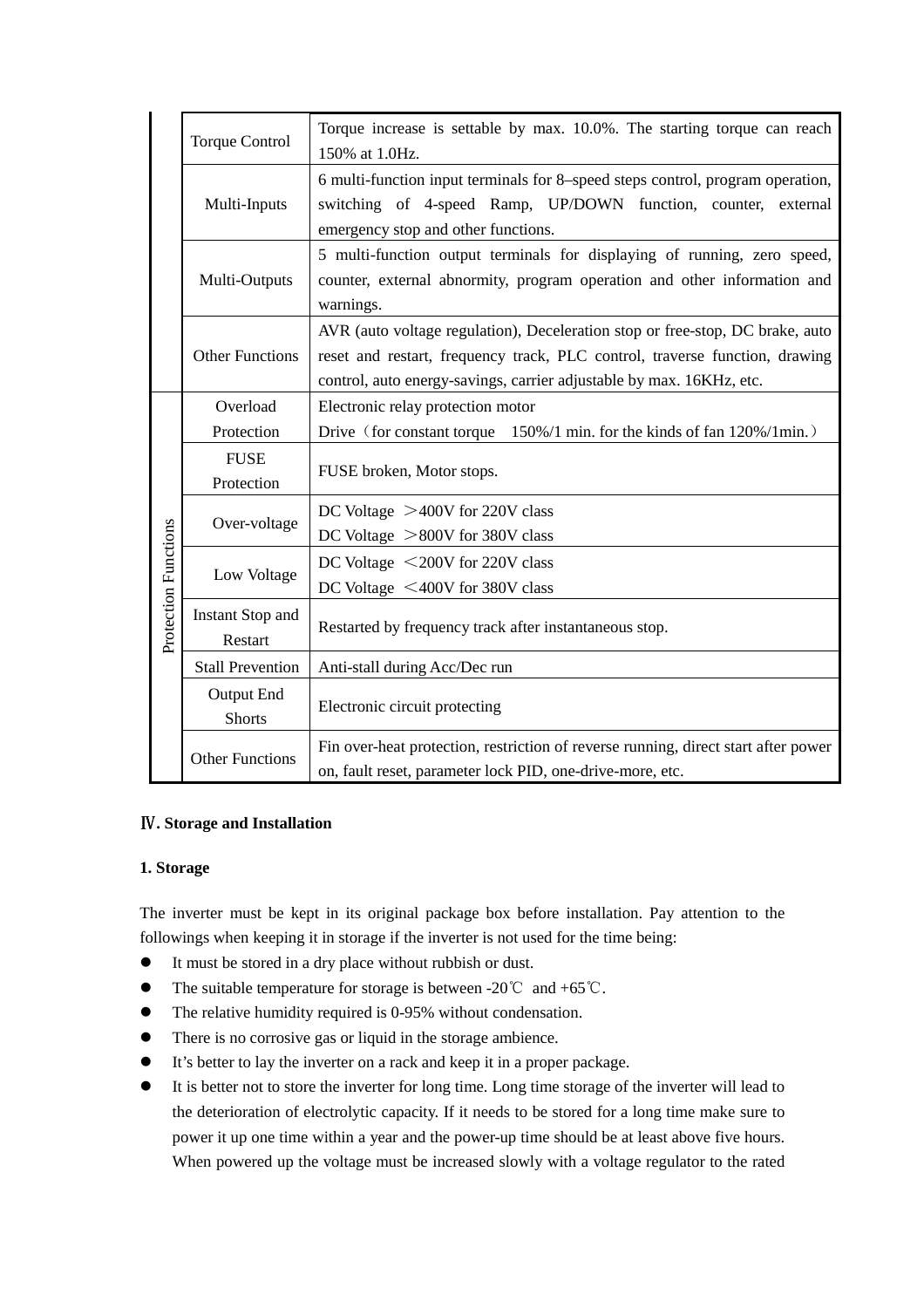| | | |
|---|---|---|
| | Torque Control | Torque increase is settable by max. 10.0%. The starting torque can reach 150% at 1.0Hz. |
| | Multi-Inputs | 6 multi-function input terminals for 8–speed steps control, program operation, switching of 4-speed Ramp, UP/DOWN function, counter, external emergency stop and other functions. |
| | Multi-Outputs | 5 multi-function output terminals for displaying of running, zero speed, counter, external abnormity, program operation and other information and warnings. |
| | Other Functions | AVR (auto voltage regulation), Deceleration stop or free-stop, DC brake, auto reset and restart, frequency track, PLC control, traverse function, drawing control, auto energy-savings, carrier adjustable by max. 16KHz, etc. |
| Protection Functions | Overload Protection | Electronic relay protection motor<br>Drive（for constant torque　150%/1 min. for the kinds of fan 120%/1min.） |
| | FUSE Protection | FUSE broken, Motor stops. |
| | Over-voltage | DC Voltage ＞400V for 220V class<br>DC Voltage ＞800V for 380V class |
| | Low Voltage | DC Voltage ＜200V for 220V class<br>DC Voltage ＜400V for 380V class |
| | Instant Stop and Restart | Restarted by frequency track after instantaneous stop. |
| | Stall Prevention | Anti-stall during Acc/Dec run |
| | Output End Shorts | Electronic circuit protecting |
| | Other Functions | Fin over-heat protection, restriction of reverse running, direct start after power on, fault reset, parameter lock PID, one-drive-more, etc. |

## Ⅳ. Storage and Installation

### 1. Storage

The inverter must be kept in its original package box before installation. Pay attention to the followings when keeping it in storage if the inverter is not used for the time being:

- It must be stored in a dry place without rubbish or dust.
- The suitable temperature for storage is between -20℃ and +65℃.
- The relative humidity required is 0-95% without condensation.
- There is no corrosive gas or liquid in the storage ambience.
- It's better to lay the inverter on a rack and keep it in a proper package.
- It is better not to store the inverter for long time. Long time storage of the inverter will lead to the deterioration of electrolytic capacity. If it needs to be stored for a long time make sure to power it up one time within a year and the power-up time should be at least above five hours. When powered up the voltage must be increased slowly with a voltage regulator to the rated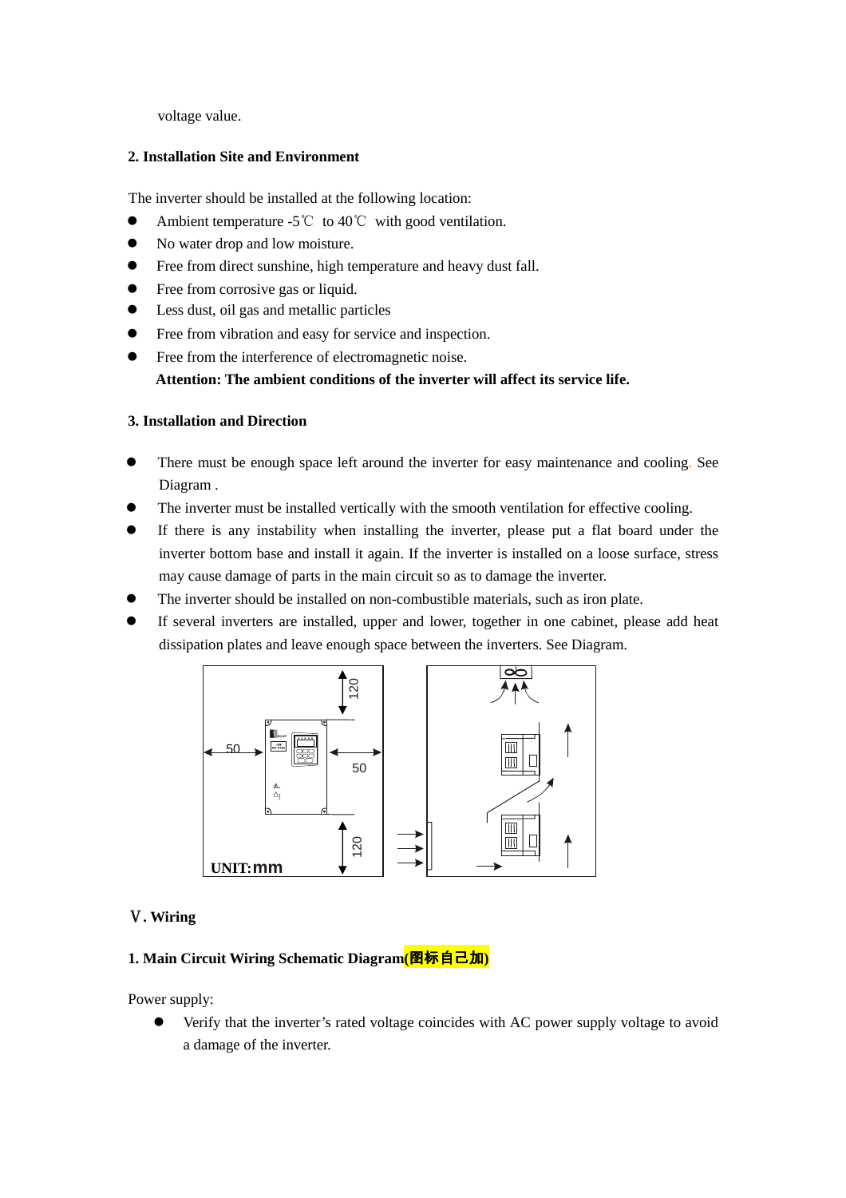voltage value.

### 2. Installation Site and Environment

The inverter should be installed at the following location:

- Ambient temperature -5℃ to 40℃ with good ventilation.
- No water drop and low moisture.
- Free from direct sunshine, high temperature and heavy dust fall.
- Free from corrosive gas or liquid.
- Less dust, oil gas and metallic particles
- Free from vibration and easy for service and inspection.
- Free from the interference of electromagnetic noise.

**Attention: The ambient conditions of the inverter will affect its service life.**

### 3. Installation and Direction

- There must be enough space left around the inverter for easy maintenance and cooling. See Diagram .
- The inverter must be installed vertically with the smooth ventilation for effective cooling.
- If there is any instability when installing the inverter, please put a flat board under the inverter bottom base and install it again. If the inverter is installed on a loose surface, stress may cause damage of parts in the main circuit so as to damage the inverter.
- The inverter should be installed on non-combustible materials, such as iron plate.
- If several inverters are installed, upper and lower, together in one cabinet, please add heat dissipation plates and leave enough space between the inverters. See Diagram.

120

50

50

120

UNIT:mm

## Ⅴ. Wiring

### 1. Main Circuit Wiring Schematic Diagram(图标自己加)

Power supply:

- Verify that the inverter's rated voltage coincides with AC power supply voltage to avoid a damage of the inverter.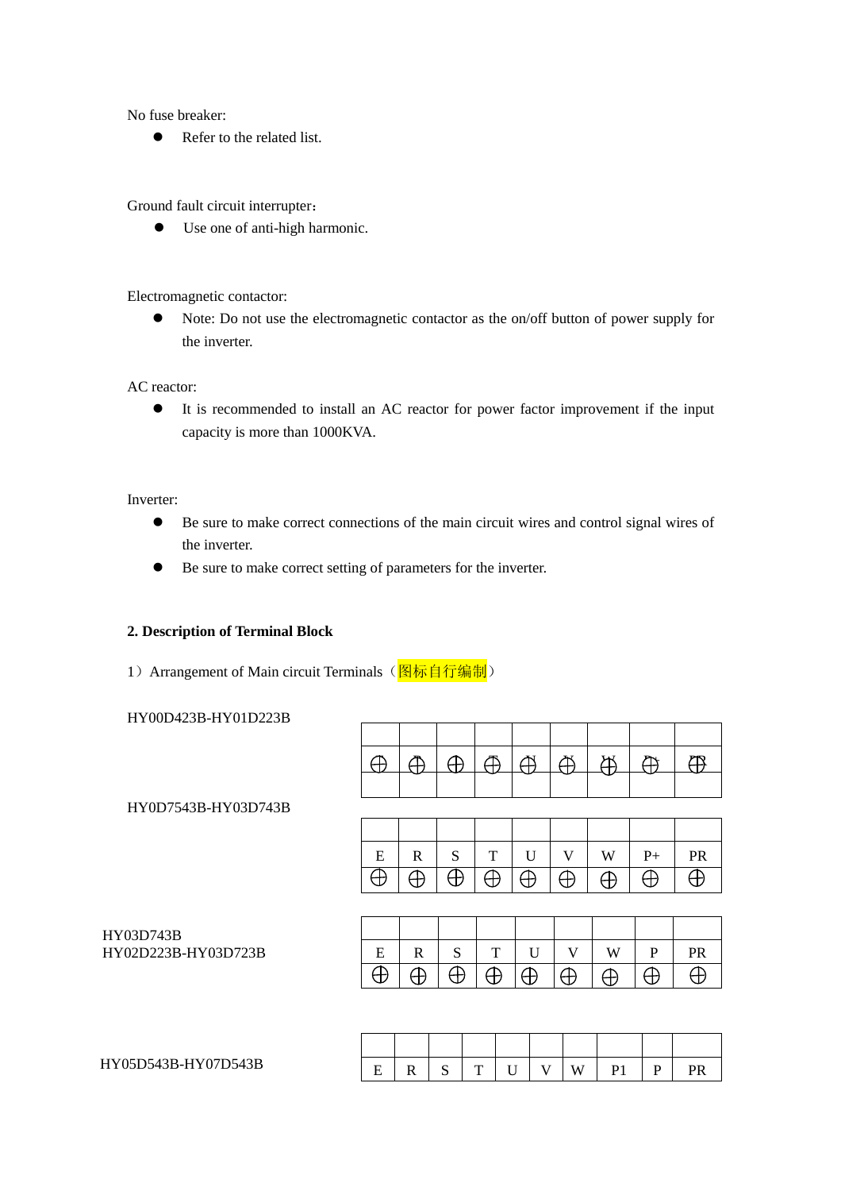No fuse breaker:

- Refer to the related list.

Ground fault circuit interrupter：

- Use one of anti-high harmonic.

Electromagnetic contactor:

- Note: Do not use the electromagnetic contactor as the on/off button of power supply for the inverter.

AC reactor:

- It is recommended to install an AC reactor for power factor improvement if the input capacity is more than 1000KVA.

Inverter:

- Be sure to make correct connections of the main circuit wires and control signal wires of the inverter.
- Be sure to make correct setting of parameters for the inverter.

**2. Description of Terminal Block**

1）Arrangement of Main circuit Terminals（图标自行编制）

HY00D423B-HY01D223B

| | | | | | | | | |
|---|---|---|---|---|---|---|---|---|
| ⊕ | ⊕ | ⊕ | ⊕ | ⊕ | ⊕ | ⊕ | ⊕ | ⊕ |
| | | | | | | | | |

HY0D7543B-HY03D743B

| | | | | | | | | |
|---|---|---|---|---|---|---|---|---|
| E | R | S | T | U | V | W | P+ | PR |
| ⊕ | ⊕ | ⊕ | ⊕ | ⊕ | ⊕ | ⊕ | ⊕ | ⊕ |

HY03D743B
HY02D223B-HY03D723B

| | | | | | | | | |
|---|---|---|---|---|---|---|---|---|
| E | R | S | T | U | V | W | P | PR |
| ⊕ | ⊕ | ⊕ | ⊕ | ⊕ | ⊕ | ⊕ | ⊕ | ⊕ |

HY05D543B-HY07D543B

| | | | | | | | | | |
|---|---|---|---|---|---|---|---|---|---|
| E | R | S | T | U | V | W | P1 | P | PR |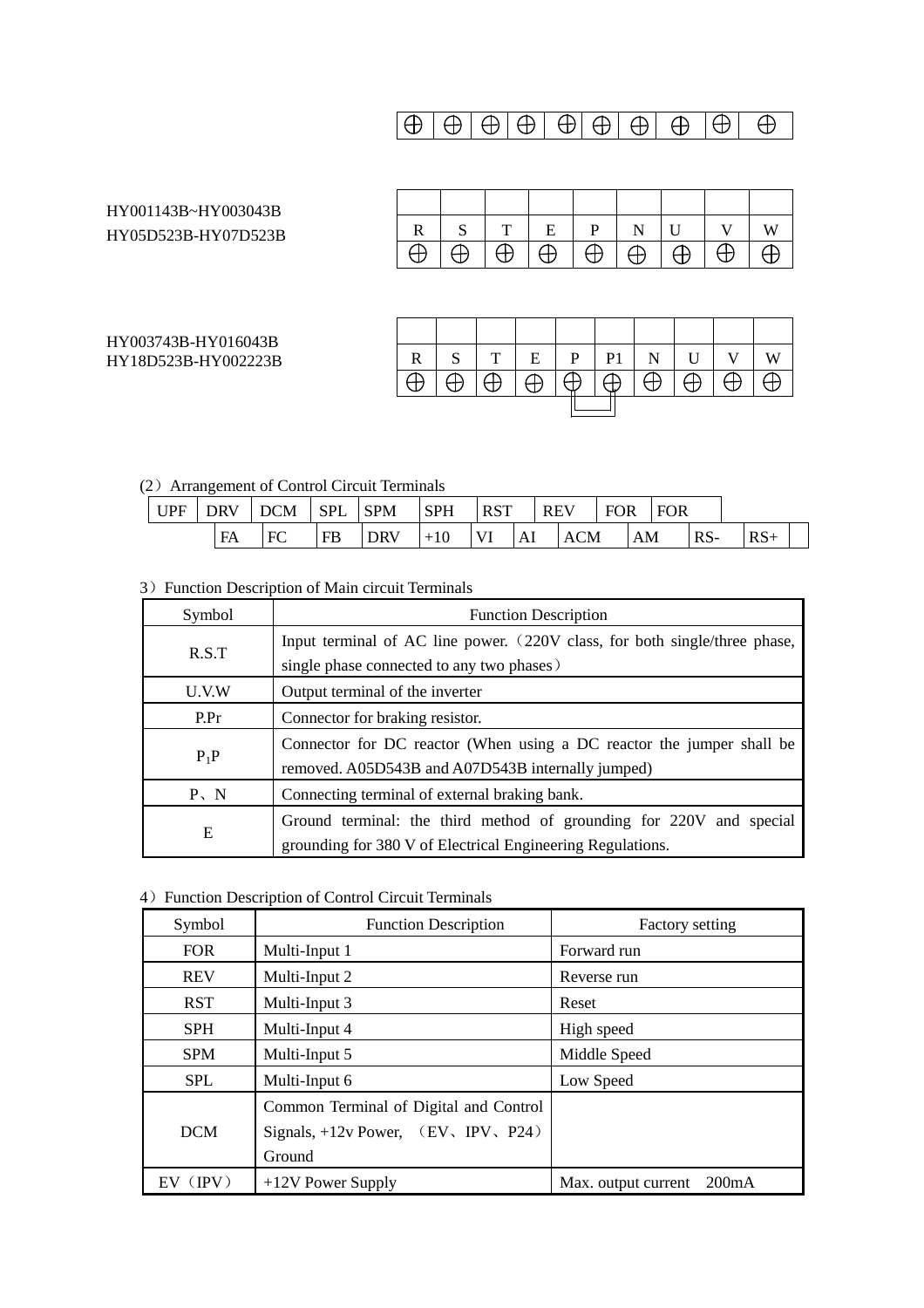| ⊕ | ⊕ | ⊕ | ⊕ | ⊕ | ⊕ | ⊕ | ⊕ | ⊕ | ⊕ |
|---|---|---|---|---|---|---|---|---|---|

HY001143B~HY003043B
HY05D523B-HY07D523B

| | | | | | | | | |
|---|---|---|---|---|---|---|---|---|
| R | S | T | E | P | N | U | V | W |
| ⊕ | ⊕ | ⊕ | ⊕ | ⊕ | ⊕ | ⊕ | ⊕ | ⊕ |

HY003743B-HY016043B
HY18D523B-HY002223B

| | | | | | | | | | |
|---|---|---|---|---|---|---|---|---|---|
| R | S | T | E | P | P1 | N | U | V | W |
| ⊕ | ⊕ | ⊕ | ⊕ | ⊕ | ⊕ | ⊕ | ⊕ | ⊕ | ⊕ |

（2）Arrangement of Control Circuit Terminals

| UPF | DRV | DCM | SPL | SPM | SPH | RST | REV | FOR | FOR | | |
|---|---|---|---|---|---|---|---|---|---|---|---|
| FA | FC | FB | DRV | +10 | VI | AI | ACM | AM | RS- | RS+ | |

3）Function Description of Main circuit Terminals

| Symbol | Function Description |
|---|---|
| R.S.T | Input terminal of AC line power.（220V class, for both single/three phase, single phase connected to any two phases） |
| U.V.W | Output terminal of the inverter |
| P.Pr | Connector for braking resistor. |
| $P_1P$ | Connector for DC reactor (When using a DC reactor the jumper shall be removed. A05D543B and A07D543B internally jumped) |
| P、N | Connecting terminal of external braking bank. |
| E | Ground terminal: the third method of grounding for 220V and special grounding for 380 V of Electrical Engineering Regulations. |

4）Function Description of Control Circuit Terminals

| Symbol | Function Description | Factory setting |
|---|---|---|
| FOR | Multi-Input 1 | Forward run |
| REV | Multi-Input 2 | Reverse run |
| RST | Multi-Input 3 | Reset |
| SPH | Multi-Input 4 | High speed |
| SPM | Multi-Input 5 | Middle Speed |
| SPL | Multi-Input 6 | Low Speed |
| DCM | Common Terminal of Digital and Control Signals, +12v Power, （EV、IPV、P24）Ground | |
| EV（IPV） | +12V Power Supply | Max. output current 200mA |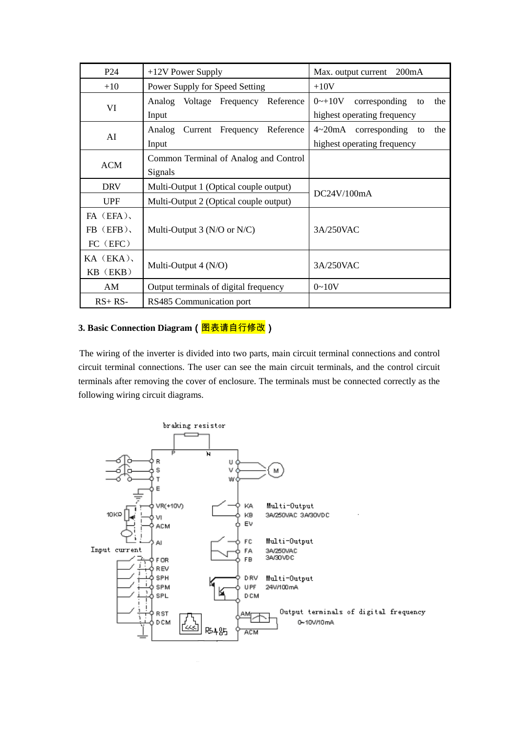| P24 | +12V Power Supply | Max. output current 200mA |
|---|---|---|
| +10 | Power Supply for Speed Setting | +10V |
| VI | Analog Voltage Frequency Reference Input | 0~+10V corresponding to the highest operating frequency |
| AI | Analog Current Frequency Reference Input | 4~20mA corresponding to the highest operating frequency |
| ACM | Common Terminal of Analog and Control Signals | |
| DRV | Multi-Output 1 (Optical couple output) | DC24V/100mA |
| UPF | Multi-Output 2 (Optical couple output) | |
| FA（EFA）、FB（EFB）、FC（EFC） | Multi-Output 3 (N/O or N/C) | 3A/250VAC |
| KA（EKA）、KB（EKB） | Multi-Output 4 (N/O) | 3A/250VAC |
| AM | Output terminals of digital frequency | 0~10V |
| RS+ RS- | RS485 Communication port | |

**3. Basic Connection Diagram（图表请自行修改）**

The wiring of the inverter is divided into two parts, main circuit terminal connections and control circuit terminal connections. The user can see the main circuit terminals, and the control circuit terminals after removing the cover of enclosure. The terminals must be connected correctly as the following wiring circuit diagrams.

braking resistor

P N

R S T E U V W M

VR(+10V) VI ACM AI 10KΩ Input current

KA KB EV Multi-Output 3A/250VAC 3A/30VDC

FC FA FB Multi-Output 3A/250VAC 3A/30VDC

FOR REV SPH SPM SPL RST DCM

DRV UPF DCM Multi-Output 24V/100mA

AM ACM Output terminals of digital frequency 0~10V/10mA

RS485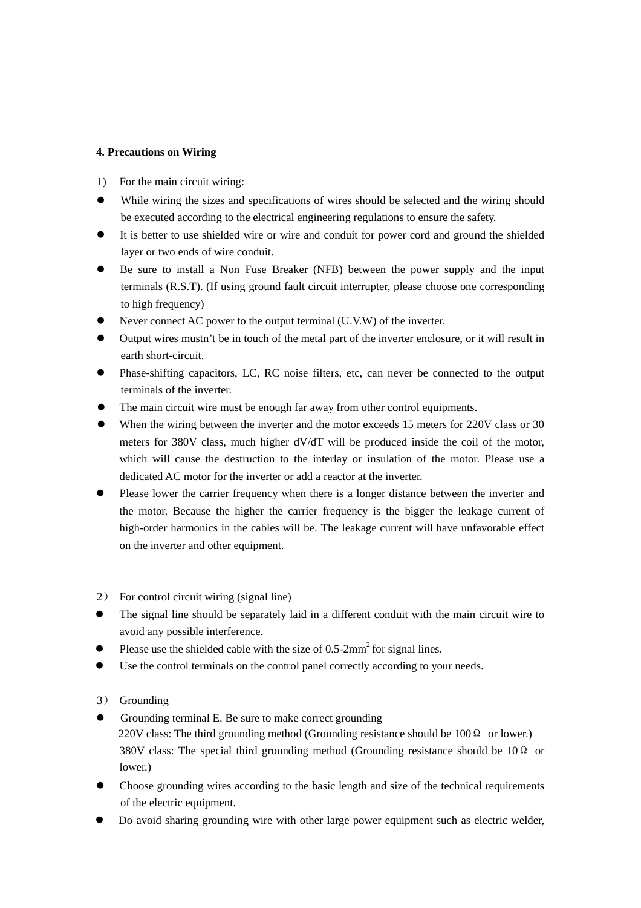**4. Precautions on Wiring**

1) For the main circuit wiring:

- While wiring the sizes and specifications of wires should be selected and the wiring should be executed according to the electrical engineering regulations to ensure the safety.
- It is better to use shielded wire or wire and conduit for power cord and ground the shielded layer or two ends of wire conduit.
- Be sure to install a Non Fuse Breaker (NFB) between the power supply and the input terminals (R.S.T). (If using ground fault circuit interrupter, please choose one corresponding to high frequency)
- Never connect AC power to the output terminal (U.V.W) of the inverter.
- Output wires mustn't be in touch of the metal part of the inverter enclosure, or it will result in earth short-circuit.
- Phase-shifting capacitors, LC, RC noise filters, etc, can never be connected to the output terminals of the inverter.
- The main circuit wire must be enough far away from other control equipments.
- When the wiring between the inverter and the motor exceeds 15 meters for 220V class or 30 meters for 380V class, much higher dV/dT will be produced inside the coil of the motor, which will cause the destruction to the interlay or insulation of the motor. Please use a dedicated AC motor for the inverter or add a reactor at the inverter.
- Please lower the carrier frequency when there is a longer distance between the inverter and the motor. Because the higher the carrier frequency is the bigger the leakage current of high-order harmonics in the cables will be. The leakage current will have unfavorable effect on the inverter and other equipment.

2） For control circuit wiring (signal line)

- The signal line should be separately laid in a different conduit with the main circuit wire to avoid any possible interference.
- Please use the shielded cable with the size of 0.5-2mm$^2$ for signal lines.
- Use the control terminals on the control panel correctly according to your needs.

3） Grounding

- Grounding terminal E. Be sure to make correct grounding
  220V class: The third grounding method (Grounding resistance should be 100Ω or lower.)
  380V class: The special third grounding method (Grounding resistance should be 10Ω or lower.)
- Choose grounding wires according to the basic length and size of the technical requirements of the electric equipment.
- Do avoid sharing grounding wire with other large power equipment such as electric welder,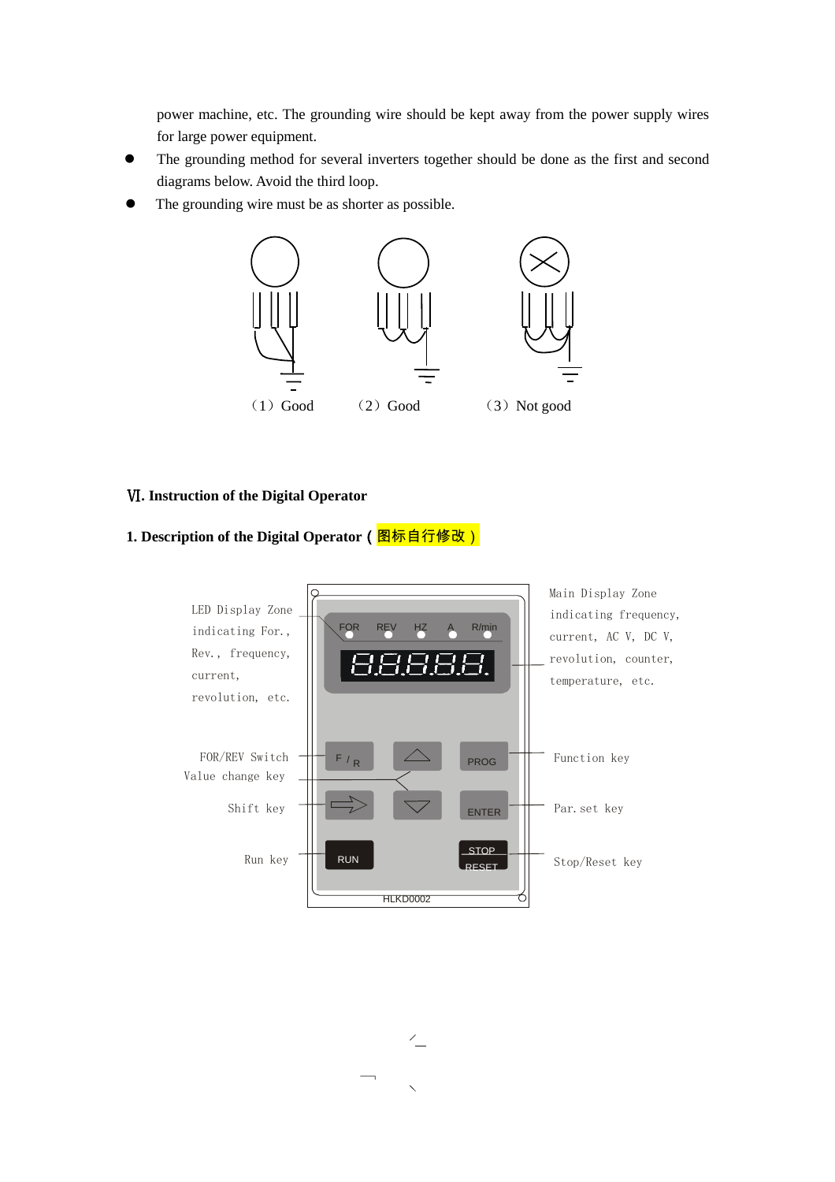power machine, etc. The grounding wire should be kept away from the power supply wires for large power equipment.

- The grounding method for several inverters together should be done as the first and second diagrams below. Avoid the third loop.
- The grounding wire must be as shorter as possible.

（1）Good　（2）Good　（3）Not good

## Ⅵ. Instruction of the Digital Operator

### 1. Description of the Digital Operator（图标自行修改）

LED Display Zone indicating For., Rev., frequency, current, revolution, etc.

Main Display Zone indicating frequency, current, AC V, DC V, revolution, counter, temperature, etc.

FOR　REV　HZ　A　R/min

FOR/REV Switch

Value change key

Shift key

Run key

Function key

Par. set key

Stop/Reset key

F/R　PROG　ENTER　RUN　STOP RESET

HLKD0002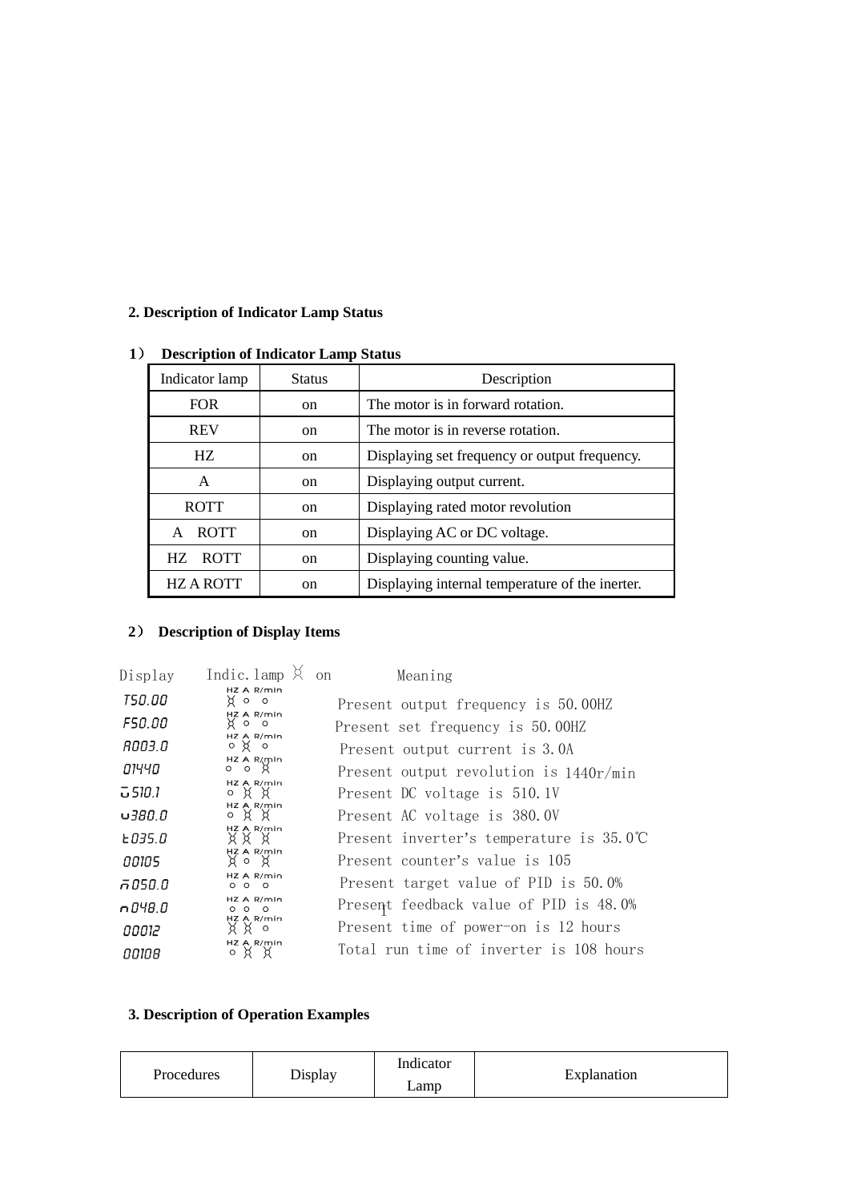## 2. Description of Indicator Lamp Status

**1） Description of Indicator Lamp Status**

| Indicator lamp | Status | Description |
|---|---|---|
| FOR | on | The motor is in forward rotation. |
| REV | on | The motor is in reverse rotation. |
| HZ | on | Displaying set frequency or output frequency. |
| A | on | Displaying output current. |
| ROTT | on | Displaying rated motor revolution |
| A ROTT | on | Displaying AC or DC voltage. |
| HZ ROTT | on | Displaying counting value. |
| HZ A ROTT | on | Displaying internal temperature of the inerter. |

**2） Description of Display Items**

| Display | Indic. lamp ☒ on (HZ A R/min) | Meaning |
|---|---|---|
| T50.00 | ☒ ○ ○ | Present output frequency is 50.00HZ |
| F50.00 | ☒ ○ ○ | Present set frequency is 50.00HZ |
| A003.0 | ○ ☒ ○ | Present output current is 3.0A |
| 01440 | ○ ○ ☒ | Present output revolution is 1440r/min |
| ū510.1 | ○ ☒ ☒ | Present DC voltage is 510.1V |
| u380.0 | ○ ☒ ☒ | Present AC voltage is 380.0V |
| t035.0 | ☒ ☒ ☒ | Present inverter's temperature is 35.0℃ |
| 00105 | ☒ ○ ☒ | Present counter's value is 105 |
| n̄050.0 | ○ ○ ○ | Present target value of PID is 50.0% |
| n048.0 | ○ ○ ○ | Present feedback value of PID is 48.0% |
| 00012 | ☒ ☒ ○ | Present time of power-on is 12 hours |
| 00108 | ○ ☒ ☒ | Total run time of inverter is 108 hours |

## 3. Description of Operation Examples

| Procedures | Display | Indicator Lamp | Explanation |
|---|---|---|---|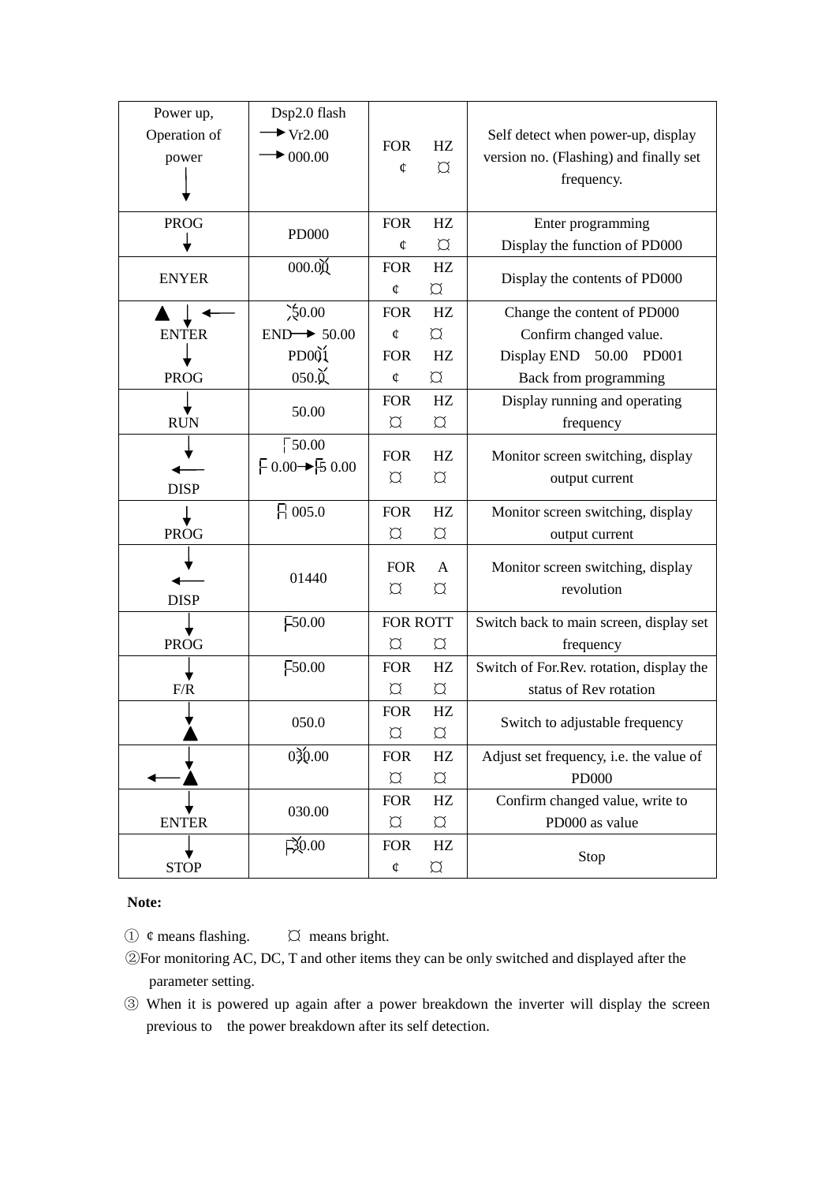| Power up, Operation of power ↓ | Dsp2.0 flash → Vr2.00 → 000.00 | FOR HZ<br>¢ ¤ | Self detect when power-up, display version no. (Flashing) and finally set frequency. |
|---|---|---|---|
| PROG ↓ | PD000 | FOR HZ<br>¢ ¤ | Enter programming<br>Display the function of PD000 |
| ENYER | 000.00 | FOR HZ<br>¢ ¤ | Display the contents of PD000 |
| ▲ ↓ ←<br>ENTER<br>↓<br>PROG | 50.00<br>END → 50.00<br>PD001<br>050.0 | FOR HZ<br>¢ ¤<br>FOR HZ<br>¢ ¤ | Change the content of PD000<br>Confirm changed value.<br>Display END 50.00 PD001<br>Back from programming |
| ↓<br>RUN | 50.00 | FOR HZ<br>¤ ¤ | Display running and operating frequency |
| ↓<br>←<br>DISP | 50.00<br>0.00→ 0.00 | FOR HZ<br>¤ ¤ | Monitor screen switching, display output current |
| ↓<br>PROG | 005.0 | FOR HZ<br>¤ ¤ | Monitor screen switching, display output current |
| ↓<br>←<br>DISP | 01440 | FOR A<br>¤ ¤ | Monitor screen switching, display revolution |
| ↓<br>PROG | 50.00 | FOR ROTT<br>¤ ¤ | Switch back to main screen, display set frequency |
| ↓<br>F/R | 50.00 | FOR HZ<br>¤ ¤ | Switch of For.Rev. rotation, display the status of Rev rotation |
| ↓<br>▲ | 050.0 | FOR HZ<br>¤ ¤ | Switch to adjustable frequency |
| ↓<br>← ▲ | 030.00 | FOR HZ<br>¤ ¤ | Adjust set frequency, i.e. the value of PD000 |
| ↓<br>ENTER | 030.00 | FOR HZ<br>¤ ¤ | Confirm changed value, write to PD000 as value |
| ↓<br>STOP | 30.00 | FOR HZ<br>¢ ¤ | Stop |

**Note:**

① ¢ means flashing. ¤ means bright.

②For monitoring AC, DC, T and other items they can be only switched and displayed after the parameter setting.

③ When it is powered up again after a power breakdown the inverter will display the screen previous to the power breakdown after its self detection.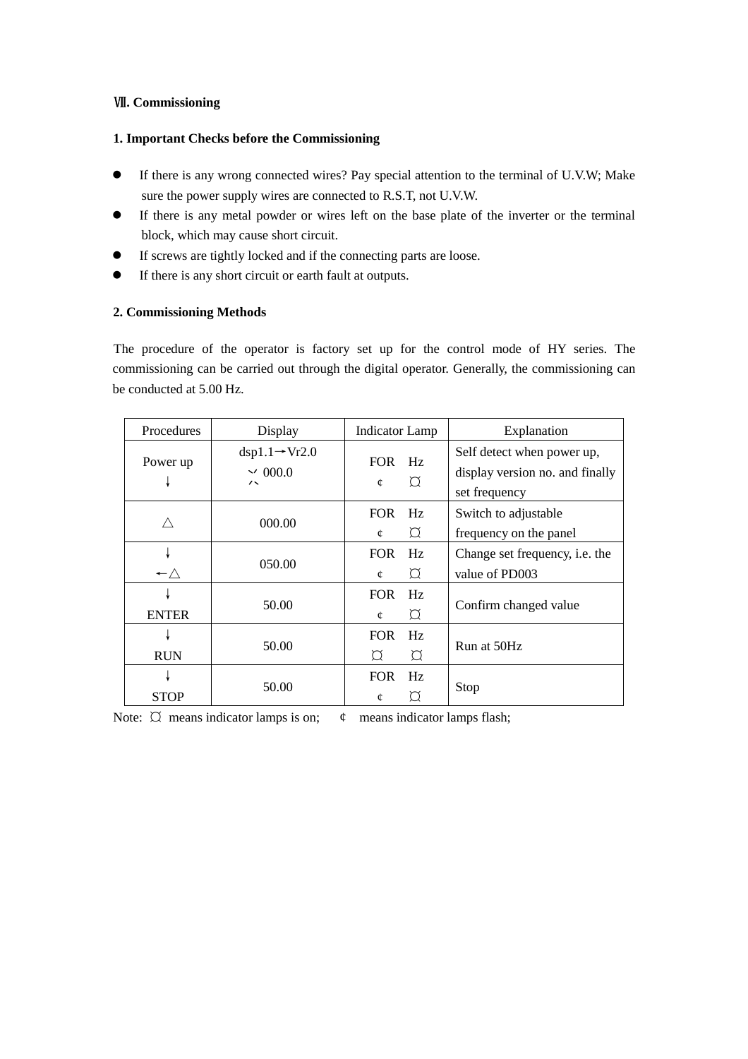## Ⅶ. Commissioning

### 1. Important Checks before the Commissioning

- If there is any wrong connected wires? Pay special attention to the terminal of U.V.W; Make sure the power supply wires are connected to R.S.T, not U.V.W.
- If there is any metal powder or wires left on the base plate of the inverter or the terminal block, which may cause short circuit.
- If screws are tightly locked and if the connecting parts are loose.
- If there is any short circuit or earth fault at outputs.

### 2. Commissioning Methods

The procedure of the operator is factory set up for the control mode of HY series. The commissioning can be carried out through the digital operator. Generally, the commissioning can be conducted at 5.00 Hz.

| Procedures | Display | Indicator Lamp | Explanation |
|---|---|---|---|
| Power up ↓ | dsp1.1→Vr2.0 ↘↙ 000.0 ↗↖ | FOR Hz ¢ ¤ | Self detect when power up, display version no. and finally set frequency |
| △ | 000.00 | FOR Hz ¢ ¤ | Switch to adjustable frequency on the panel |
| ↓ ←△ | 050.00 | FOR Hz ¢ ¤ | Change set frequency, i.e. the value of PD003 |
| ↓ ENTER | 50.00 | FOR Hz ¢ ¤ | Confirm changed value |
| ↓ RUN | 50.00 | FOR Hz ¤ ¤ | Run at 50Hz |
| ↓ STOP | 50.00 | FOR Hz ¢ ¤ | Stop |

Note: ¤ means indicator lamps is on; ¢ means indicator lamps flash;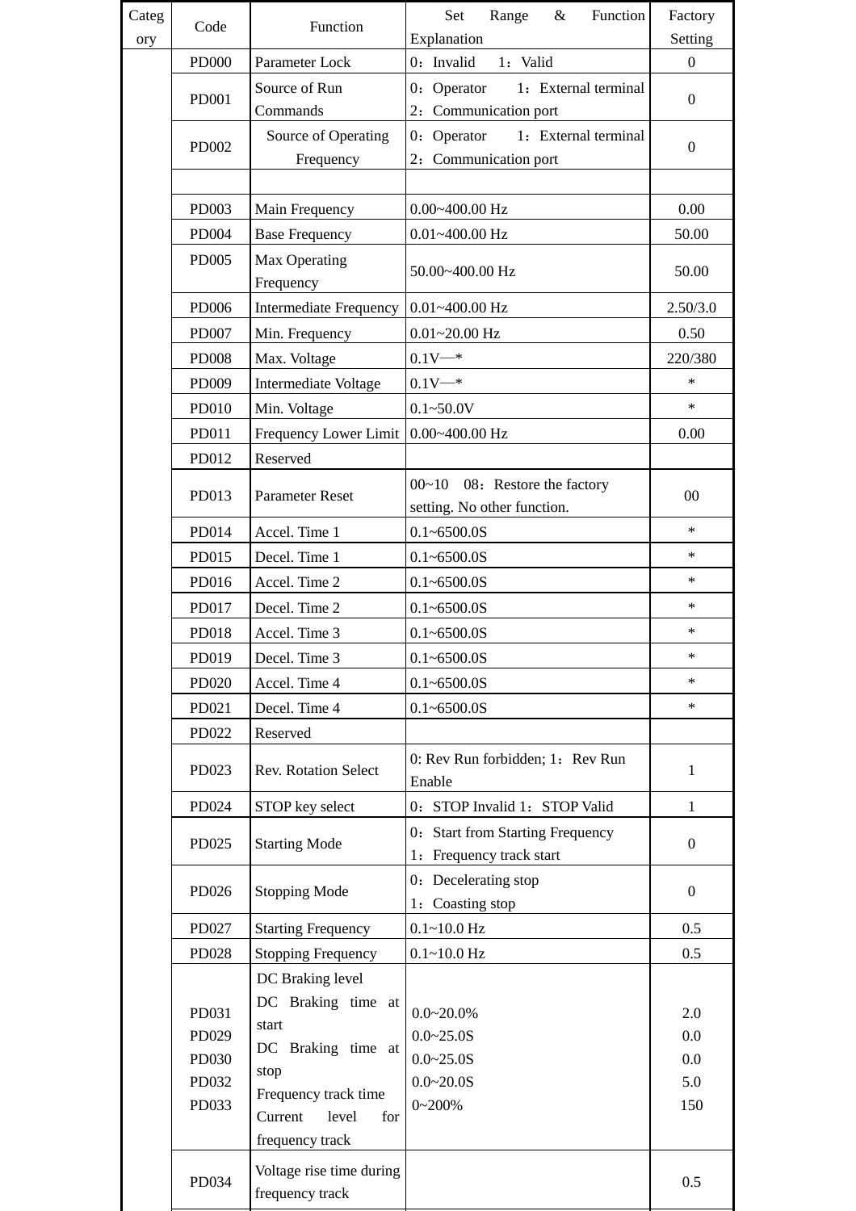| Category | Code | Function | Set Range & Function Explanation | Factory Setting |
|---|---|---|---|---|
| | PD000 | Parameter Lock | 0：Invalid　1：Valid | 0 |
| | PD001 | Source of Run Commands | 0：Operator　1：External terminal 2：Communication port | 0 |
| | PD002 | Source of Operating Frequency | 0：Operator　1：External terminal 2：Communication port | 0 |
| | | | | |
| | PD003 | Main Frequency | 0.00~400.00 Hz | 0.00 |
| | PD004 | Base Frequency | 0.01~400.00 Hz | 50.00 |
| | PD005 | Max Operating Frequency | 50.00~400.00 Hz | 50.00 |
| | PD006 | Intermediate Frequency | 0.01~400.00 Hz | 2.50/3.0 |
| | PD007 | Min. Frequency | 0.01~20.00 Hz | 0.50 |
| | PD008 | Max. Voltage | 0.1V—* | 220/380 |
| | PD009 | Intermediate Voltage | 0.1V—* | * |
| | PD010 | Min. Voltage | 0.1~50.0V | * |
| | PD011 | Frequency Lower Limit | 0.00~400.00 Hz | 0.00 |
| | PD012 | Reserved | | |
| | PD013 | Parameter Reset | 00~10　08：Restore the factory setting. No other function. | 00 |
| | PD014 | Accel. Time 1 | 0.1~6500.0S | * |
| | PD015 | Decel. Time 1 | 0.1~6500.0S | * |
| | PD016 | Accel. Time 2 | 0.1~6500.0S | * |
| | PD017 | Decel. Time 2 | 0.1~6500.0S | * |
| | PD018 | Accel. Time 3 | 0.1~6500.0S | * |
| | PD019 | Decel. Time 3 | 0.1~6500.0S | * |
| | PD020 | Accel. Time 4 | 0.1~6500.0S | * |
| | PD021 | Decel. Time 4 | 0.1~6500.0S | * |
| | PD022 | Reserved | | |
| | PD023 | Rev. Rotation Select | 0: Rev Run forbidden; 1：Rev Run Enable | 1 |
| | PD024 | STOP key select | 0：STOP Invalid 1：STOP Valid | 1 |
| | PD025 | Starting Mode | 0：Start from Starting Frequency 1：Frequency track start | 0 |
| | PD026 | Stopping Mode | 0：Decelerating stop 1：Coasting stop | 0 |
| | PD027 | Starting Frequency | 0.1~10.0 Hz | 0.5 |
| | PD028 | Stopping Frequency | 0.1~10.0 Hz | 0.5 |
| | PD031<br>PD029<br>PD030<br>PD032<br>PD033 | DC Braking level<br>DC Braking time at start<br>DC Braking time at stop<br>Frequency track time<br>Current level for frequency track | 0.0~20.0%<br>0.0~25.0S<br>0.0~25.0S<br>0.0~20.0S<br>0~200% | 2.0<br>0.0<br>0.0<br>5.0<br>150 |
| | PD034 | Voltage rise time during frequency track | | 0.5 |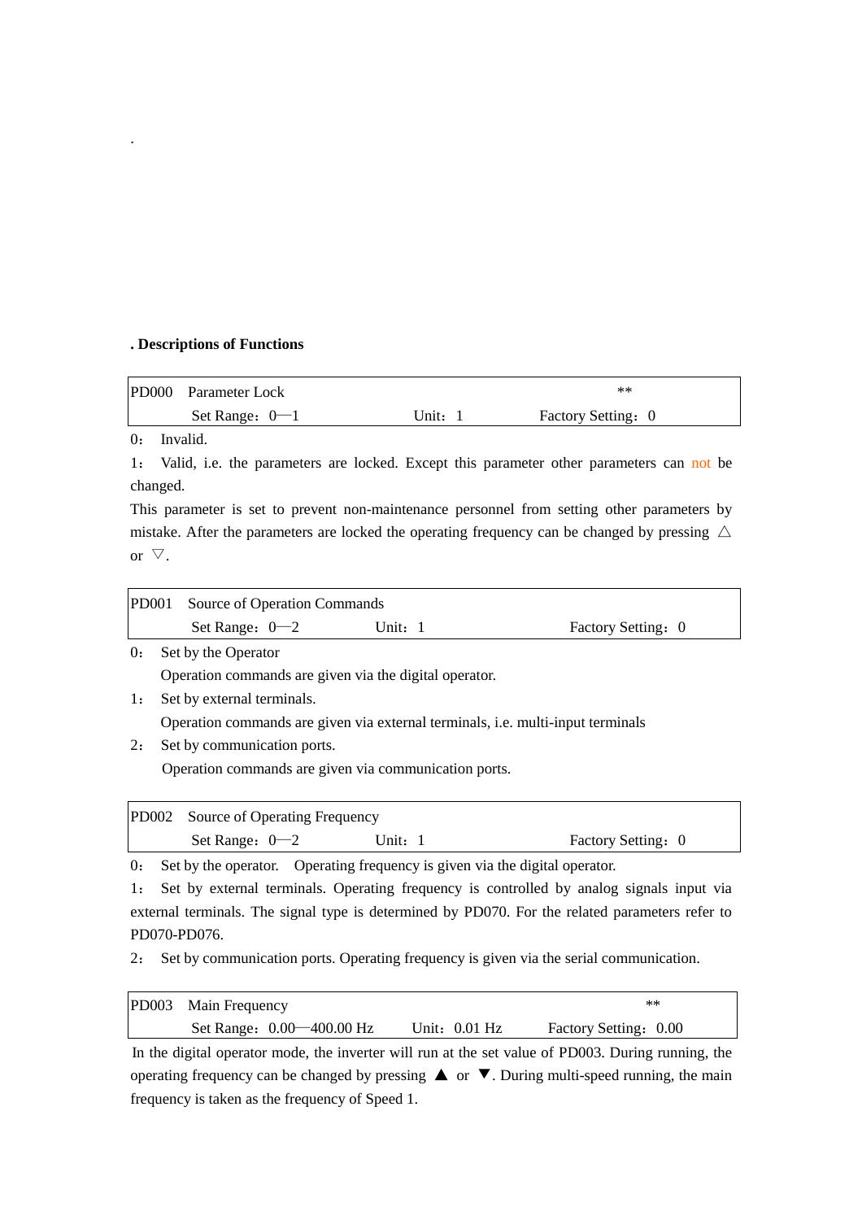.

## . Descriptions of Functions

| PD000 Parameter Lock | | ** |
|---|---|---|
| Set Range：0—1 | Unit：1 | Factory Setting：0 |

0： Invalid.

1： Valid, i.e. the parameters are locked. Except this parameter other parameters can not be changed.

This parameter is set to prevent non-maintenance personnel from setting other parameters by mistake. After the parameters are locked the operating frequency can be changed by pressing △ or ▽.

| PD001 Source of Operation Commands | | |
|---|---|---|
| Set Range：0—2 | Unit：1 | Factory Setting：0 |

0： Set by the Operator

Operation commands are given via the digital operator.

1： Set by external terminals.

Operation commands are given via external terminals, i.e. multi-input terminals

2： Set by communication ports.

Operation commands are given via communication ports.

| PD002 Source of Operating Frequency | | |
|---|---|---|
| Set Range：0—2 | Unit：1 | Factory Setting：0 |

0： Set by the operator. Operating frequency is given via the digital operator.

1： Set by external terminals. Operating frequency is controlled by analog signals input via external terminals. The signal type is determined by PD070. For the related parameters refer to PD070-PD076.

2： Set by communication ports. Operating frequency is given via the serial communication.

| PD003 Main Frequency | | ** |
|---|---|---|
| Set Range：0.00—400.00 Hz | Unit：0.01 Hz | Factory Setting：0.00 |

In the digital operator mode, the inverter will run at the set value of PD003. During running, the operating frequency can be changed by pressing ▲ or ▼. During multi-speed running, the main frequency is taken as the frequency of Speed 1.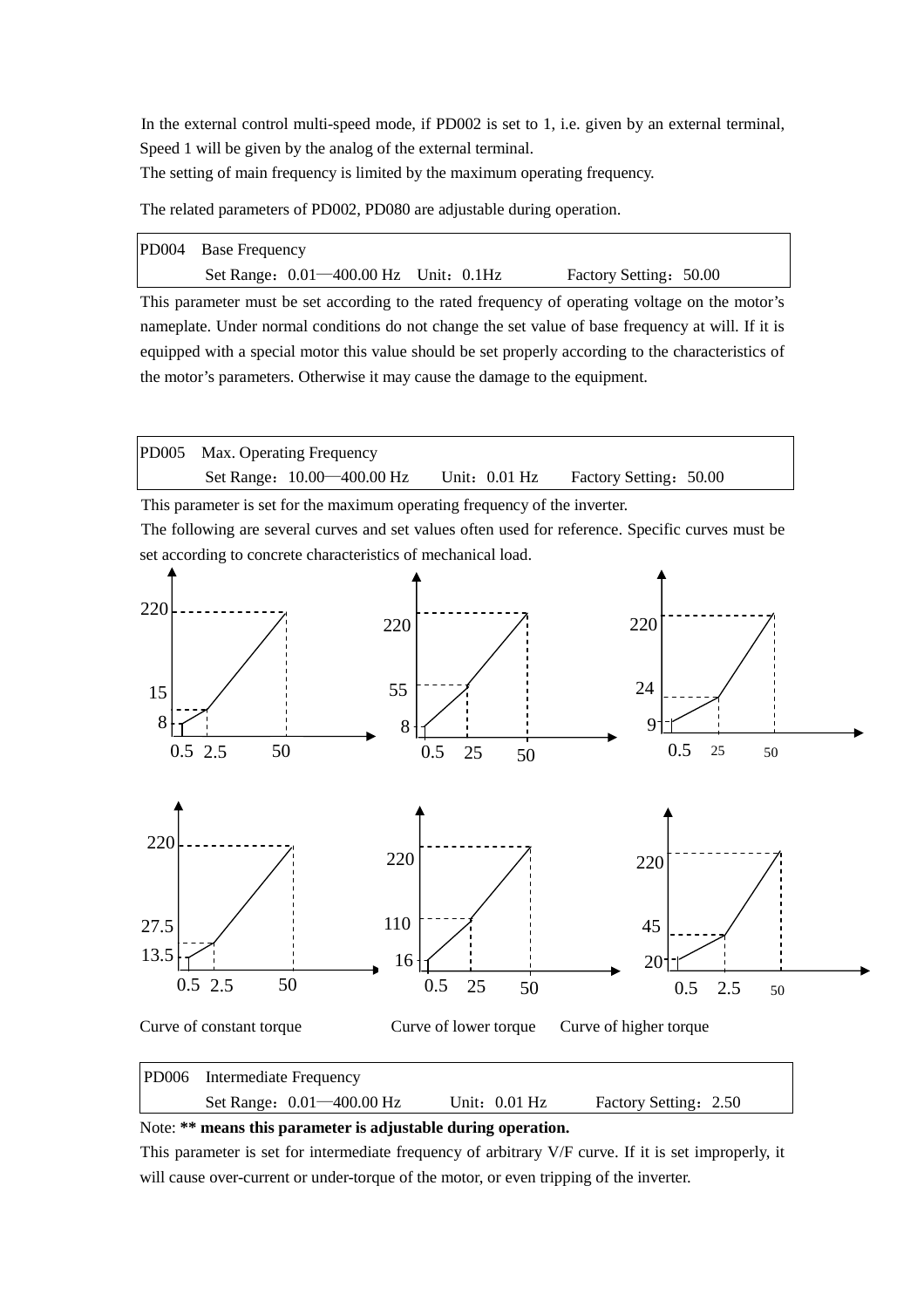In the external control multi-speed mode, if PD002 is set to 1, i.e. given by an external terminal, Speed 1 will be given by the analog of the external terminal.

The setting of main frequency is limited by the maximum operating frequency.

The related parameters of PD002, PD080 are adjustable during operation.

| PD004 Base Frequency | | |
|---|---|---|
| Set Range：0.01—400.00 Hz | Unit：0.1Hz | Factory Setting：50.00 |

This parameter must be set according to the rated frequency of operating voltage on the motor's nameplate. Under normal conditions do not change the set value of base frequency at will. If it is equipped with a special motor this value should be set properly according to the characteristics of the motor's parameters. Otherwise it may cause the damage to the equipment.

| PD005 Max. Operating Frequency | | |
|---|---|---|
| Set Range：10.00—400.00 Hz | Unit：0.01 Hz | Factory Setting：50.00 |

This parameter is set for the maximum operating frequency of the inverter.

The following are several curves and set values often used for reference. Specific curves must be set according to concrete characteristics of mechanical load.

Curve of constant torque　　Curve of lower torque　　Curve of higher torque

| PD006 Intermediate Frequency | | |
|---|---|---|
| Set Range：0.01—400.00 Hz | Unit：0.01 Hz | Factory Setting：2.50 |

Note: **** means this parameter is adjustable during operation.**

This parameter is set for intermediate frequency of arbitrary V/F curve. If it is set improperly, it will cause over-current or under-torque of the motor, or even tripping of the inverter.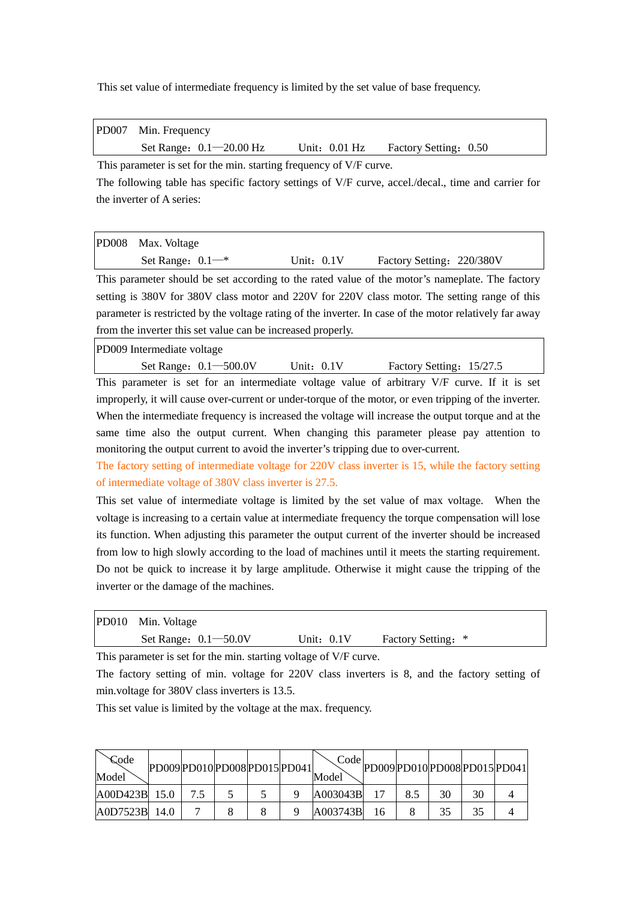This set value of intermediate frequency is limited by the set value of base frequency.

| PD007 Min. Frequency | | |
|---|---|---|
| Set Range：0.1—20.00 Hz | Unit：0.01 Hz | Factory Setting：0.50 |

This parameter is set for the min. starting frequency of V/F curve.

The following table has specific factory settings of V/F curve, accel./decal., time and carrier for the inverter of A series:

| PD008 Max. Voltage | | |
|---|---|---|
| Set Range：0.1—* | Unit：0.1V | Factory Setting：220/380V |

This parameter should be set according to the rated value of the motor's nameplate. The factory setting is 380V for 380V class motor and 220V for 220V class motor. The setting range of this parameter is restricted by the voltage rating of the inverter. In case of the motor relatively far away from the inverter this set value can be increased properly.

| PD009 Intermediate voltage | | |
|---|---|---|
| Set Range：0.1—500.0V | Unit：0.1V | Factory Setting：15/27.5 |

This parameter is set for an intermediate voltage value of arbitrary V/F curve. If it is set improperly, it will cause over-current or under-torque of the motor, or even tripping of the inverter. When the intermediate frequency is increased the voltage will increase the output torque and at the same time also the output current. When changing this parameter please pay attention to monitoring the output current to avoid the inverter's tripping due to over-current.

The factory setting of intermediate voltage for 220V class inverter is 15, while the factory setting of intermediate voltage of 380V class inverter is 27.5.

This set value of intermediate voltage is limited by the set value of max voltage. When the voltage is increasing to a certain value at intermediate frequency the torque compensation will lose its function. When adjusting this parameter the output current of the inverter should be increased from low to high slowly according to the load of machines until it meets the starting requirement. Do not be quick to increase it by large amplitude. Otherwise it might cause the tripping of the inverter or the damage of the machines.

| PD010 Min. Voltage | | |
|---|---|---|
| Set Range：0.1—50.0V | Unit：0.1V | Factory Setting：* |

This parameter is set for the min. starting voltage of V/F curve.

The factory setting of min. voltage for 220V class inverters is 8, and the factory setting of min.voltage for 380V class inverters is 13.5.

This set value is limited by the voltage at the max. frequency.

| Code / Model | PD009 | PD010 | PD008 | PD015 | PD041 | Code / Model | PD009 | PD010 | PD008 | PD015 | PD041 |
|---|---|---|---|---|---|---|---|---|---|---|---|
| A00D423B | 15.0 | 7.5 | 5 | 5 | 9 | A003043B | 17 | 8.5 | 30 | 30 | 4 |
| A0D7523B | 14.0 | 7 | 8 | 8 | 9 | A003743B | 16 | 8 | 35 | 35 | 4 |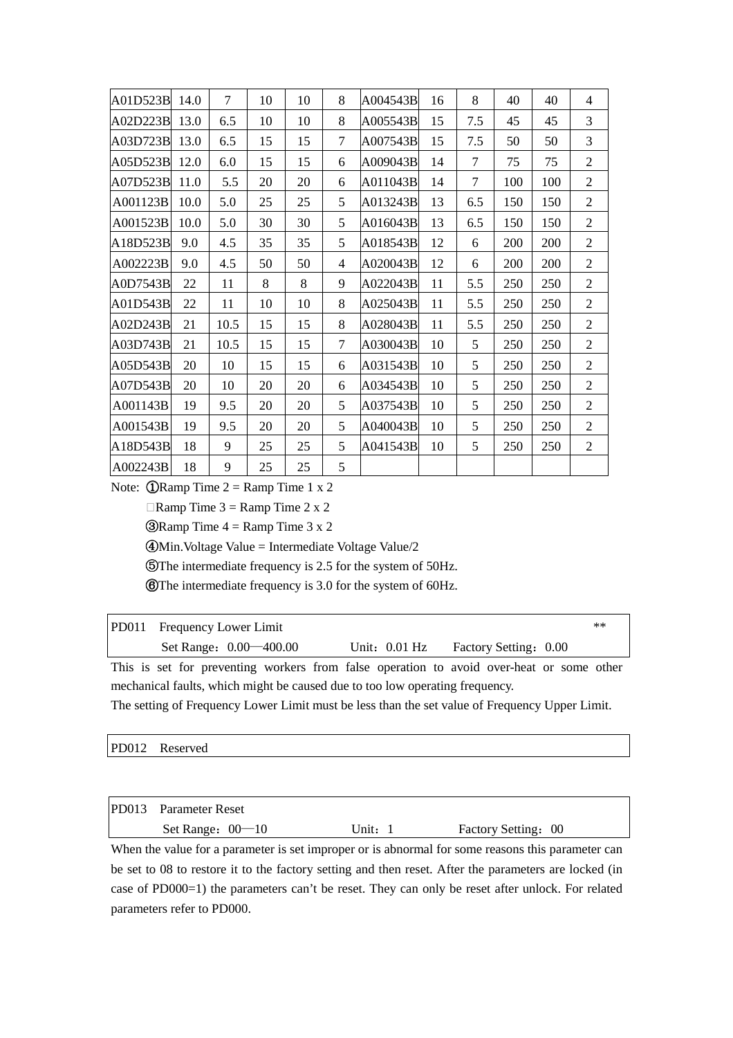| A01D523B | 14.0 | 7 | 10 | 10 | 8 | A004543B | 16 | 8 | 40 | 40 | 4 |
|---|---|---|---|---|---|---|---|---|---|---|---|
| A02D223B | 13.0 | 6.5 | 10 | 10 | 8 | A005543B | 15 | 7.5 | 45 | 45 | 3 |
| A03D723B | 13.0 | 6.5 | 15 | 15 | 7 | A007543B | 15 | 7.5 | 50 | 50 | 3 |
| A05D523B | 12.0 | 6.0 | 15 | 15 | 6 | A009043B | 14 | 7 | 75 | 75 | 2 |
| A07D523B | 11.0 | 5.5 | 20 | 20 | 6 | A011043B | 14 | 7 | 100 | 100 | 2 |
| A001123B | 10.0 | 5.0 | 25 | 25 | 5 | A013243B | 13 | 6.5 | 150 | 150 | 2 |
| A001523B | 10.0 | 5.0 | 30 | 30 | 5 | A016043B | 13 | 6.5 | 150 | 150 | 2 |
| A18D523B | 9.0 | 4.5 | 35 | 35 | 5 | A018543B | 12 | 6 | 200 | 200 | 2 |
| A002223B | 9.0 | 4.5 | 50 | 50 | 4 | A020043B | 12 | 6 | 200 | 200 | 2 |
| A0D7543B | 22 | 11 | 8 | 8 | 9 | A022043B | 11 | 5.5 | 250 | 250 | 2 |
| A01D543B | 22 | 11 | 10 | 10 | 8 | A025043B | 11 | 5.5 | 250 | 250 | 2 |
| A02D243B | 21 | 10.5 | 15 | 15 | 8 | A028043B | 11 | 5.5 | 250 | 250 | 2 |
| A03D743B | 21 | 10.5 | 15 | 15 | 7 | A030043B | 10 | 5 | 250 | 250 | 2 |
| A05D543B | 20 | 10 | 15 | 15 | 6 | A031543B | 10 | 5 | 250 | 250 | 2 |
| A07D543B | 20 | 10 | 20 | 20 | 6 | A034543B | 10 | 5 | 250 | 250 | 2 |
| A001143B | 19 | 9.5 | 20 | 20 | 5 | A037543B | 10 | 5 | 250 | 250 | 2 |
| A001543B | 19 | 9.5 | 20 | 20 | 5 | A040043B | 10 | 5 | 250 | 250 | 2 |
| A18D543B | 18 | 9 | 25 | 25 | 5 | A041543B | 10 | 5 | 250 | 250 | 2 |
| A002243B | 18 | 9 | 25 | 25 | 5 | | | | | | |

Note: ①Ramp Time 2 = Ramp Time 1 x 2

②Ramp Time 3 = Ramp Time 2 x 2

③Ramp Time 4 = Ramp Time 3 x 2

④Min.Voltage Value = Intermediate Voltage Value/2

⑤The intermediate frequency is 2.5 for the system of 50Hz.

⑥The intermediate frequency is 3.0 for the system of 60Hz.

| PD011 Frequency Lower Limit | | ** |
|---|---|---|
| Set Range：0.00—400.00 | Unit：0.01 Hz | Factory Setting：0.00 |

This is set for preventing workers from false operation to avoid over-heat or some other mechanical faults, which might be caused due to too low operating frequency.

The setting of Frequency Lower Limit must be less than the set value of Frequency Upper Limit.

| PD012 Reserved |
|---|

| PD013 Parameter Reset | | |
|---|---|---|
| Set Range：00—10 | Unit：1 | Factory Setting：00 |

When the value for a parameter is set improper or is abnormal for some reasons this parameter can be set to 08 to restore it to the factory setting and then reset. After the parameters are locked (in case of PD000=1) the parameters can't be reset. They can only be reset after unlock. For related parameters refer to PD000.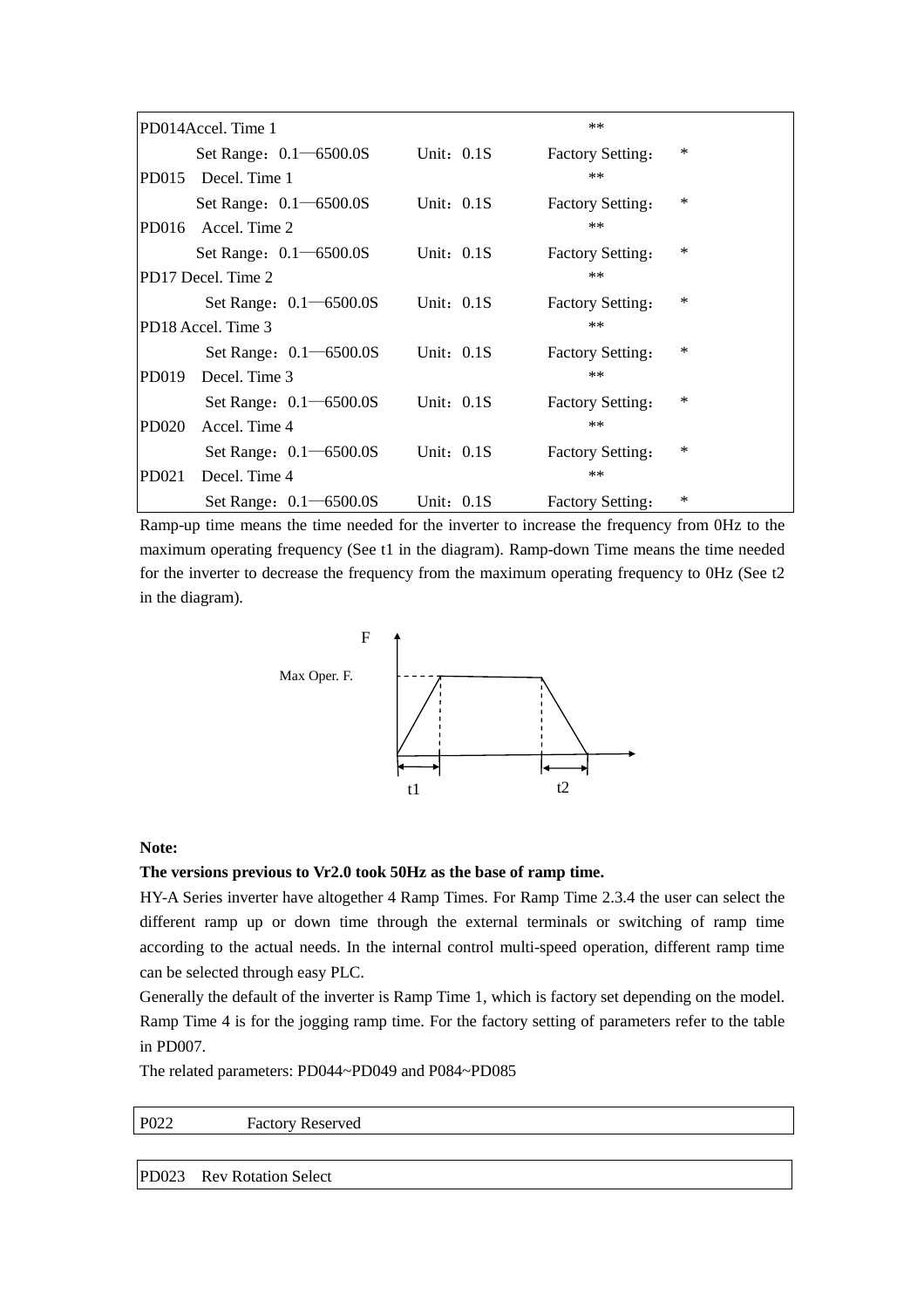| PD014Accel. Time 1 | | ** | |
|---|---|---|---|
| Set Range：0.1—6500.0S | Unit：0.1S | Factory Setting： | * |
| PD015　Decel. Time 1 | | ** | |
| Set Range：0.1—6500.0S | Unit：0.1S | Factory Setting： | * |
| PD016　Accel. Time 2 | | ** | |
| Set Range：0.1—6500.0S | Unit：0.1S | Factory Setting： | * |
| PD17 Decel. Time 2 | | ** | |
| Set Range：0.1—6500.0S | Unit：0.1S | Factory Setting： | * |
| PD18 Accel. Time 3 | | ** | |
| Set Range：0.1—6500.0S | Unit：0.1S | Factory Setting： | * |
| PD019　Decel. Time 3 | | ** | |
| Set Range：0.1—6500.0S | Unit：0.1S | Factory Setting： | * |
| PD020　Accel. Time 4 | | ** | |
| Set Range：0.1—6500.0S | Unit：0.1S | Factory Setting： | * |
| PD021　Decel. Time 4 | | ** | |
| Set Range：0.1—6500.0S | Unit：0.1S | Factory Setting： | * |

Ramp-up time means the time needed for the inverter to increase the frequency from 0Hz to the maximum operating frequency (See t1 in the diagram). Ramp-down Time means the time needed for the inverter to decrease the frequency from the maximum operating frequency to 0Hz (See t2 in the diagram).

F

Max Oper. F.

t1　　　　t2

**Note:**

**The versions previous to Vr2.0 took 50Hz as the base of ramp time.**

HY-A Series inverter have altogether 4 Ramp Times. For Ramp Time 2.3.4 the user can select the different ramp up or down time through the external terminals or switching of ramp time according to the actual needs. In the internal control multi-speed operation, different ramp time can be selected through easy PLC.

Generally the default of the inverter is Ramp Time 1, which is factory set depending on the model. Ramp Time 4 is for the jogging ramp time. For the factory setting of parameters refer to the table in PD007.

The related parameters: PD044~PD049 and P084~PD085

| P022 | Factory Reserved |
|---|---|

| PD023　Rev Rotation Select |
|---|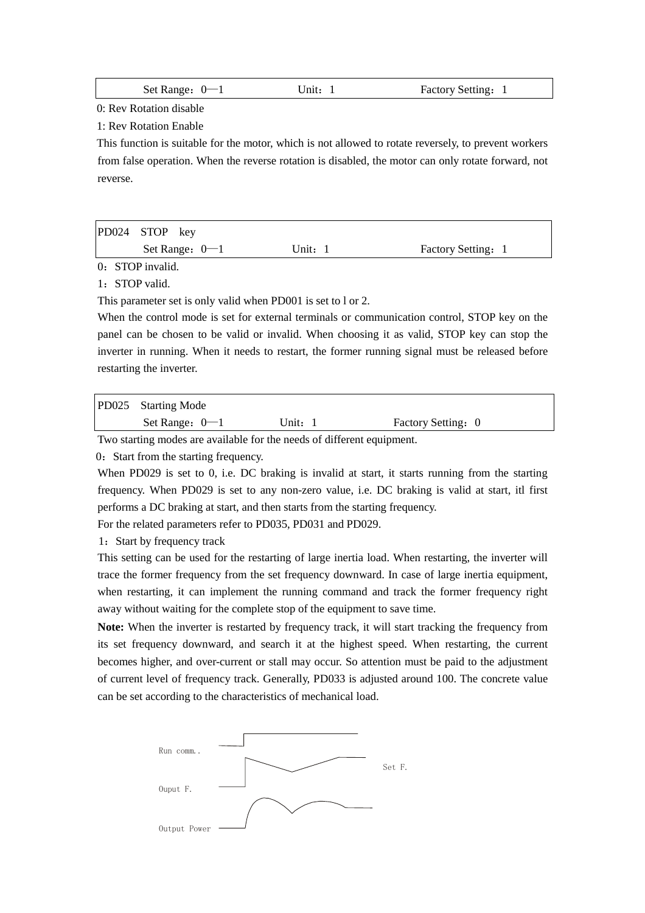| Set Range：0—1 | Unit：1 | Factory Setting：1 |
|---|---|---|

0: Rev Rotation disable

1: Rev Rotation Enable

This function is suitable for the motor, which is not allowed to rotate reversely, to prevent workers from false operation. When the reverse rotation is disabled, the motor can only rotate forward, not reverse.

| PD024 STOP key | | |
|---|---|---|
| Set Range：0—1 | Unit：1 | Factory Setting：1 |

0：STOP invalid.

1：STOP valid.

This parameter set is only valid when PD001 is set to l or 2.

When the control mode is set for external terminals or communication control, STOP key on the panel can be chosen to be valid or invalid. When choosing it as valid, STOP key can stop the inverter in running. When it needs to restart, the former running signal must be released before restarting the inverter.

| PD025 Starting Mode | | |
|---|---|---|
| Set Range：0—1 | Unit：1 | Factory Setting：0 |

Two starting modes are available for the needs of different equipment.

0：Start from the starting frequency.

When PD029 is set to 0, i.e. DC braking is invalid at start, it starts running from the starting frequency. When PD029 is set to any non-zero value, i.e. DC braking is valid at start, itl first performs a DC braking at start, and then starts from the starting frequency.

For the related parameters refer to PD035, PD031 and PD029.

1：Start by frequency track

This setting can be used for the restarting of large inertia load. When restarting, the inverter will trace the former frequency from the set frequency downward. In case of large inertia equipment, when restarting, it can implement the running command and track the former frequency right away without waiting for the complete stop of the equipment to save time.

**Note:** When the inverter is restarted by frequency track, it will start tracking the frequency from its set frequency downward, and search it at the highest speed. When restarting, the current becomes higher, and over-current or stall may occur. So attention must be paid to the adjustment of current level of frequency track. Generally, PD033 is adjusted around 100. The concrete value can be set according to the characteristics of mechanical load.

Run comm..

Set F.

Ouput F.

Output Power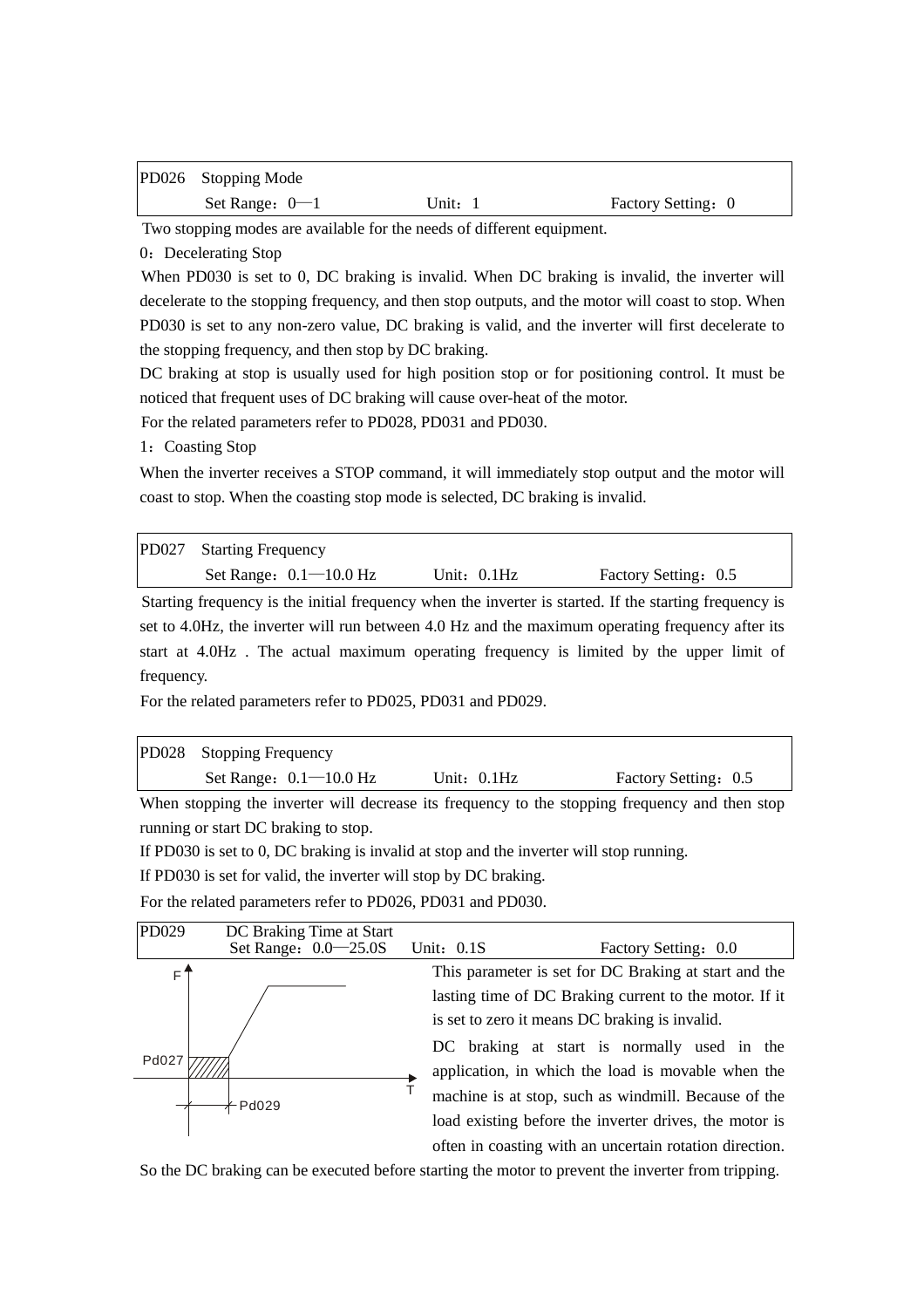| PD026 Stopping Mode | | |
|---|---|---|
| Set Range：0—1 | Unit：1 | Factory Setting：0 |

Two stopping modes are available for the needs of different equipment.

0：Decelerating Stop

When PD030 is set to 0, DC braking is invalid. When DC braking is invalid, the inverter will decelerate to the stopping frequency, and then stop outputs, and the motor will coast to stop. When PD030 is set to any non-zero value, DC braking is valid, and the inverter will first decelerate to the stopping frequency, and then stop by DC braking.

DC braking at stop is usually used for high position stop or for positioning control. It must be noticed that frequent uses of DC braking will cause over-heat of the motor.

For the related parameters refer to PD028, PD031 and PD030.

1：Coasting Stop

When the inverter receives a STOP command, it will immediately stop output and the motor will coast to stop. When the coasting stop mode is selected, DC braking is invalid.

| PD027 Starting Frequency | | |
|---|---|---|
| Set Range：0.1—10.0 Hz | Unit：0.1Hz | Factory Setting：0.5 |

Starting frequency is the initial frequency when the inverter is started. If the starting frequency is set to 4.0Hz, the inverter will run between 4.0 Hz and the maximum operating frequency after its start at 4.0Hz . The actual maximum operating frequency is limited by the upper limit of frequency.

For the related parameters refer to PD025, PD031 and PD029.

| PD028 Stopping Frequency | | |
|---|---|---|
| Set Range：0.1—10.0 Hz | Unit：0.1Hz | Factory Setting：0.5 |

When stopping the inverter will decrease its frequency to the stopping frequency and then stop running or start DC braking to stop.

If PD030 is set to 0, DC braking is invalid at stop and the inverter will stop running.

If PD030 is set for valid, the inverter will stop by DC braking.

For the related parameters refer to PD026, PD031 and PD030.

| PD029 DC Braking Time at Start | | |
|---|---|---|
| Set Range：0.0—25.0S | Unit：0.1S | Factory Setting：0.0 |

This parameter is set for DC Braking at start and the lasting time of DC Braking current to the motor. If it is set to zero it means DC braking is invalid.

DC braking at start is normally used in the application, in which the load is movable when the machine is at stop, such as windmill. Because of the load existing before the inverter drives, the motor is often in coasting with an uncertain rotation direction. So the DC braking can be executed before starting the motor to prevent the inverter from tripping.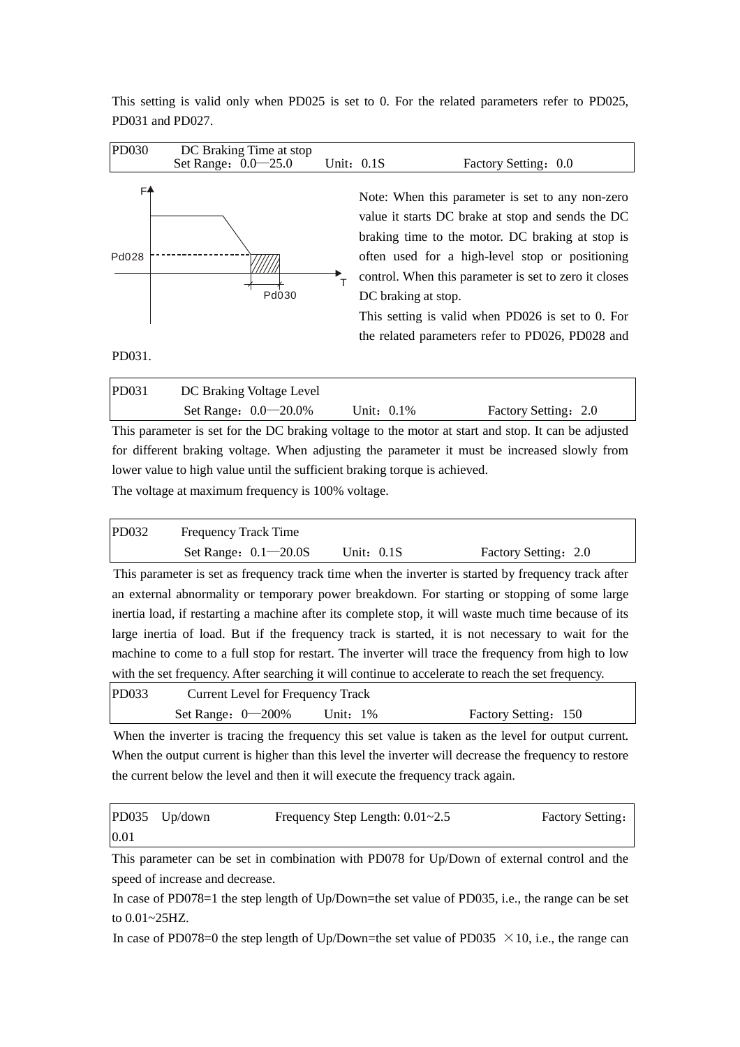This setting is valid only when PD025 is set to 0. For the related parameters refer to PD025, PD031 and PD027.

| PD030 | DC Braking Time at stop<br>Set Range：0.0—25.0 | Unit：0.1S | Factory Setting：0.0 |
|---|---|---|---|

Note: When this parameter is set to any non-zero value it starts DC brake at stop and sends the DC braking time to the motor. DC braking at stop is often used for a high-level stop or positioning control. When this parameter is set to zero it closes DC braking at stop.

This setting is valid when PD026 is set to 0. For the related parameters refer to PD026, PD028 and PD031.

| PD031 | DC Braking Voltage Level<br>Set Range：0.0—20.0% | Unit：0.1% | Factory Setting：2.0 |
|---|---|---|---|

This parameter is set for the DC braking voltage to the motor at start and stop. It can be adjusted for different braking voltage. When adjusting the parameter it must be increased slowly from lower value to high value until the sufficient braking torque is achieved.

The voltage at maximum frequency is 100% voltage.

| PD032 | Frequency Track Time<br>Set Range：0.1—20.0S | Unit：0.1S | Factory Setting：2.0 |
|---|---|---|---|

This parameter is set as frequency track time when the inverter is started by frequency track after an external abnormality or temporary power breakdown. For starting or stopping of some large inertia load, if restarting a machine after its complete stop, it will waste much time because of its large inertia of load. But if the frequency track is started, it is not necessary to wait for the machine to come to a full stop for restart. The inverter will trace the frequency from high to low with the set frequency. After searching it will continue to accelerate to reach the set frequency.

| PD033 | Current Level for Frequency Track<br>Set Range：0—200% | Unit：1% | Factory Setting：150 |
|---|---|---|---|

When the inverter is tracing the frequency this set value is taken as the level for output current. When the output current is higher than this level the inverter will decrease the frequency to restore the current below the level and then it will execute the frequency track again.

| PD035 Up/down | Frequency Step Length: 0.01~2.5 | Factory Setting：0.01 |
|---|---|---|

This parameter can be set in combination with PD078 for Up/Down of external control and the speed of increase and decrease.

In case of PD078=1 the step length of Up/Down=the set value of PD035, i.e., the range can be set to 0.01~25HZ.

In case of PD078=0 the step length of Up/Down=the set value of PD035 ×10, i.e., the range can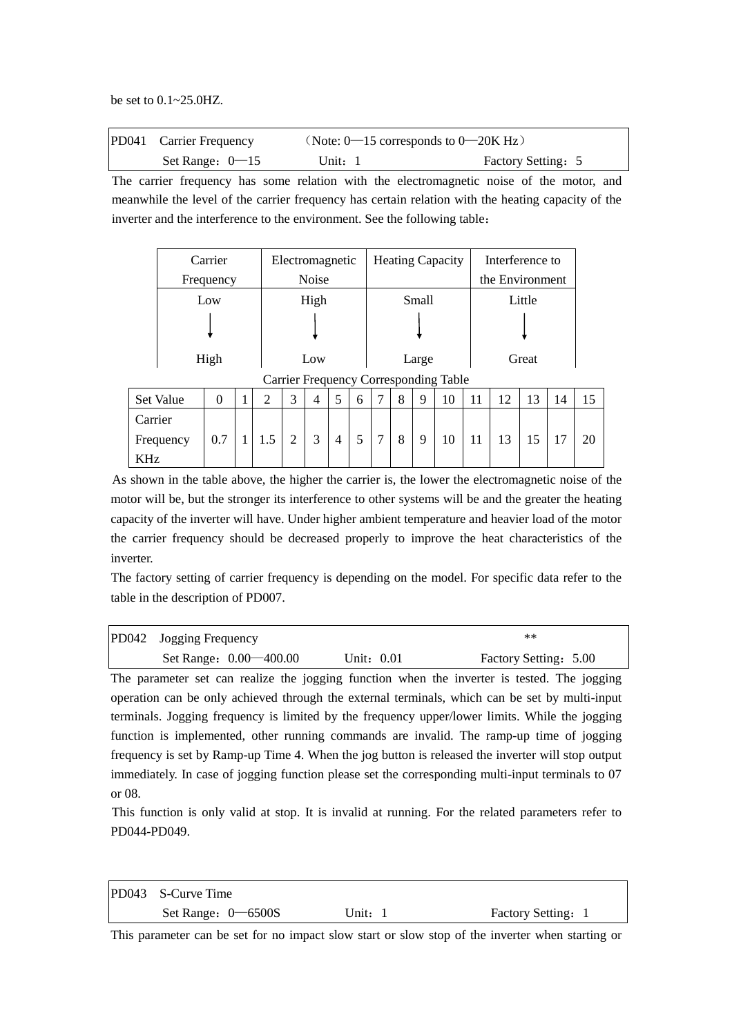be set to 0.1~25.0HZ.

| PD041 Carrier Frequency | （Note: 0—15 corresponds to 0—20K Hz） | |
|---|---|---|
| Set Range：0—15 | Unit：1 | Factory Setting：5 |

The carrier frequency has some relation with the electromagnetic noise of the motor, and meanwhile the level of the carrier frequency has certain relation with the heating capacity of the inverter and the interference to the environment. See the following table：

| Carrier Frequency | Electromagnetic Noise | Heating Capacity | Interference to the Environment |
|---|---|---|---|
| Low ↓ High | High ↓ Low | Small ↓ Large | Little ↓ Great |

Carrier Frequency Corresponding Table

| Set Value | 0 | 1 | 2 | 3 | 4 | 5 | 6 | 7 | 8 | 9 | 10 | 11 | 12 | 13 | 14 | 15 |
|---|---|---|---|---|---|---|---|---|---|---|---|---|---|---|---|---|
| Carrier Frequency KHz | 0.7 | 1 | 1.5 | 2 | 3 | 4 | 5 | 7 | 8 | 9 | 10 | 11 | 13 | 15 | 17 | 20 |

As shown in the table above, the higher the carrier is, the lower the electromagnetic noise of the motor will be, but the stronger its interference to other systems will be and the greater the heating capacity of the inverter will have. Under higher ambient temperature and heavier load of the motor the carrier frequency should be decreased properly to improve the heat characteristics of the inverter.

The factory setting of carrier frequency is depending on the model. For specific data refer to the table in the description of PD007.

| PD042 Jogging Frequency | | ** |
|---|---|---|
| Set Range：0.00—400.00 | Unit：0.01 | Factory Setting：5.00 |

The parameter set can realize the jogging function when the inverter is tested. The jogging operation can be only achieved through the external terminals, which can be set by multi-input terminals. Jogging frequency is limited by the frequency upper/lower limits. While the jogging function is implemented, other running commands are invalid. The ramp-up time of jogging frequency is set by Ramp-up Time 4. When the jog button is released the inverter will stop output immediately. In case of jogging function please set the corresponding multi-input terminals to 07 or 08.

This function is only valid at stop. It is invalid at running. For the related parameters refer to PD044-PD049.

| PD043 S-Curve Time | | |
|---|---|---|
| Set Range：0—6500S | Unit：1 | Factory Setting：1 |

This parameter can be set for no impact slow start or slow stop of the inverter when starting or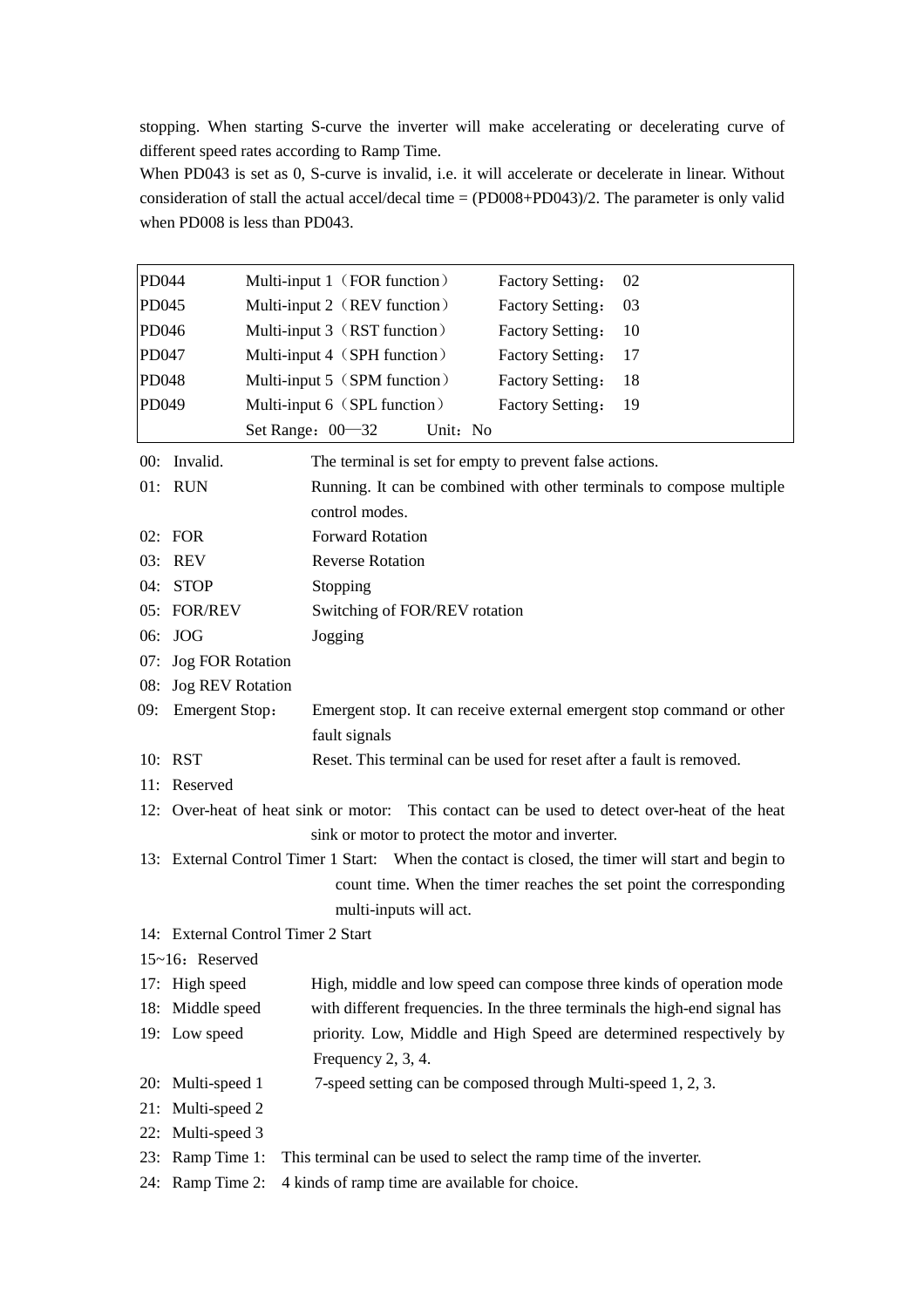stopping. When starting S-curve the inverter will make accelerating or decelerating curve of different speed rates according to Ramp Time.

When PD043 is set as 0, S-curve is invalid, i.e. it will accelerate or decelerate in linear. Without consideration of stall the actual accel/decal time = (PD008+PD043)/2. The parameter is only valid when PD008 is less than PD043.

| | | | |
|---|---|---|---|
| PD044 | Multi-input 1（FOR function） | Factory Setting： | 02 |
| PD045 | Multi-input 2（REV function） | Factory Setting： | 03 |
| PD046 | Multi-input 3（RST function） | Factory Setting： | 10 |
| PD047 | Multi-input 4（SPH function） | Factory Setting： | 17 |
| PD048 | Multi-input 5（SPM function） | Factory Setting： | 18 |
| PD049 | Multi-input 6（SPL function） | Factory Setting： | 19 |
| | Set Range：00—32 | Unit：No | |

00: Invalid. The terminal is set for empty to prevent false actions.

01: RUN Running. It can be combined with other terminals to compose multiple control modes.

02: FOR Forward Rotation

03: REV Reverse Rotation

04: STOP Stopping

05: FOR/REV Switching of FOR/REV rotation

06: JOG Jogging

07: Jog FOR Rotation

08: Jog REV Rotation

09: Emergent Stop： Emergent stop. It can receive external emergent stop command or other fault signals

10: RST Reset. This terminal can be used for reset after a fault is removed.

11: Reserved

12: Over-heat of heat sink or motor: This contact can be used to detect over-heat of the heat sink or motor to protect the motor and inverter.

13: External Control Timer 1 Start: When the contact is closed, the timer will start and begin to count time. When the timer reaches the set point the corresponding multi-inputs will act.

14: External Control Timer 2 Start

15~16：Reserved

17: High speed

18: Middle speed

19: Low speed

High, middle and low speed can compose three kinds of operation mode with different frequencies. In the three terminals the high-end signal has priority. Low, Middle and High Speed are determined respectively by Frequency 2, 3, 4.

20: Multi-speed 1 7-speed setting can be composed through Multi-speed 1, 2, 3.

21: Multi-speed 2

22: Multi-speed 3

23: Ramp Time 1: This terminal can be used to select the ramp time of the inverter.

24: Ramp Time 2: 4 kinds of ramp time are available for choice.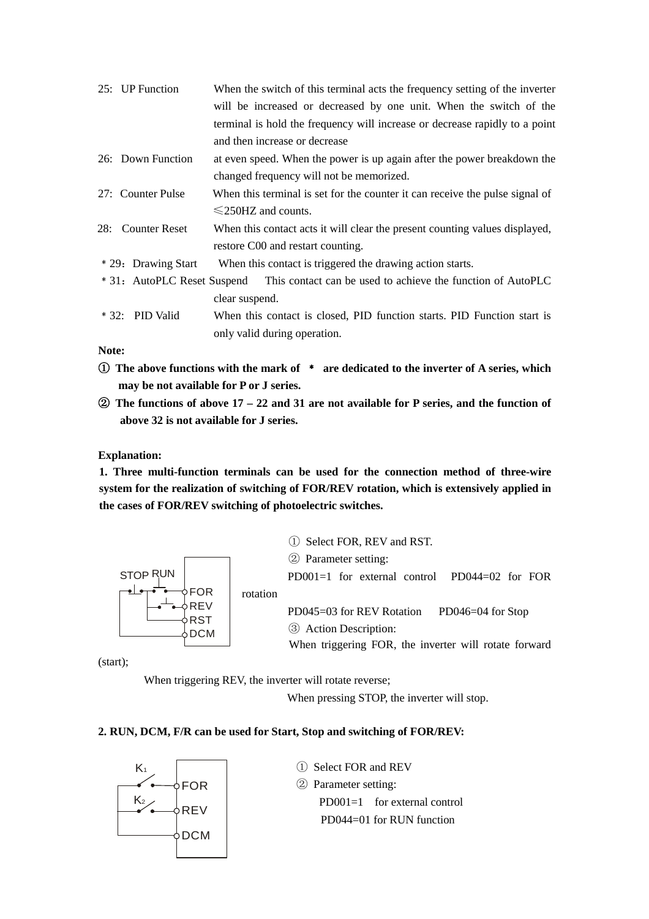25: UP Function — When the switch of this terminal acts the frequency setting of the inverter will be increased or decreased by one unit. When the switch of the terminal is hold the frequency will increase or decrease rapidly to a point and then increase or decrease

26: Down Function — at even speed. When the power is up again after the power breakdown the changed frequency will not be memorized.

27: Counter Pulse — When this terminal is set for the counter it can receive the pulse signal of ≤250HZ and counts.

28: Counter Reset — When this contact acts it will clear the present counting values displayed, restore C00 and restart counting.

* 29：Drawing Start — When this contact is triggered the drawing action starts.

* 31：AutoPLC Reset Suspend — This contact can be used to achieve the function of AutoPLC clear suspend.

* 32: PID Valid — When this contact is closed, PID function starts. PID Function start is only valid during operation.

**Note:**

**① The above functions with the mark of * are dedicated to the inverter of A series, which may be not available for P or J series.**

**② The functions of above 17 – 22 and 31 are not available for P series, and the function of above 32 is not available for J series.**

**Explanation:**

**1. Three multi-function terminals can be used for the connection method of three-wire system for the realization of switching of FOR/REV rotation, which is extensively applied in the cases of FOR/REV switching of photoelectric switches.**

STOP RUN FOR REV RST DCM

① Select FOR, REV and RST.

② Parameter setting:

PD001=1 for external control PD044=02 for FOR rotation

PD045=03 for REV Rotation PD046=04 for Stop

③ Action Description:

When triggering FOR, the inverter will rotate forward (start);

When triggering REV, the inverter will rotate reverse;

When pressing STOP, the inverter will stop.

**2. RUN, DCM, F/R can be used for Start, Stop and switching of FOR/REV:**

K1 K2 FOR REV DCM

① Select FOR and REV

② Parameter setting:

PD001=1 for external control

PD044=01 for RUN function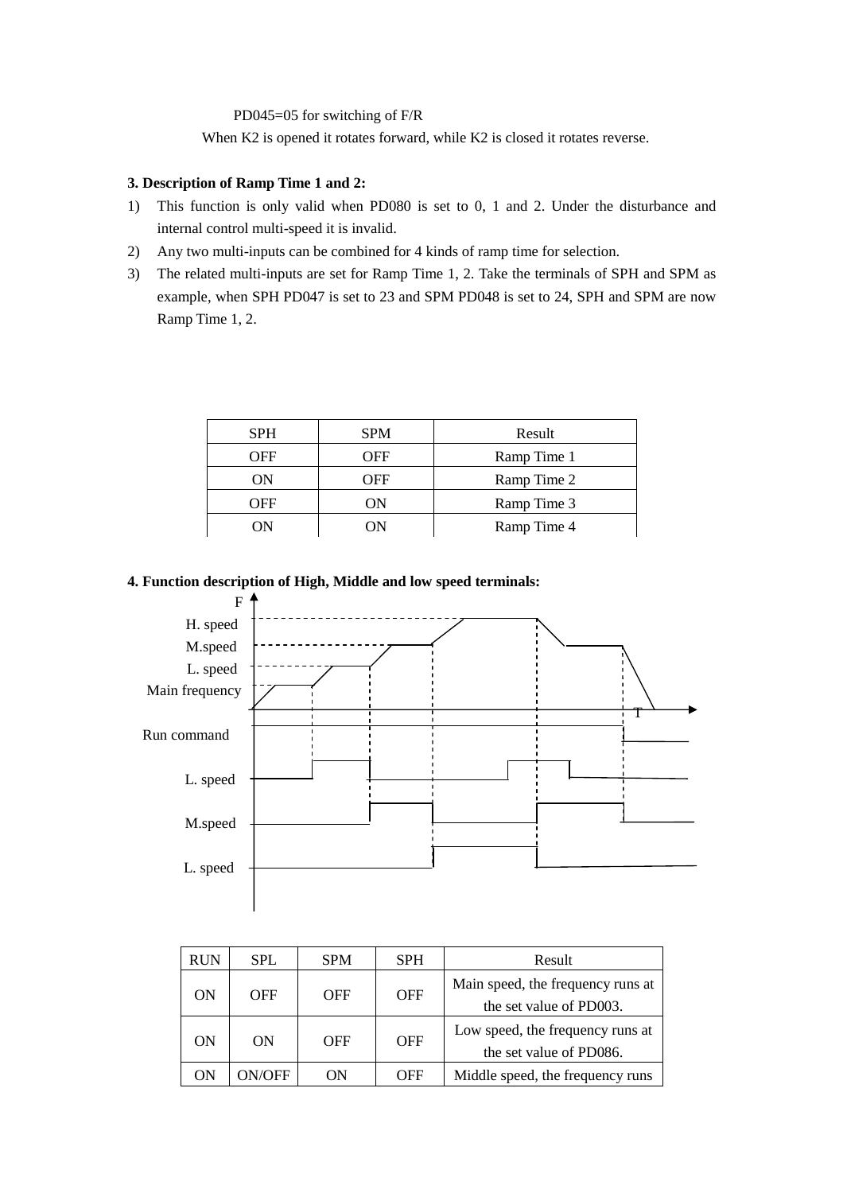PD045=05 for switching of F/R

When K2 is opened it rotates forward, while K2 is closed it rotates reverse.

**3. Description of Ramp Time 1 and 2:**

1) This function is only valid when PD080 is set to 0, 1 and 2. Under the disturbance and internal control multi-speed it is invalid.
2) Any two multi-inputs can be combined for 4 kinds of ramp time for selection.
3) The related multi-inputs are set for Ramp Time 1, 2. Take the terminals of SPH and SPM as example, when SPH PD047 is set to 23 and SPM PD048 is set to 24, SPH and SPM are now Ramp Time 1, 2.

| SPH | SPM | Result |
|---|---|---|
| OFF | OFF | Ramp Time 1 |
| ON | OFF | Ramp Time 2 |
| OFF | ON | Ramp Time 3 |
| ON | ON | Ramp Time 4 |

**4. Function description of High, Middle and low speed terminals:**

F
H. speed
M.speed
L. speed
Main frequency
T
Run command
L. speed
M.speed
L. speed

| RUN | SPL | SPM | SPH | Result |
|---|---|---|---|---|
| ON | OFF | OFF | OFF | Main speed, the frequency runs at the set value of PD003. |
| ON | ON | OFF | OFF | Low speed, the frequency runs at the set value of PD086. |
| ON | ON/OFF | ON | OFF | Middle speed, the frequency runs |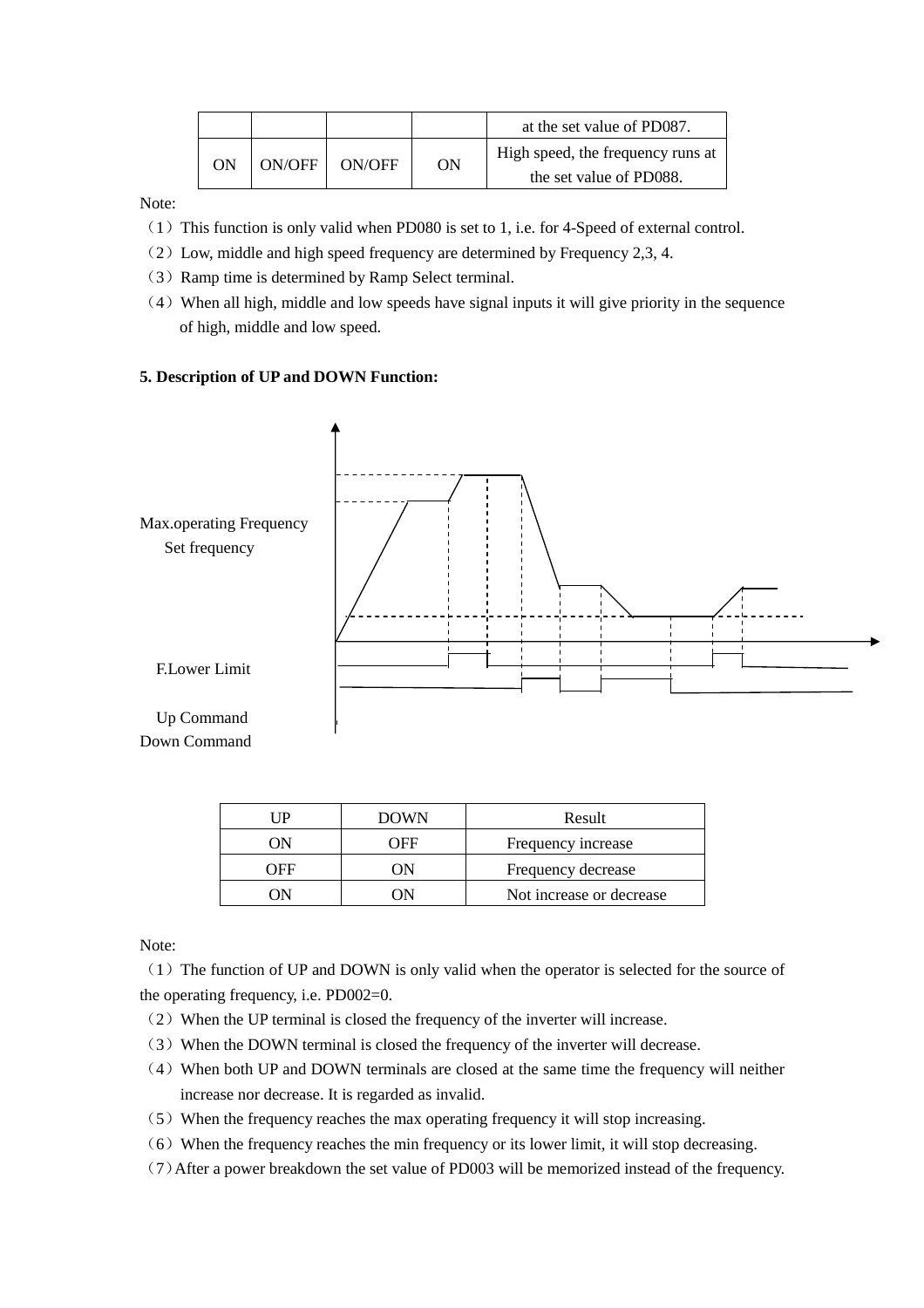| | | | | at the set value of PD087. |
|---|---|---|---|---|
| ON | ON/OFF | ON/OFF | ON | High speed, the frequency runs at the set value of PD088. |

Note:

（1）This function is only valid when PD080 is set to 1, i.e. for 4-Speed of external control.

（2）Low, middle and high speed frequency are determined by Frequency 2,3, 4.

（3）Ramp time is determined by Ramp Select terminal.

（4）When all high, middle and low speeds have signal inputs it will give priority in the sequence of high, middle and low speed.

**5. Description of UP and DOWN Function:**

Max.operating Frequency

Set frequency

F.Lower Limit

Up Command

Down Command

| UP | DOWN | Result |
|---|---|---|
| ON | OFF | Frequency increase |
| OFF | ON | Frequency decrease |
| ON | ON | Not increase or decrease |

Note:

（1）The function of UP and DOWN is only valid when the operator is selected for the source of the operating frequency, i.e. PD002=0.

（2）When the UP terminal is closed the frequency of the inverter will increase.

（3）When the DOWN terminal is closed the frequency of the inverter will decrease.

（4）When both UP and DOWN terminals are closed at the same time the frequency will neither increase nor decrease. It is regarded as invalid.

（5）When the frequency reaches the max operating frequency it will stop increasing.

（6）When the frequency reaches the min frequency or its lower limit, it will stop decreasing.

（7）After a power breakdown the set value of PD003 will be memorized instead of the frequency.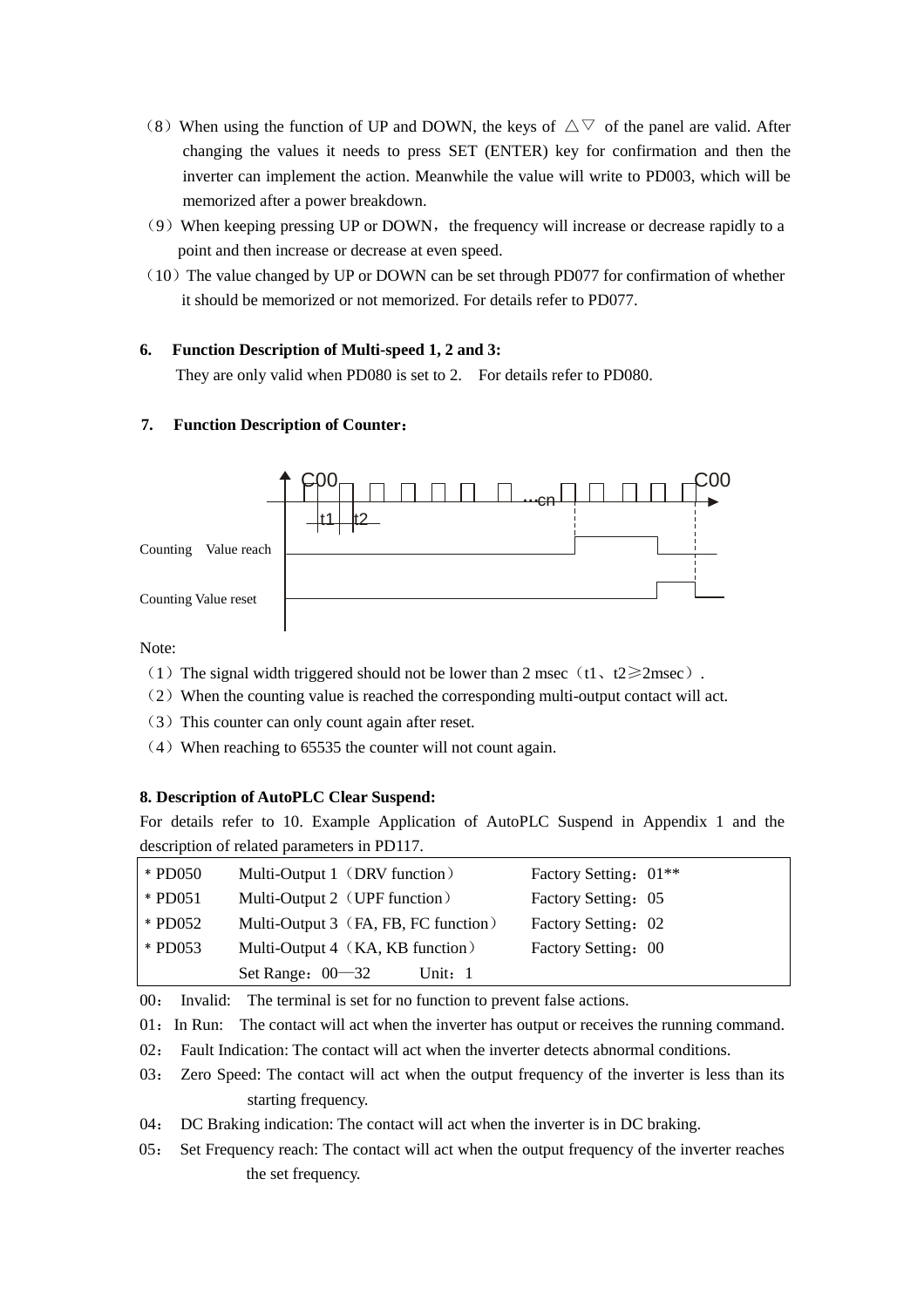（8）When using the function of UP and DOWN, the keys of △▽ of the panel are valid. After changing the values it needs to press SET (ENTER) key for confirmation and then the inverter can implement the action. Meanwhile the value will write to PD003, which will be memorized after a power breakdown.

（9）When keeping pressing UP or DOWN，the frequency will increase or decrease rapidly to a point and then increase or decrease at even speed.

（10）The value changed by UP or DOWN can be set through PD077 for confirmation of whether it should be memorized or not memorized. For details refer to PD077.

**6. Function Description of Multi-speed 1, 2 and 3:**

They are only valid when PD080 is set to 2.　For details refer to PD080.

**7. Function Description of Counter：**

C00 … cn … C00

t1　t2

Counting　Value reach

Counting Value reset

Note:

（1）The signal width triggered should not be lower than 2 msec（t1、t2≥2msec）.

（2）When the counting value is reached the corresponding multi-output contact will act.

（3）This counter can only count again after reset.

（4）When reaching to 65535 the counter will not count again.

**8. Description of AutoPLC Clear Suspend:**

For details refer to 10. Example Application of AutoPLC Suspend in Appendix 1 and the description of related parameters in PD117.

| | | |
|---|---|---|
| * PD050 | Multi-Output 1（DRV function） | Factory Setting：01** |
| * PD051 | Multi-Output 2（UPF function） | Factory Setting：05 |
| * PD052 | Multi-Output 3（FA, FB, FC function） | Factory Setting：02 |
| * PD053 | Multi-Output 4（KA, KB function） | Factory Setting：00 |
| | Set Range：00—32　　Unit：1 | |

00：Invalid:　The terminal is set for no function to prevent false actions.

01：In Run:　The contact will act when the inverter has output or receives the running command.

02：Fault Indication: The contact will act when the inverter detects abnormal conditions.

03：Zero Speed: The contact will act when the output frequency of the inverter is less than its starting frequency.

04：DC Braking indication: The contact will act when the inverter is in DC braking.

05：Set Frequency reach: The contact will act when the output frequency of the inverter reaches the set frequency.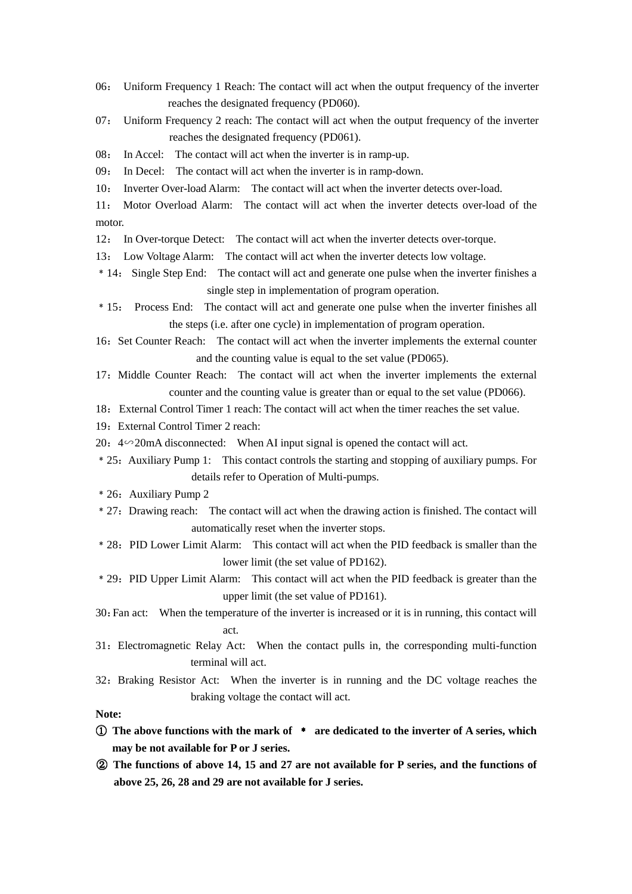06： Uniform Frequency 1 Reach: The contact will act when the output frequency of the inverter reaches the designated frequency (PD060).

07： Uniform Frequency 2 reach: The contact will act when the output frequency of the inverter reaches the designated frequency (PD061).

08： In Accel: The contact will act when the inverter is in ramp-up.

09： In Decel: The contact will act when the inverter is in ramp-down.

10： Inverter Over-load Alarm: The contact will act when the inverter detects over-load.

11： Motor Overload Alarm: The contact will act when the inverter detects over-load of the motor.

12： In Over-torque Detect: The contact will act when the inverter detects over-torque.

13： Low Voltage Alarm: The contact will act when the inverter detects low voltage.

* 14： Single Step End: The contact will act and generate one pulse when the inverter finishes a single step in implementation of program operation.

* 15： Process End: The contact will act and generate one pulse when the inverter finishes all the steps (i.e. after one cycle) in implementation of program operation.

16：Set Counter Reach: The contact will act when the inverter implements the external counter and the counting value is equal to the set value (PD065).

17：Middle Counter Reach: The contact will act when the inverter implements the external counter and the counting value is greater than or equal to the set value (PD066).

18：External Control Timer 1 reach: The contact will act when the timer reaches the set value.

19：External Control Timer 2 reach:

20：4∽20mA disconnected: When AI input signal is opened the contact will act.

* 25：Auxiliary Pump 1: This contact controls the starting and stopping of auxiliary pumps. For details refer to Operation of Multi-pumps.

* 26：Auxiliary Pump 2

* 27：Drawing reach: The contact will act when the drawing action is finished. The contact will automatically reset when the inverter stops.

* 28：PID Lower Limit Alarm: This contact will act when the PID feedback is smaller than the lower limit (the set value of PD162).

* 29：PID Upper Limit Alarm: This contact will act when the PID feedback is greater than the upper limit (the set value of PD161).

30：Fan act: When the temperature of the inverter is increased or it is in running, this contact will act.

31：Electromagnetic Relay Act: When the contact pulls in, the corresponding multi-function terminal will act.

32：Braking Resistor Act: When the inverter is in running and the DC voltage reaches the braking voltage the contact will act.

**Note:**

**① The above functions with the mark of * are dedicated to the inverter of A series, which may be not available for P or J series.**

**② The functions of above 14, 15 and 27 are not available for P series, and the functions of above 25, 26, 28 and 29 are not available for J series.**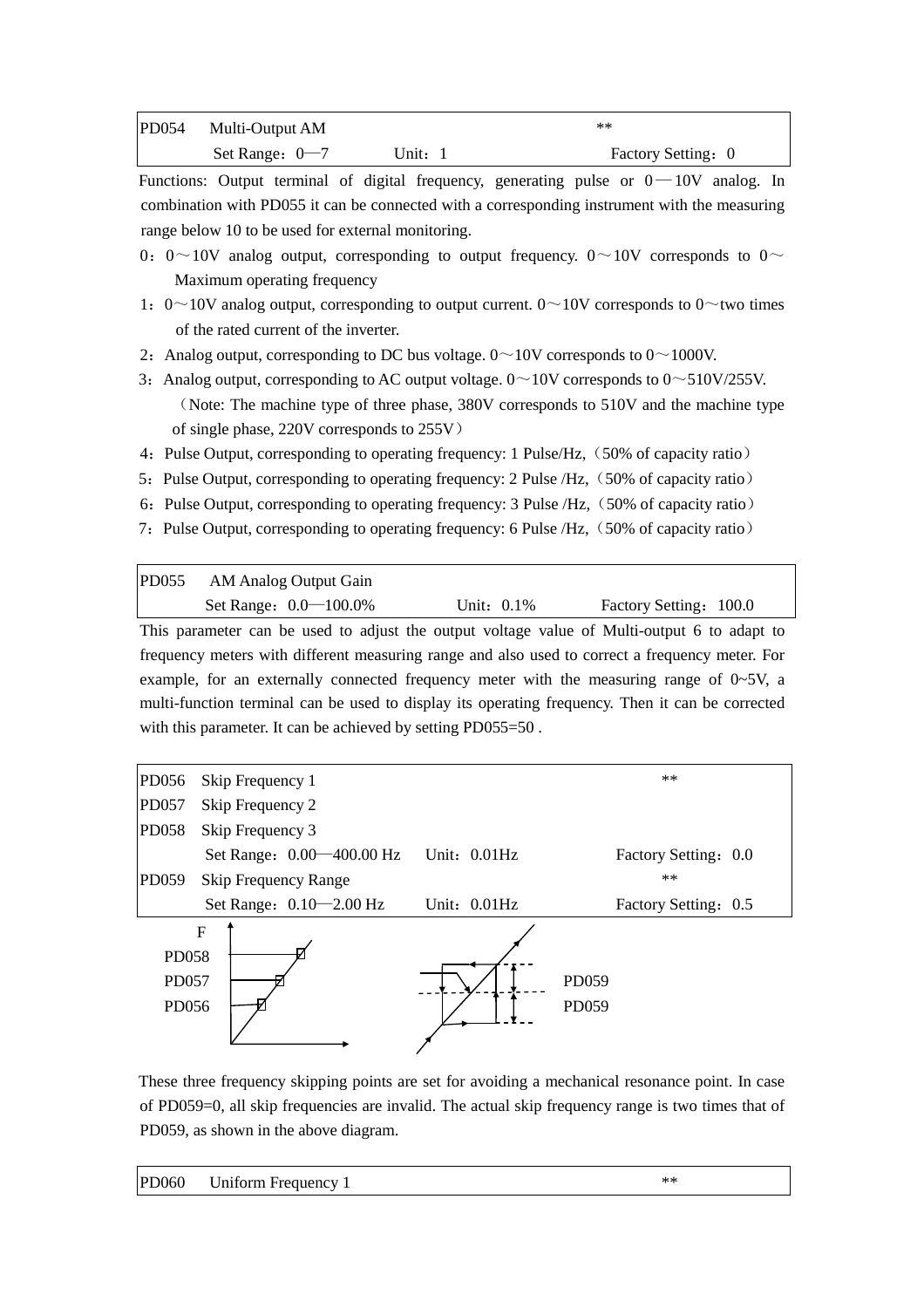| PD054 | Multi-Output AM | | ** |
|---|---|---|---|
| | Set Range：0—7 | Unit：1 | Factory Setting：0 |

Functions: Output terminal of digital frequency, generating pulse or 0—10V analog. In combination with PD055 it can be connected with a corresponding instrument with the measuring range below 10 to be used for external monitoring.

0：0～10V analog output, corresponding to output frequency. 0～10V corresponds to 0～Maximum operating frequency

1：0～10V analog output, corresponding to output current. 0～10V corresponds to 0～two times of the rated current of the inverter.

2：Analog output, corresponding to DC bus voltage. 0～10V corresponds to 0～1000V.

3：Analog output, corresponding to AC output voltage. 0～10V corresponds to 0～510V/255V.（Note: The machine type of three phase, 380V corresponds to 510V and the machine type of single phase, 220V corresponds to 255V）

4：Pulse Output, corresponding to operating frequency: 1 Pulse/Hz,（50% of capacity ratio）

5：Pulse Output, corresponding to operating frequency: 2 Pulse /Hz,（50% of capacity ratio）

6：Pulse Output, corresponding to operating frequency: 3 Pulse /Hz,（50% of capacity ratio）

7：Pulse Output, corresponding to operating frequency: 6 Pulse /Hz,（50% of capacity ratio）

| PD055 | AM Analog Output Gain | | |
|---|---|---|---|
| | Set Range：0.0—100.0% | Unit：0.1% | Factory Setting：100.0 |

This parameter can be used to adjust the output voltage value of Multi-output 6 to adapt to frequency meters with different measuring range and also used to correct a frequency meter. For example, for an externally connected frequency meter with the measuring range of 0~5V, a multi-function terminal can be used to display its operating frequency. Then it can be corrected with this parameter. It can be achieved by setting PD055=50 .

| PD056 | Skip Frequency 1 | | ** |
|---|---|---|---|
| PD057 | Skip Frequency 2 | | |
| PD058 | Skip Frequency 3 | | |
| | Set Range：0.00—400.00 Hz | Unit：0.01Hz | Factory Setting：0.0 |
| PD059 | Skip Frequency Range | | ** |
| | Set Range：0.10—2.00 Hz | Unit：0.01Hz | Factory Setting：0.5 |

These three frequency skipping points are set for avoiding a mechanical resonance point. In case of PD059=0, all skip frequencies are invalid. The actual skip frequency range is two times that of PD059, as shown in the above diagram.

| PD060 | Uniform Frequency 1 | ** |
|---|---|---|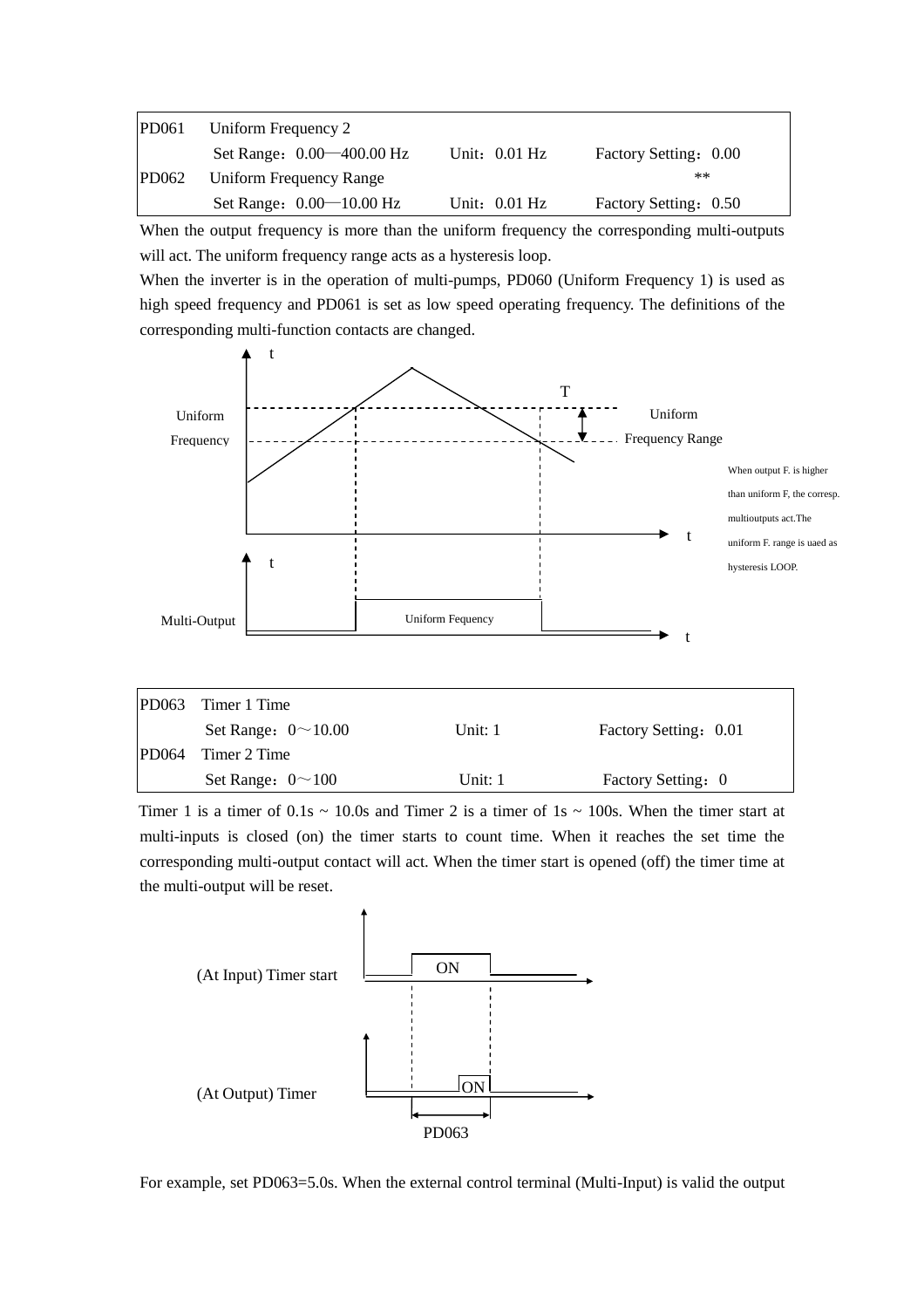| | | | |
|---|---|---|---|
| PD061 | Uniform Frequency 2 | | |
| | Set Range：0.00—400.00 Hz | Unit：0.01 Hz | Factory Setting：0.00 |
| PD062 | Uniform Frequency Range | | ** |
| | Set Range：0.00—10.00 Hz | Unit：0.01 Hz | Factory Setting：0.50 |

When the output frequency is more than the uniform frequency the corresponding multi-outputs will act. The uniform frequency range acts as a hysteresis loop.

When the inverter is in the operation of multi-pumps, PD060 (Uniform Frequency 1) is used as high speed frequency and PD061 is set as low speed operating frequency. The definitions of the corresponding multi-function contacts are changed.

t

T

Uniform Frequency

Uniform Frequency Range

When output F. is higher than uniform F, the corresp. multioutputs act.The uniform F. range is uaed as hysteresis LOOP.

t

t

Multi-Output

Uniform Fequency

t

| | | | |
|---|---|---|---|
| PD063 | Timer 1 Time | | |
| | Set Range：0～10.00 | Unit: 1 | Factory Setting：0.01 |
| PD064 | Timer 2 Time | | |
| | Set Range：0～100 | Unit: 1 | Factory Setting：0 |

Timer 1 is a timer of 0.1s ~ 10.0s and Timer 2 is a timer of 1s ~ 100s. When the timer start at multi-inputs is closed (on) the timer starts to count time. When it reaches the set time the corresponding multi-output contact will act. When the timer start is opened (off) the timer time at the multi-output will be reset.

(At Input) Timer start

ON

(At Output) Timer

ON

PD063

For example, set PD063=5.0s. When the external control terminal (Multi-Input) is valid the output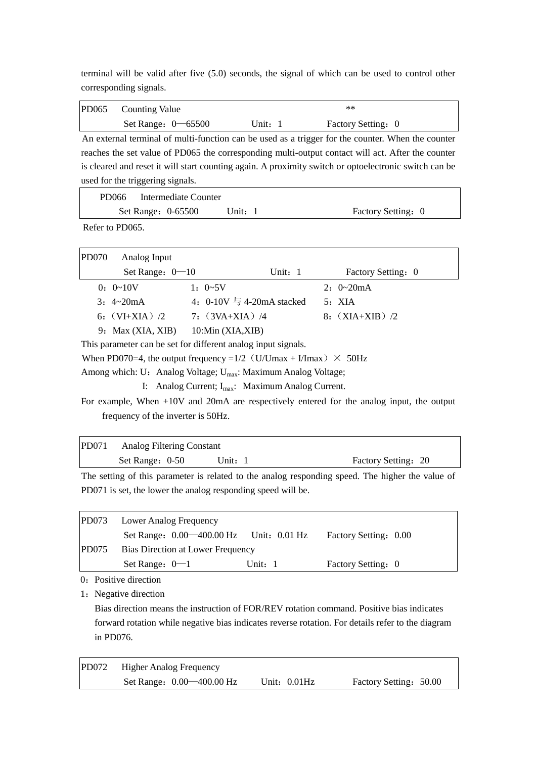terminal will be valid after five (5.0) seconds, the signal of which can be used to control other corresponding signals.

| PD065 | Counting Value | | ** |
|---|---|---|---|
| | Set Range：0—65500 | Unit：1 | Factory Setting：0 |

An external terminal of multi-function can be used as a trigger for the counter. When the counter reaches the set value of PD065 the corresponding multi-output contact will act. After the counter is cleared and reset it will start counting again. A proximity switch or optoelectronic switch can be used for the triggering signals.

| PD066 | Intermediate Counter | | |
|---|---|---|---|
| | Set Range：0-65500 | Unit：1 | Factory Setting：0 |

Refer to PD065.

| PD070 | Analog Input | | |
|---|---|---|---|
| | Set Range：0—10 | Unit：1 | Factory Setting：0 |

0：0~10V　　1：0~5V　　2：0~20mA

3：4~20mA　　4：0-10V 与 4-20mA stacked　　5：XIA

6：（VI+XIA）/2　　7：（3VA+XIA）/4　　8：（XIA+XIB）/2

9：Max (XIA, XIB)　　10:Min (XIA,XIB)

This parameter can be set for different analog input signals.

When PD070=4, the output frequency =1/2（U/Umax + I/Imax）× 50Hz

Among which: U：Analog Voltage; $U_{max}$: Maximum Analog Voltage;

I: Analog Current; $I_{max}$: Maximum Analog Current.

For example, When +10V and 20mA are respectively entered for the analog input, the output frequency of the inverter is 50Hz.

| PD071 | Analog Filtering Constant | | |
|---|---|---|---|
| | Set Range：0-50 | Unit：1 | Factory Setting：20 |

The setting of this parameter is related to the analog responding speed. The higher the value of PD071 is set, the lower the analog responding speed will be.

| PD073 | Lower Analog Frequency | | |
|---|---|---|---|
| | Set Range：0.00—400.00 Hz | Unit：0.01 Hz | Factory Setting：0.00 |
| PD075 | Bias Direction at Lower Frequency | | |
| | Set Range：0—1 | Unit：1 | Factory Setting：0 |

0：Positive direction

1：Negative direction

Bias direction means the instruction of FOR/REV rotation command. Positive bias indicates forward rotation while negative bias indicates reverse rotation. For details refer to the diagram in PD076.

| PD072 | Higher Analog Frequency | | |
|---|---|---|---|
| | Set Range：0.00—400.00 Hz | Unit：0.01Hz | Factory Setting：50.00 |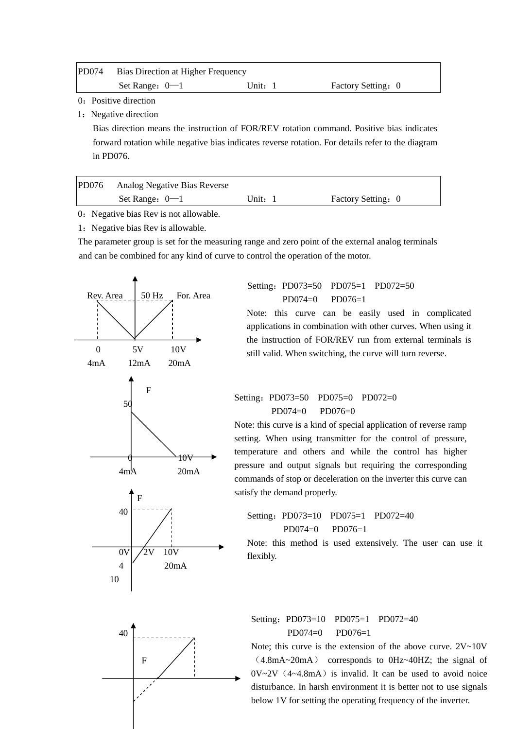| PD074 | Bias Direction at Higher Frequency | | |
|---|---|---|---|
| | Set Range：0—1 | Unit：1 | Factory Setting：0 |

0：Positive direction

1：Negative direction

Bias direction means the instruction of FOR/REV rotation command. Positive bias indicates forward rotation while negative bias indicates reverse rotation. For details refer to the diagram in PD076.

| PD076 | Analog Negative Bias Reverse | | |
|---|---|---|---|
| | Set Range：0—1 | Unit：1 | Factory Setting：0 |

0：Negative bias Rev is not allowable.

1：Negative bias Rev is allowable.

The parameter group is set for the measuring range and zero point of the external analog terminals and can be combined for any kind of curve to control the operation of the motor.

Rev. Area　50 Hz　For. Area
0　5V　10V
4mA　12mA　20mA

Setting：PD073=50　PD075=1　PD072=50
PD074=0　PD076=1

Note: this curve can be easily used in complicated applications in combination with other curves. When using it the instruction of FOR/REV run from external terminals is still valid. When switching, the curve will turn reverse.

F
50
0　10V
4mA　20mA

Setting：PD073=50　PD075=0　PD072=0
PD074=0　PD076=0

Note: this curve is a kind of special application of reverse ramp setting. When using transmitter for the control of pressure, temperature and others and while the control has higher pressure and output signals but requiring the corresponding commands of stop or deceleration on the inverter this curve can satisfy the demand properly.

F
40
0V　2V　10V
4　20mA
10

Setting：PD073=10　PD075=1　PD072=40
PD074=0　PD076=1

Note: this method is used extensively. The user can use it flexibly.

40
F

Setting：PD073=10　PD075=1　PD072=40
PD074=0　PD076=1

Note; this curve is the extension of the above curve. 2V~10V（4.8mA~20mA） corresponds to 0Hz~40HZ; the signal of 0V~2V（4~4.8mA）is invalid. It can be used to avoid noice disturbance. In harsh environment it is better not to use signals below 1V for setting the operating frequency of the inverter.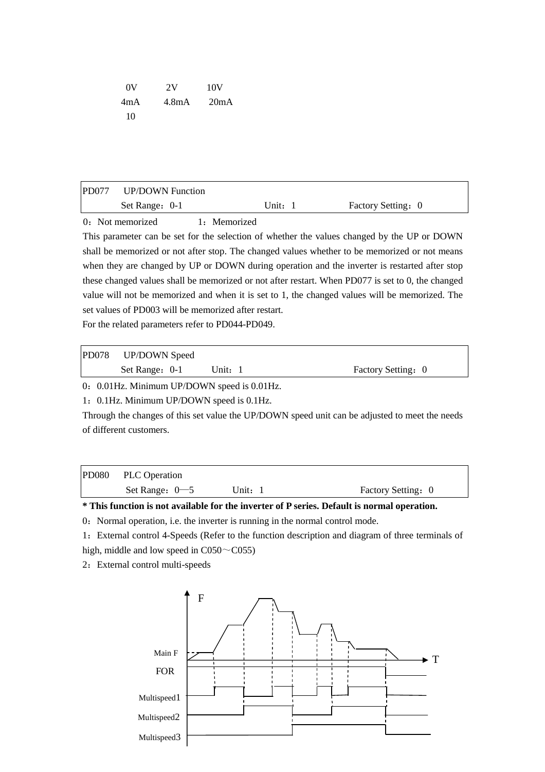0V 2V 10V

4mA 4.8mA 20mA

10

| PD077 UP/DOWN Function | | |
|---|---|---|
| Set Range：0-1 | Unit：1 | Factory Setting：0 |

0：Not memorized 1：Memorized

This parameter can be set for the selection of whether the values changed by the UP or DOWN shall be memorized or not after stop. The changed values whether to be memorized or not means when they are changed by UP or DOWN during operation and the inverter is restarted after stop these changed values shall be memorized or not after restart. When PD077 is set to 0, the changed value will not be memorized and when it is set to 1, the changed values will be memorized. The set values of PD003 will be memorized after restart.

For the related parameters refer to PD044-PD049.

| PD078 UP/DOWN Speed | | |
|---|---|---|
| Set Range：0-1 | Unit：1 | Factory Setting：0 |

0：0.01Hz. Minimum UP/DOWN speed is 0.01Hz.

1：0.1Hz. Minimum UP/DOWN speed is 0.1Hz.

Through the changes of this set value the UP/DOWN speed unit can be adjusted to meet the needs of different customers.

| PD080 PLC Operation | | |
|---|---|---|
| Set Range：0—5 | Unit：1 | Factory Setting：0 |

**\* This function is not available for the inverter of P series. Default is normal operation.**

0：Normal operation, i.e. the inverter is running in the normal control mode.

1：External control 4-Speeds (Refer to the function description and diagram of three terminals of high, middle and low speed in C050～C055)

2：External control multi-speeds

F

Main F

T

FOR

Multispeed1

Multispeed2

Multispeed3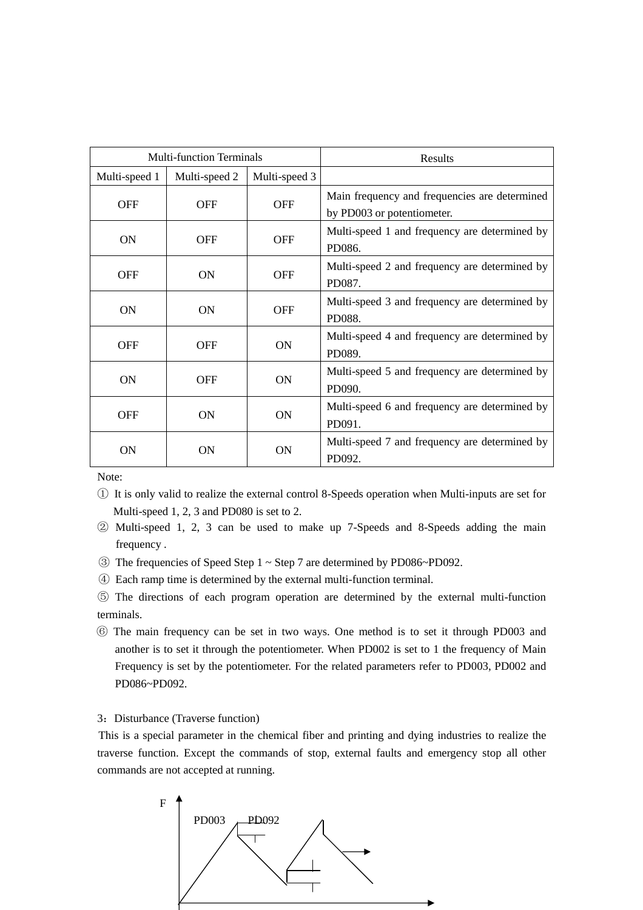| Multi-function Terminals | | | Results |
|---|---|---|---|
| Multi-speed 1 | Multi-speed 2 | Multi-speed 3 | |
| OFF | OFF | OFF | Main frequency and frequencies are determined by PD003 or potentiometer. |
| ON | OFF | OFF | Multi-speed 1 and frequency are determined by PD086. |
| OFF | ON | OFF | Multi-speed 2 and frequency are determined by PD087. |
| ON | ON | OFF | Multi-speed 3 and frequency are determined by PD088. |
| OFF | OFF | ON | Multi-speed 4 and frequency are determined by PD089. |
| ON | OFF | ON | Multi-speed 5 and frequency are determined by PD090. |
| OFF | ON | ON | Multi-speed 6 and frequency are determined by PD091. |
| ON | ON | ON | Multi-speed 7 and frequency are determined by PD092. |

Note:

① It is only valid to realize the external control 8-Speeds operation when Multi-inputs are set for Multi-speed 1, 2, 3 and PD080 is set to 2.

② Multi-speed 1, 2, 3 can be used to make up 7-Speeds and 8-Speeds adding the main frequency .

③ The frequencies of Speed Step 1 ~ Step 7 are determined by PD086~PD092.

④ Each ramp time is determined by the external multi-function terminal.

⑤ The directions of each program operation are determined by the external multi-function terminals.

⑥ The main frequency can be set in two ways. One method is to set it through PD003 and another is to set it through the potentiometer. When PD002 is set to 1 the frequency of Main Frequency is set by the potentiometer. For the related parameters refer to PD003, PD002 and PD086~PD092.

3：Disturbance (Traverse function)

This is a special parameter in the chemical fiber and printing and dying industries to realize the traverse function. Except the commands of stop, external faults and emergency stop all other commands are not accepted at running.

F

PD003 PD092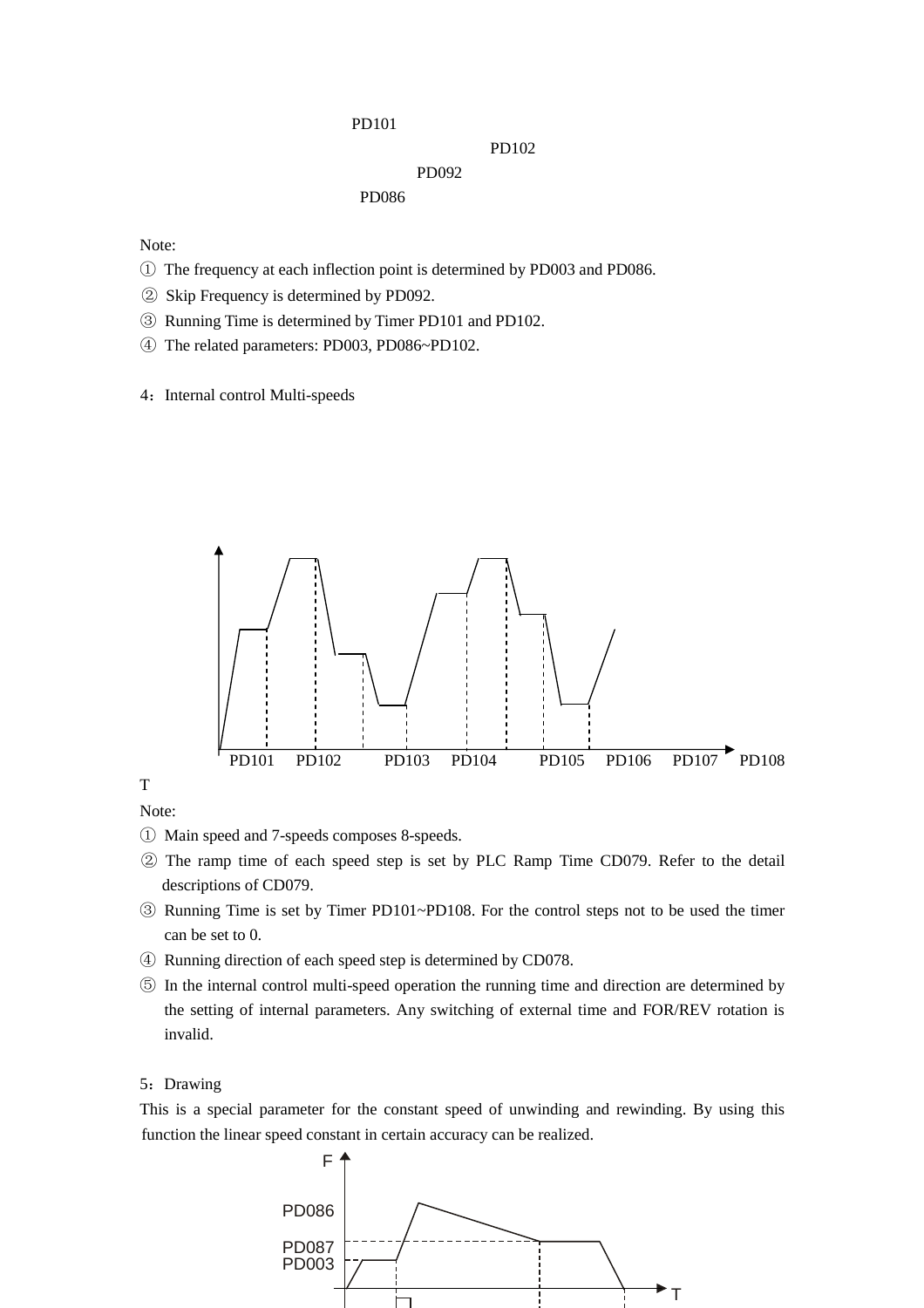PD101

PD102

PD092

PD086

Note:

① The frequency at each inflection point is determined by PD003 and PD086.

② Skip Frequency is determined by PD092.

③ Running Time is determined by Timer PD101 and PD102.

④ The related parameters: PD003, PD086~PD102.

4：Internal control Multi-speeds

PD101 PD102 PD103 PD104 PD105 PD106 PD107 PD108

T

Note:

① Main speed and 7-speeds composes 8-speeds.

② The ramp time of each speed step is set by PLC Ramp Time CD079. Refer to the detail descriptions of CD079.

③ Running Time is set by Timer PD101~PD108. For the control steps not to be used the timer can be set to 0.

④ Running direction of each speed step is determined by CD078.

⑤ In the internal control multi-speed operation the running time and direction are determined by the setting of internal parameters. Any switching of external time and FOR/REV rotation is invalid.

5：Drawing

This is a special parameter for the constant speed of unwinding and rewinding. By using this function the linear speed constant in certain accuracy can be realized.

F

PD086

PD087

PD003

T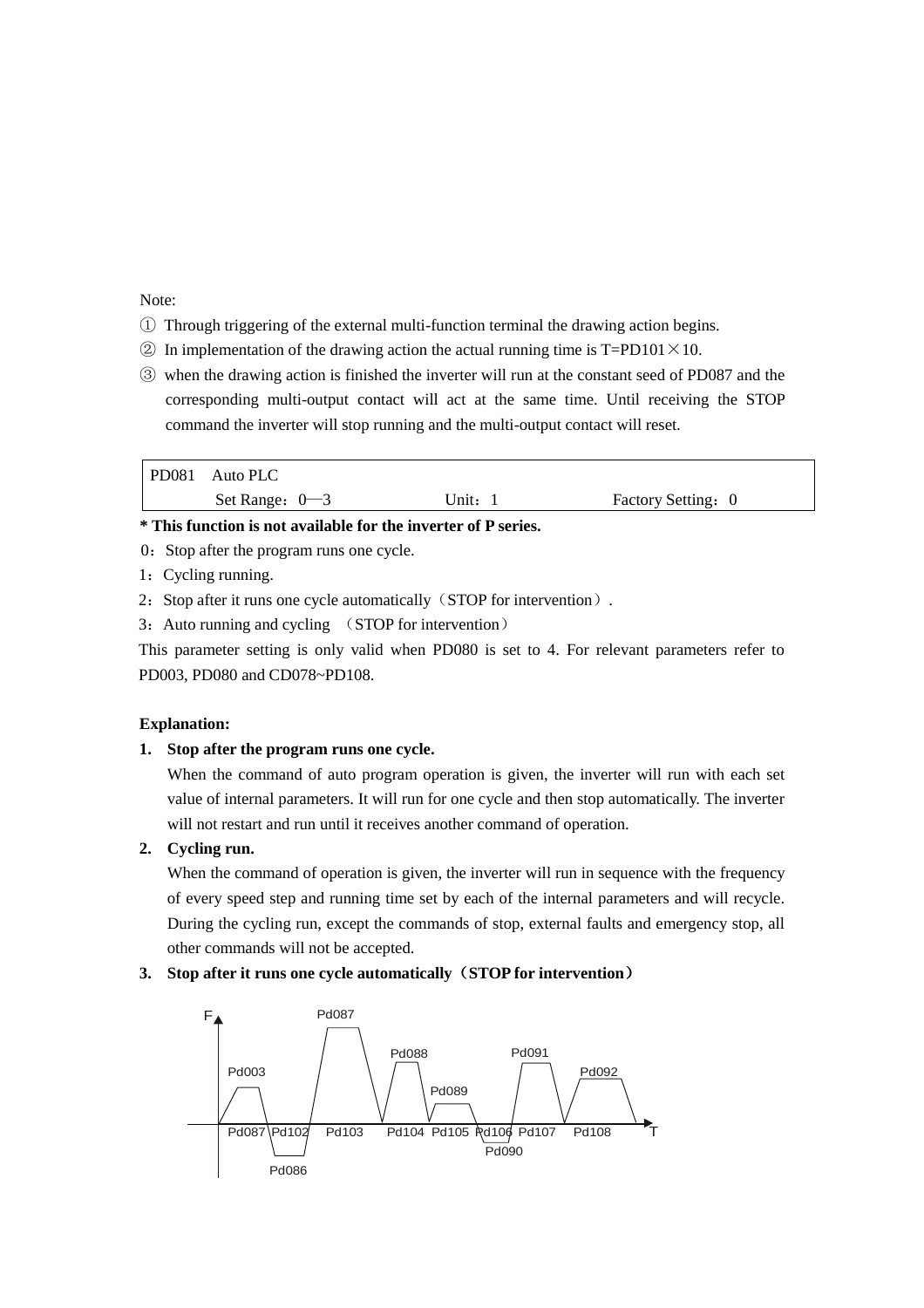Note:

① Through triggering of the external multi-function terminal the drawing action begins.

② In implementation of the drawing action the actual running time is T=PD101×10.

③ when the drawing action is finished the inverter will run at the constant seed of PD087 and the corresponding multi-output contact will act at the same time. Until receiving the STOP command the inverter will stop running and the multi-output contact will reset.

| PD081　Auto PLC | | |
|---|---|---|
| Set Range：0—3 | Unit：1 | Factory Setting：0 |

**\* This function is not available for the inverter of P series.**

0：Stop after the program runs one cycle.

1：Cycling running.

2：Stop after it runs one cycle automatically（STOP for intervention）.

3：Auto running and cycling （STOP for intervention）

This parameter setting is only valid when PD080 is set to 4. For relevant parameters refer to PD003, PD080 and CD078~PD108.

**Explanation:**

1. **Stop after the program runs one cycle.**

   When the command of auto program operation is given, the inverter will run with each set value of internal parameters. It will run for one cycle and then stop automatically. The inverter will not restart and run until it receives another command of operation.

2. **Cycling run.**

   When the command of operation is given, the inverter will run in sequence with the frequency of every speed step and running time set by each of the internal parameters and will recycle. During the cycling run, except the commands of stop, external faults and emergency stop, all other commands will not be accepted.

3. **Stop after it runs one cycle automatically（STOP for intervention）**

F | Pd003 | Pd086 | Pd087 | Pd088 | Pd089 | Pd090 | Pd091 | Pd092

Pd087 Pd102 Pd103 Pd104 Pd105 Pd106 Pd107 Pd108 T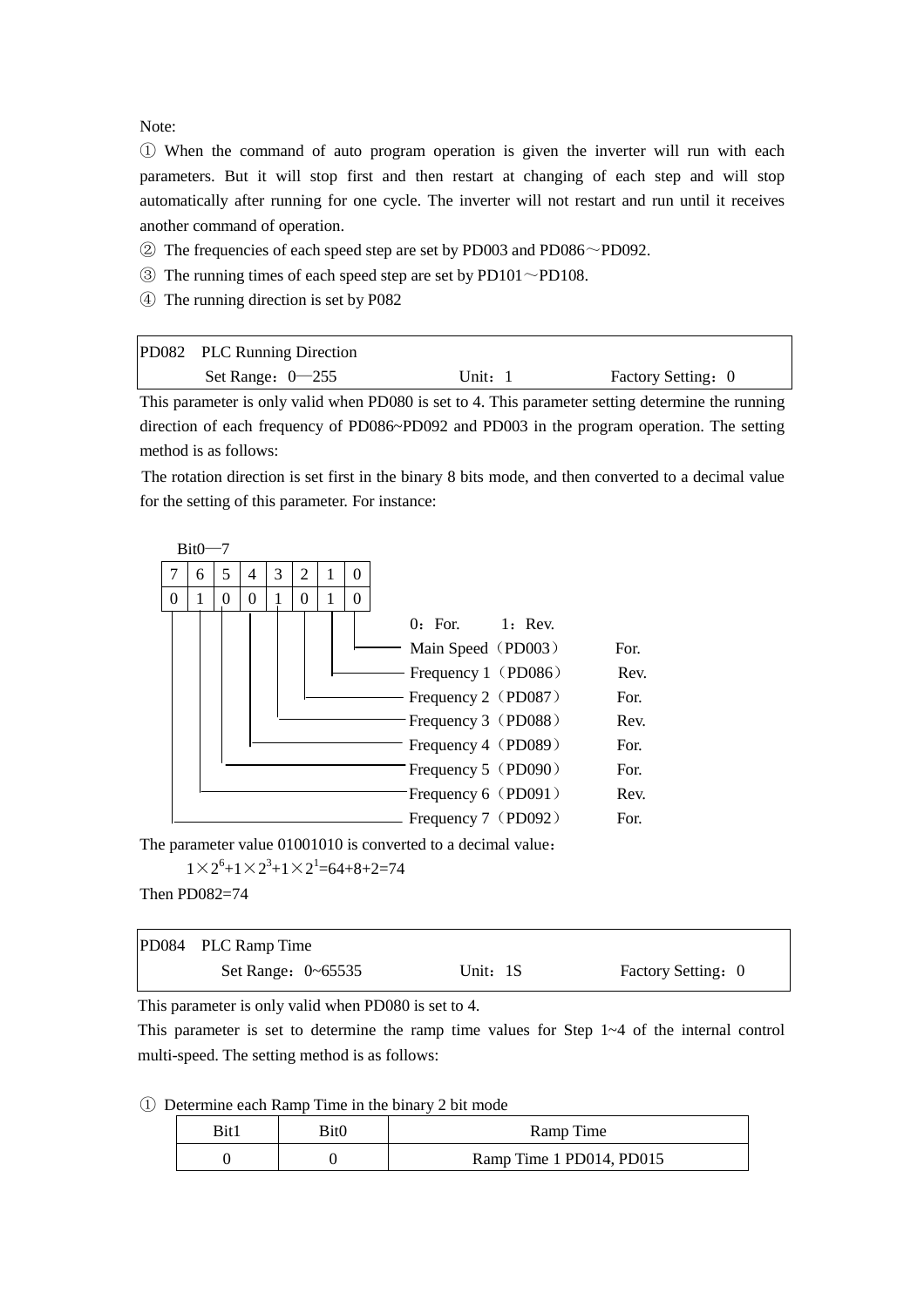Note:

① When the command of auto program operation is given the inverter will run with each parameters. But it will stop first and then restart at changing of each step and will stop automatically after running for one cycle. The inverter will not restart and run until it receives another command of operation.

② The frequencies of each speed step are set by PD003 and PD086～PD092.

③ The running times of each speed step are set by PD101～PD108.

④ The running direction is set by P082

| PD082 PLC Running Direction | | |
|---|---|---|
| Set Range：0—255 | Unit：1 | Factory Setting：0 |

This parameter is only valid when PD080 is set to 4. This parameter setting determine the running direction of each frequency of PD086~PD092 and PD003 in the program operation. The setting method is as follows:

The rotation direction is set first in the binary 8 bits mode, and then converted to a decimal value for the setting of this parameter. For instance:

Bit0—7

| 7 | 6 | 5 | 4 | 3 | 2 | 1 | 0 |
|---|---|---|---|---|---|---|---|
| 0 | 1 | 0 | 0 | 1 | 0 | 1 | 0 |

0：For. 1：Rev.

| Bit | Frequency | Direction |
|---|---|---|
| 0 | Main Speed（PD003） | For. |
| 1 | Frequency 1（PD086） | Rev. |
| 2 | Frequency 2（PD087） | For. |
| 3 | Frequency 3（PD088） | Rev. |
| 4 | Frequency 4（PD089） | For. |
| 5 | Frequency 5（PD090） | For. |
| 6 | Frequency 6（PD091） | Rev. |
| 7 | Frequency 7（PD092） | For. |

The parameter value 01001010 is converted to a decimal value：

$1\times2^6+1\times2^3+1\times2^1=64+8+2=74$

Then PD082=74

| PD084 PLC Ramp Time | | |
|---|---|---|
| Set Range：0~65535 | Unit：1S | Factory Setting：0 |

This parameter is only valid when PD080 is set to 4.

This parameter is set to determine the ramp time values for Step 1~4 of the internal control multi-speed. The setting method is as follows:

① Determine each Ramp Time in the binary 2 bit mode

| Bit1 | Bit0 | Ramp Time |
|---|---|---|
| 0 | 0 | Ramp Time 1 PD014, PD015 |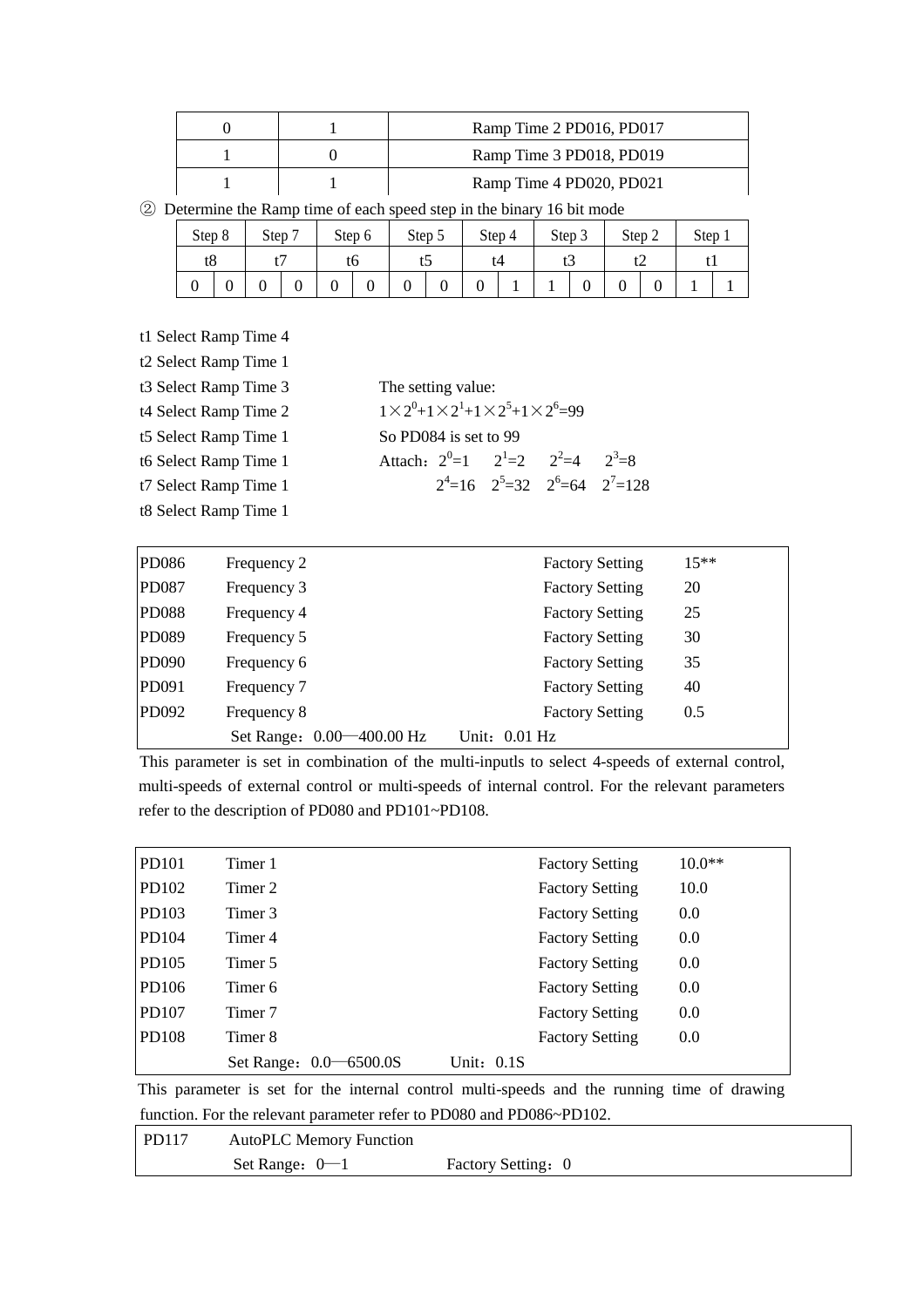| 0 | 1 | Ramp Time 2 PD016, PD017 |
|---|---|---|
| 1 | 0 | Ramp Time 3 PD018, PD019 |
| 1 | 1 | Ramp Time 4 PD020, PD021 |

② Determine the Ramp time of each speed step in the binary 16 bit mode

| Step 8 | | Step 7 | | Step 6 | | Step 5 | | Step 4 | | Step 3 | | Step 2 | | Step 1 | |
|---|---|---|---|---|---|---|---|---|---|---|---|---|---|---|---|
| t8 | | t7 | | t6 | | t5 | | t4 | | t3 | | t2 | | t1 | |
| 0 | 0 | 0 | 0 | 0 | 0 | 0 | 0 | 0 | 1 | 1 | 0 | 0 | 0 | 1 | 1 |

t1 Select Ramp Time 4
t2 Select Ramp Time 1
t3 Select Ramp Time 3
t4 Select Ramp Time 2
t5 Select Ramp Time 1
t6 Select Ramp Time 1
t7 Select Ramp Time 1
t8 Select Ramp Time 1

The setting value:
$1\times2^0+1\times2^1+1\times2^5+1\times2^6=99$
So PD084 is set to 99
Attach：$2^0=1$　$2^1=2$　$2^2=4$　$2^3=8$
$2^4=16$　$2^5=32$　$2^6=64$　$2^7=128$

| | | | |
|---|---|---|---|
| PD086 | Frequency 2 | Factory Setting | 15** |
| PD087 | Frequency 3 | Factory Setting | 20 |
| PD088 | Frequency 4 | Factory Setting | 25 |
| PD089 | Frequency 5 | Factory Setting | 30 |
| PD090 | Frequency 6 | Factory Setting | 35 |
| PD091 | Frequency 7 | Factory Setting | 40 |
| PD092 | Frequency 8 | Factory Setting | 0.5 |
| | Set Range：0.00—400.00 Hz　Unit：0.01 Hz | | |

This parameter is set in combination of the multi-inputls to select 4-speeds of external control, multi-speeds of external control or multi-speeds of internal control. For the relevant parameters refer to the description of PD080 and PD101~PD108.

| | | | |
|---|---|---|---|
| PD101 | Timer 1 | Factory Setting | 10.0** |
| PD102 | Timer 2 | Factory Setting | 10.0 |
| PD103 | Timer 3 | Factory Setting | 0.0 |
| PD104 | Timer 4 | Factory Setting | 0.0 |
| PD105 | Timer 5 | Factory Setting | 0.0 |
| PD106 | Timer 6 | Factory Setting | 0.0 |
| PD107 | Timer 7 | Factory Setting | 0.0 |
| PD108 | Timer 8 | Factory Setting | 0.0 |
| | Set Range：0.0—6500.0S　Unit：0.1S | | |

This parameter is set for the internal control multi-speeds and the running time of drawing function. For the relevant parameter refer to PD080 and PD086~PD102.

| | |
|---|---|
| PD117 | AutoPLC Memory Function |
| | Set Range：0—1　Factory Setting：0 |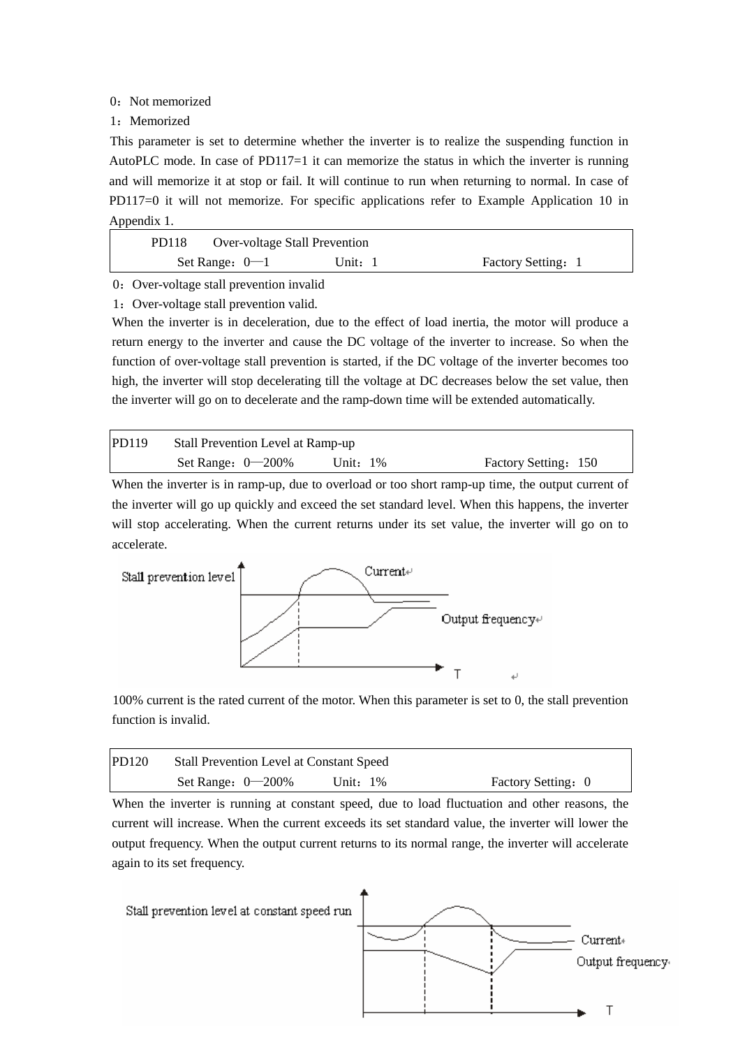0：Not memorized

1：Memorized

This parameter is set to determine whether the inverter is to realize the suspending function in AutoPLC mode. In case of PD117=1 it can memorize the status in which the inverter is running and will memorize it at stop or fail. It will continue to run when returning to normal. In case of PD117=0 it will not memorize. For specific applications refer to Example Application 10 in Appendix 1.

| PD118 Over-voltage Stall Prevention | | |
|---|---|---|
| Set Range：0—1 | Unit：1 | Factory Setting：1 |

0：Over-voltage stall prevention invalid

1：Over-voltage stall prevention valid.

When the inverter is in deceleration, due to the effect of load inertia, the motor will produce a return energy to the inverter and cause the DC voltage of the inverter to increase. So when the function of over-voltage stall prevention is started, if the DC voltage of the inverter becomes too high, the inverter will stop decelerating till the voltage at DC decreases below the set value, then the inverter will go on to decelerate and the ramp-down time will be extended automatically.

| PD119 Stall Prevention Level at Ramp-up | | |
|---|---|---|
| Set Range：0—200% | Unit：1% | Factory Setting：150 |

When the inverter is in ramp-up, due to overload or too short ramp-up time, the output current of the inverter will go up quickly and exceed the set standard level. When this happens, the inverter will stop accelerating. When the current returns under its set value, the inverter will go on to accelerate.

100% current is the rated current of the motor. When this parameter is set to 0, the stall prevention function is invalid.

| PD120 Stall Prevention Level at Constant Speed | | |
|---|---|---|
| Set Range：0—200% | Unit：1% | Factory Setting：0 |

When the inverter is running at constant speed, due to load fluctuation and other reasons, the current will increase. When the current exceeds its set standard value, the inverter will lower the output frequency. When the output current returns to its normal range, the inverter will accelerate again to its set frequency.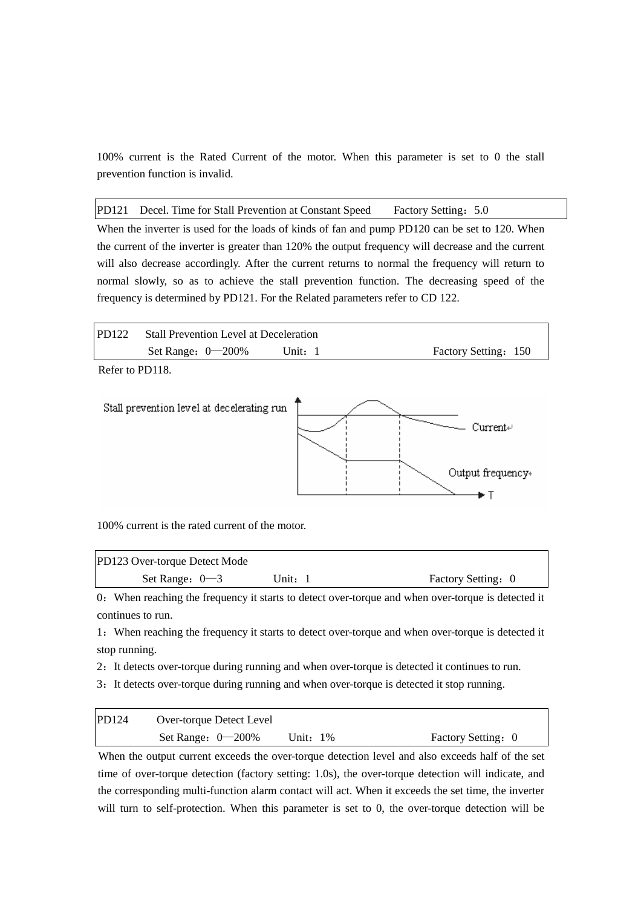100% current is the Rated Current of the motor. When this parameter is set to 0 the stall prevention function is invalid.

| PD121 Decel. Time for Stall Prevention at Constant Speed | Factory Setting：5.0 |
|---|---|

When the inverter is used for the loads of kinds of fan and pump PD120 can be set to 120. When the current of the inverter is greater than 120% the output frequency will decrease and the current will also decrease accordingly. After the current returns to normal the frequency will return to normal slowly, so as to achieve the stall prevention function. The decreasing speed of the frequency is determined by PD121. For the Related parameters refer to CD 122.

| PD122 | Stall Prevention Level at Deceleration | | |
|---|---|---|---|
| | Set Range：0—200% | Unit：1 | Factory Setting：150 |

Refer to PD118.

Stall prevention level at decelerating run

Current

Output frequency

T

100% current is the rated current of the motor.

| PD123 Over-torque Detect Mode | | |
|---|---|---|
| Set Range：0—3 | Unit：1 | Factory Setting：0 |

0：When reaching the frequency it starts to detect over-torque and when over-torque is detected it continues to run.

1：When reaching the frequency it starts to detect over-torque and when over-torque is detected it stop running.

2：It detects over-torque during running and when over-torque is detected it continues to run.

3：It detects over-torque during running and when over-torque is detected it stop running.

| PD124 | Over-torque Detect Level | | |
|---|---|---|---|
| | Set Range：0—200% | Unit：1% | Factory Setting：0 |

When the output current exceeds the over-torque detection level and also exceeds half of the set time of over-torque detection (factory setting: 1.0s), the over-torque detection will indicate, and the corresponding multi-function alarm contact will act. When it exceeds the set time, the inverter will turn to self-protection. When this parameter is set to 0, the over-torque detection will be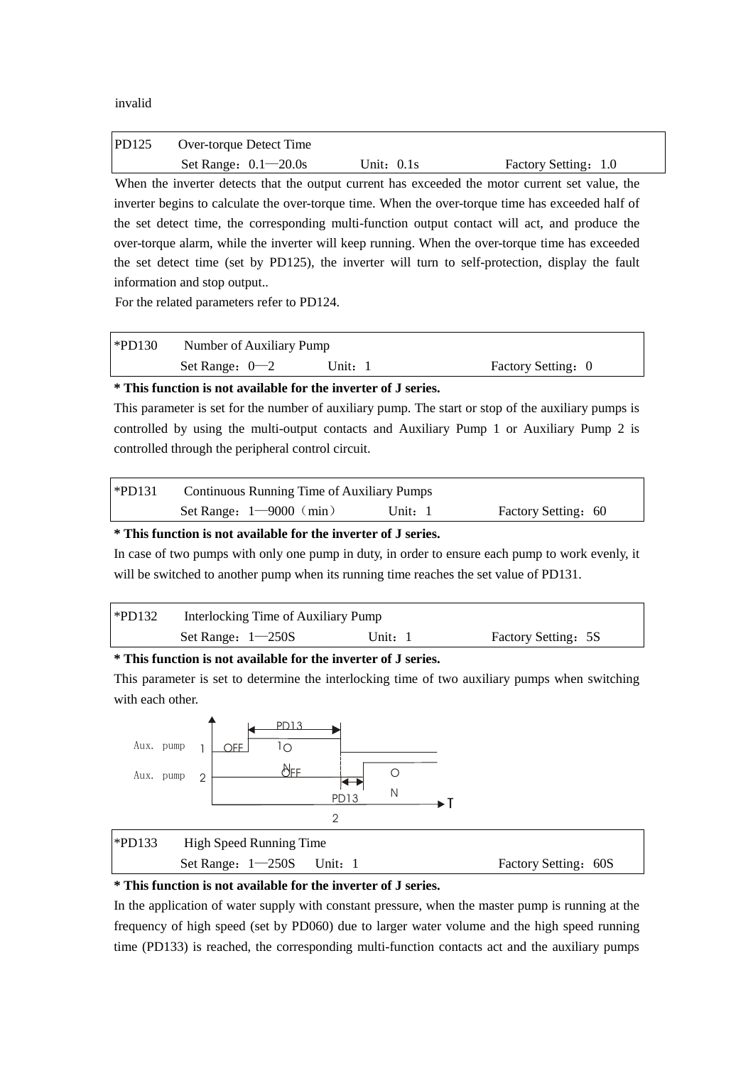invalid

| PD125 | Over-torque Detect Time | | |
|---|---|---|---|
| | Set Range：0.1—20.0s | Unit：0.1s | Factory Setting：1.0 |

When the inverter detects that the output current has exceeded the motor current set value, the inverter begins to calculate the over-torque time. When the over-torque time has exceeded half of the set detect time, the corresponding multi-function output contact will act, and produce the over-torque alarm, while the inverter will keep running. When the over-torque time has exceeded the set detect time (set by PD125), the inverter will turn to self-protection, display the fault information and stop output..

For the related parameters refer to PD124.

| *PD130 | Number of Auxiliary Pump | | |
|---|---|---|---|
| | Set Range：0—2 | Unit：1 | Factory Setting：0 |

**\* This function is not available for the inverter of J series.**

This parameter is set for the number of auxiliary pump. The start or stop of the auxiliary pumps is controlled by using the multi-output contacts and Auxiliary Pump 1 or Auxiliary Pump 2 is controlled through the peripheral control circuit.

| *PD131 | Continuous Running Time of Auxiliary Pumps | | |
|---|---|---|---|
| | Set Range：1—9000（min） | Unit：1 | Factory Setting：60 |

**\* This function is not available for the inverter of J series.**

In case of two pumps with only one pump in duty, in order to ensure each pump to work evenly, it will be switched to another pump when its running time reaches the set value of PD131.

| *PD132 | Interlocking Time of Auxiliary Pump | | |
|---|---|---|---|
| | Set Range：1—250S | Unit：1 | Factory Setting：5S |

**\* This function is not available for the inverter of J series.**

This parameter is set to determine the interlocking time of two auxiliary pumps when switching with each other.

Aux. pump 1 — OFF / ON — PD131
Aux. pump 2 — OFF / ON — PD132 — T

| *PD133 | High Speed Running Time | | |
|---|---|---|---|
| | Set Range：1—250S | Unit：1 | Factory Setting：60S |

**\* This function is not available for the inverter of J series.**

In the application of water supply with constant pressure, when the master pump is running at the frequency of high speed (set by PD060) due to larger water volume and the high speed running time (PD133) is reached, the corresponding multi-function contacts act and the auxiliary pumps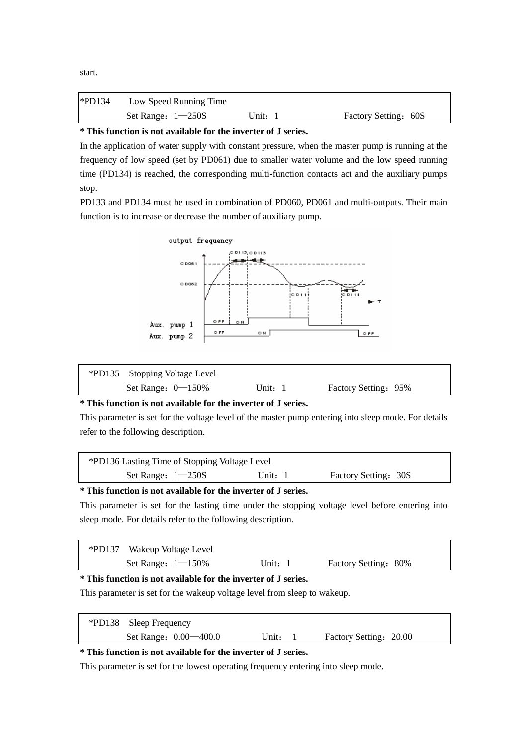start.

| *PD134 Low Speed Running Time | | |
|---|---|---|
| Set Range：1—250S | Unit：1 | Factory Setting：60S |

**\* This function is not available for the inverter of J series.**

In the application of water supply with constant pressure, when the master pump is running at the frequency of low speed (set by PD061) due to smaller water volume and the low speed running time (PD134) is reached, the corresponding multi-function contacts act and the auxiliary pumps stop.

PD133 and PD134 must be used in combination of PD060, PD061 and multi-outputs. Their main function is to increase or decrease the number of auxiliary pump.

| *PD135 Stopping Voltage Level | | |
|---|---|---|
| Set Range：0—150% | Unit：1 | Factory Setting：95% |

**\* This function is not available for the inverter of J series.**

This parameter is set for the voltage level of the master pump entering into sleep mode. For details refer to the following description.

| *PD136 Lasting Time of Stopping Voltage Level | | |
|---|---|---|
| Set Range：1—250S | Unit：1 | Factory Setting：30S |

**\* This function is not available for the inverter of J series.**

This parameter is set for the lasting time under the stopping voltage level before entering into sleep mode. For details refer to the following description.

| *PD137 Wakeup Voltage Level | | |
|---|---|---|
| Set Range：1—150% | Unit：1 | Factory Setting：80% |

**\* This function is not available for the inverter of J series.**

This parameter is set for the wakeup voltage level from sleep to wakeup.

| *PD138 Sleep Frequency | | |
|---|---|---|
| Set Range：0.00—400.0 | Unit： 1 | Factory Setting：20.00 |

**\* This function is not available for the inverter of J series.**

This parameter is set for the lowest operating frequency entering into sleep mode.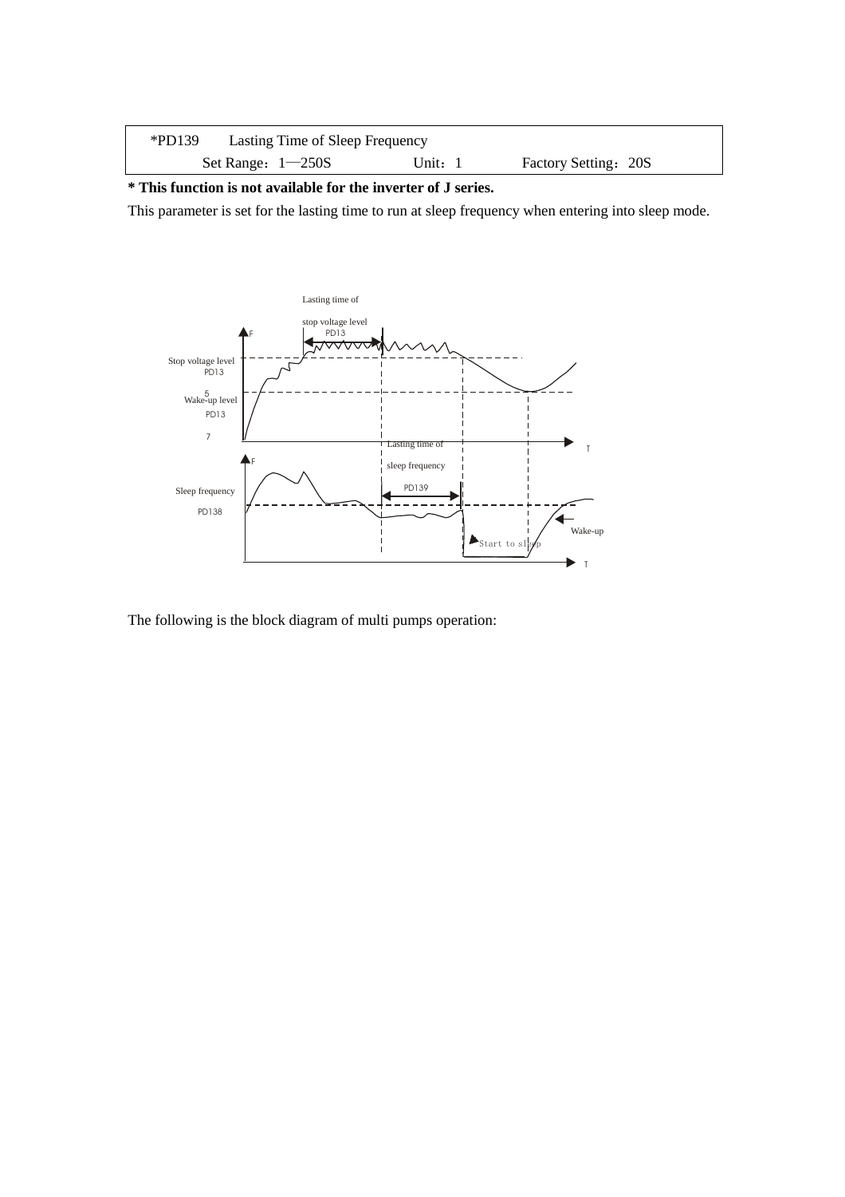| *PD139 | Lasting Time of Sleep Frequency | |
| --- | --- | --- |
| Set Range：1—250S | Unit：1 | Factory Setting：20S |

**\* This function is not available for the inverter of J series.**

This parameter is set for the lasting time to run at sleep frequency when entering into sleep mode.

The following is the block diagram of multi pumps operation: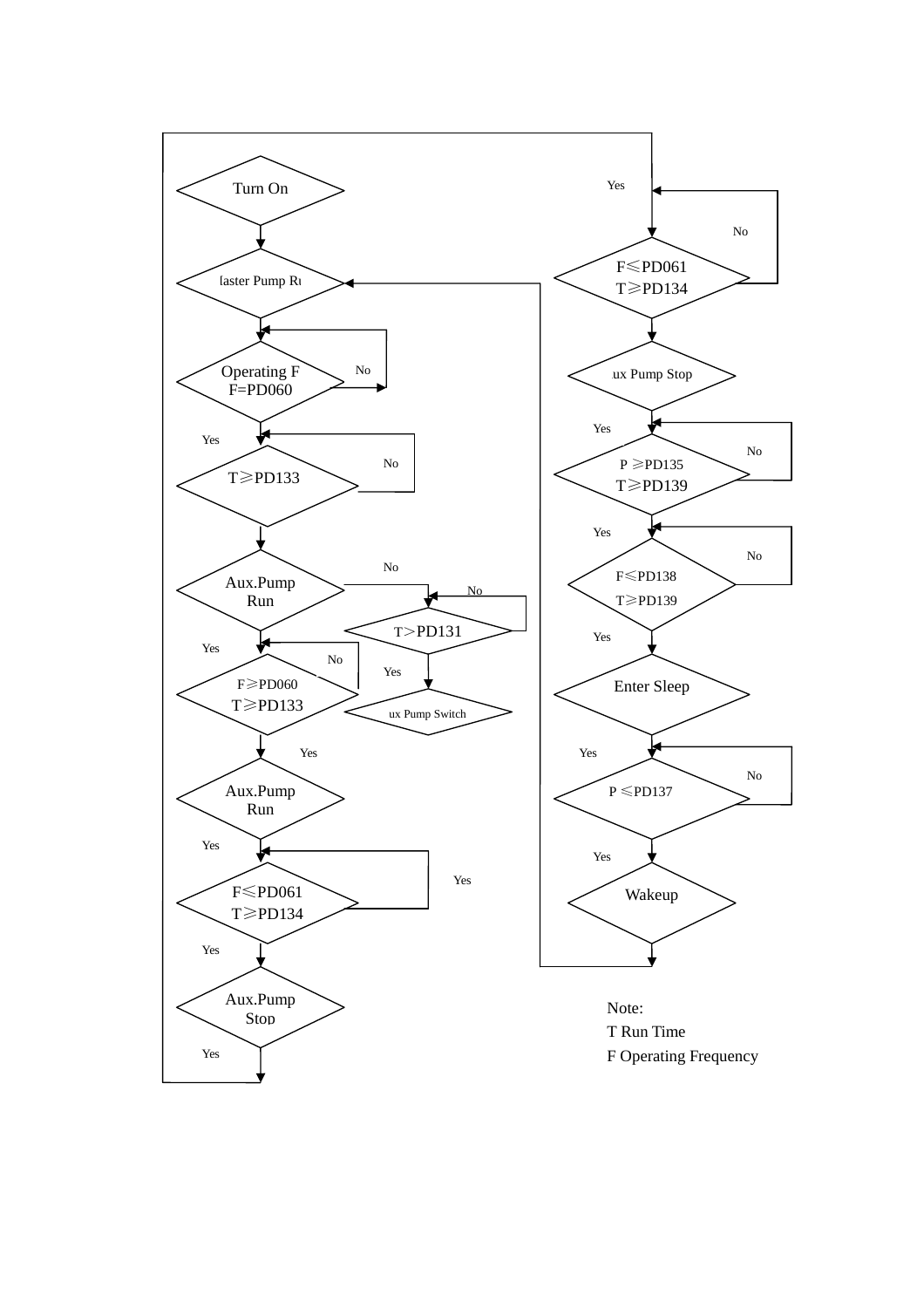Turn On

laster Pump Ru

Operating F
F=PD060

No

Yes

T≥PD133

No

Aux.Pump
Run

No

No

T>PD131

Yes

Yes

No

F≥PD060
T≥PD133

ux Pump Switch

Yes

Aux.Pump
Run

Yes

F≤PD061
T≥PD134

Yes

Yes

Aux.Pump
Stop

Yes

Yes

No

F≤PD061
T≥PD134

ux Pump Stop

Yes

P ≥PD135
T≥PD139

No

Yes

F≤PD138
T≥PD139

No

Yes

Enter Sleep

Yes

P ≤PD137

No

Yes

Wakeup

Note:
T Run Time
F Operating Frequency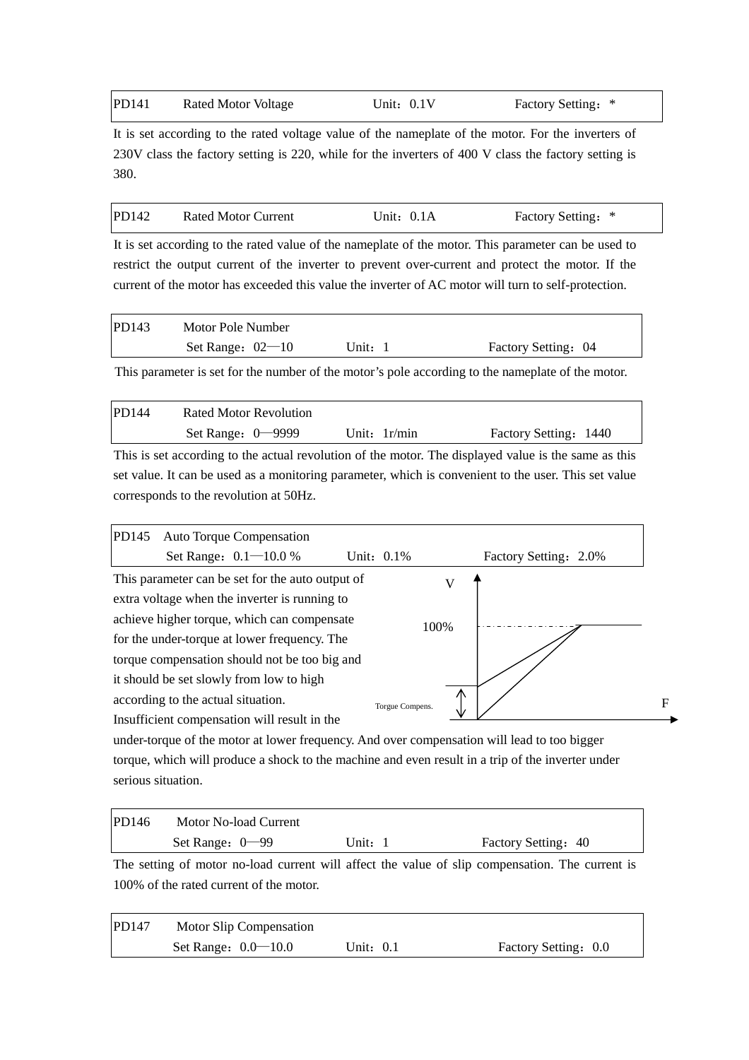| PD141 | Rated Motor Voltage | Unit：0.1V | Factory Setting：* |
|---|---|---|---|

It is set according to the rated voltage value of the nameplate of the motor. For the inverters of 230V class the factory setting is 220, while for the inverters of 400 V class the factory setting is 380.

| PD142 | Rated Motor Current | Unit：0.1A | Factory Setting：* |
|---|---|---|---|

It is set according to the rated value of the nameplate of the motor. This parameter can be used to restrict the output current of the inverter to prevent over-current and protect the motor. If the current of the motor has exceeded this value the inverter of AC motor will turn to self-protection.

| PD143 | Motor Pole Number | | |
|---|---|---|---|
| | Set Range：02—10 | Unit：1 | Factory Setting：04 |

This parameter is set for the number of the motor's pole according to the nameplate of the motor.

| PD144 | Rated Motor Revolution | | |
|---|---|---|---|
| | Set Range：0—9999 | Unit：1r/min | Factory Setting：1440 |

This is set according to the actual revolution of the motor. The displayed value is the same as this set value. It can be used as a monitoring parameter, which is convenient to the user. This set value corresponds to the revolution at 50Hz.

| PD145 | Auto Torque Compensation | | |
|---|---|---|---|
| | Set Range：0.1—10.0 % | Unit：0.1% | Factory Setting：2.0% |

This parameter can be set for the auto output of extra voltage when the inverter is running to achieve higher torque, which can compensate for the under-torque at lower frequency. The torque compensation should not be too big and it should be set slowly from low to high according to the actual situation. Insufficient compensation will result in the under-torque of the motor at lower frequency. And over compensation will lead to too bigger torque, which will produce a shock to the machine and even result in a trip of the inverter under serious situation.

| PD146 | Motor No-load Current | | |
|---|---|---|---|
| | Set Range：0—99 | Unit：1 | Factory Setting：40 |

The setting of motor no-load current will affect the value of slip compensation. The current is 100% of the rated current of the motor.

| PD147 | Motor Slip Compensation | | |
|---|---|---|---|
| | Set Range：0.0—10.0 | Unit：0.1 | Factory Setting：0.0 |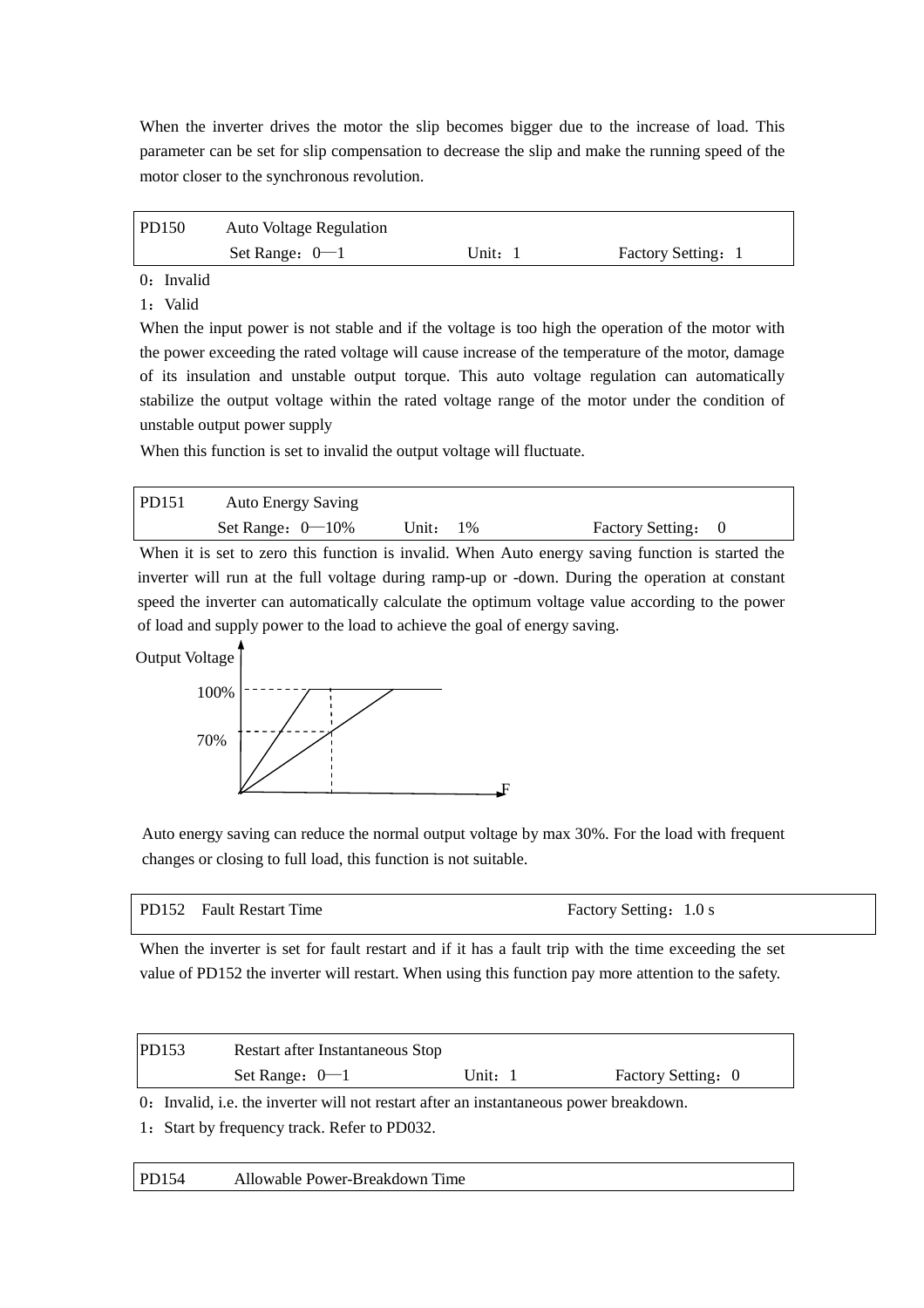When the inverter drives the motor the slip becomes bigger due to the increase of load. This parameter can be set for slip compensation to decrease the slip and make the running speed of the motor closer to the synchronous revolution.

| PD150 | Auto Voltage Regulation | | |
|---|---|---|---|
| | Set Range：0—1 | Unit：1 | Factory Setting：1 |

0：Invalid

1：Valid

When the input power is not stable and if the voltage is too high the operation of the motor with the power exceeding the rated voltage will cause increase of the temperature of the motor, damage of its insulation and unstable output torque. This auto voltage regulation can automatically stabilize the output voltage within the rated voltage range of the motor under the condition of unstable output power supply

When this function is set to invalid the output voltage will fluctuate.

| PD151 | Auto Energy Saving | | |
|---|---|---|---|
| | Set Range：0—10% | Unit： 1% | Factory Setting： 0 |

When it is set to zero this function is invalid. When Auto energy saving function is started the inverter will run at the full voltage during ramp-up or -down. During the operation at constant speed the inverter can automatically calculate the optimum voltage value according to the power of load and supply power to the load to achieve the goal of energy saving.

Output Voltage

100%

70%

F

Auto energy saving can reduce the normal output voltage by max 30%. For the load with frequent changes or closing to full load, this function is not suitable.

| PD152 Fault Restart Time | Factory Setting：1.0 s |
|---|---|

When the inverter is set for fault restart and if it has a fault trip with the time exceeding the set value of PD152 the inverter will restart. When using this function pay more attention to the safety.

| PD153 | Restart after Instantaneous Stop | | |
|---|---|---|---|
| | Set Range：0—1 | Unit：1 | Factory Setting：0 |

0：Invalid, i.e. the inverter will not restart after an instantaneous power breakdown.

1：Start by frequency track. Refer to PD032.

| PD154 | Allowable Power-Breakdown Time |
|---|---|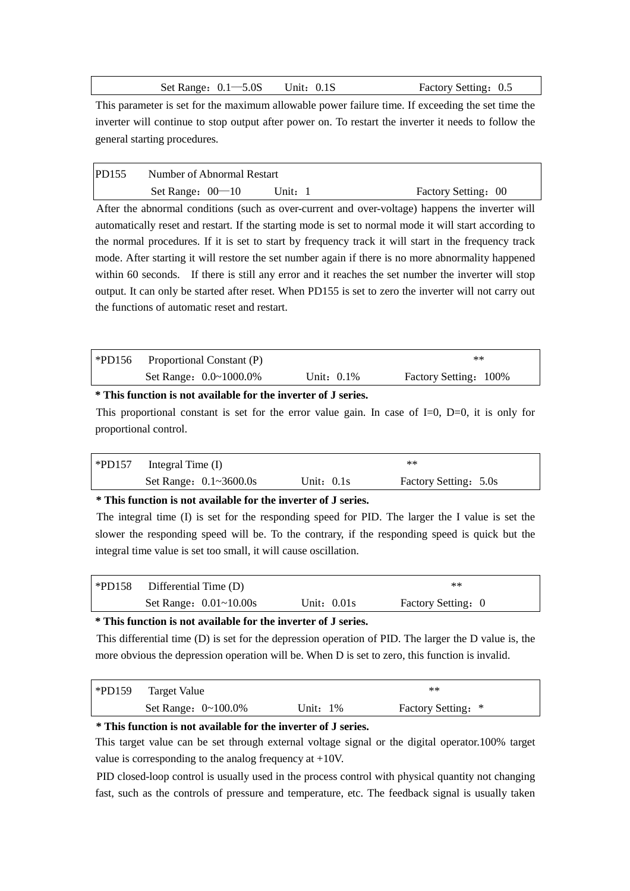| Set Range：0.1—5.0S | Unit：0.1S | Factory Setting：0.5 |
|---|---|---|

This parameter is set for the maximum allowable power failure time. If exceeding the set time the inverter will continue to stop output after power on. To restart the inverter it needs to follow the general starting procedures.

| PD155 | Number of Abnormal Restart | | |
|---|---|---|---|
| | Set Range：00—10 | Unit：1 | Factory Setting：00 |

After the abnormal conditions (such as over-current and over-voltage) happens the inverter will automatically reset and restart. If the starting mode is set to normal mode it will start according to the normal procedures. If it is set to start by frequency track it will start in the frequency track mode. After starting it will restore the set number again if there is no more abnormality happened within 60 seconds. If there is still any error and it reaches the set number the inverter will stop output. It can only be started after reset. When PD155 is set to zero the inverter will not carry out the functions of automatic reset and restart.

| *PD156 | Proportional Constant (P) | | ** |
|---|---|---|---|
| | Set Range：0.0~1000.0% | Unit：0.1% | Factory Setting：100% |

**\* This function is not available for the inverter of J series.**

This proportional constant is set for the error value gain. In case of I=0, D=0, it is only for proportional control.

| *PD157 | Integral Time (I) | | ** |
|---|---|---|---|
| | Set Range：0.1~3600.0s | Unit：0.1s | Factory Setting：5.0s |

**\* This function is not available for the inverter of J series.**

The integral time (I) is set for the responding speed for PID. The larger the I value is set the slower the responding speed will be. To the contrary, if the responding speed is quick but the integral time value is set too small, it will cause oscillation.

| *PD158 | Differential Time (D) | | ** |
|---|---|---|---|
| | Set Range：0.01~10.00s | Unit：0.01s | Factory Setting：0 |

**\* This function is not available for the inverter of J series.**

This differential time (D) is set for the depression operation of PID. The larger the D value is, the more obvious the depression operation will be. When D is set to zero, this function is invalid.

| *PD159 | Target Value | | ** |
|---|---|---|---|
| | Set Range：0~100.0% | Unit：1% | Factory Setting：* |

**\* This function is not available for the inverter of J series.**

This target value can be set through external voltage signal or the digital operator.100% target value is corresponding to the analog frequency at +10V.

PID closed-loop control is usually used in the process control with physical quantity not changing fast, such as the controls of pressure and temperature, etc. The feedback signal is usually taken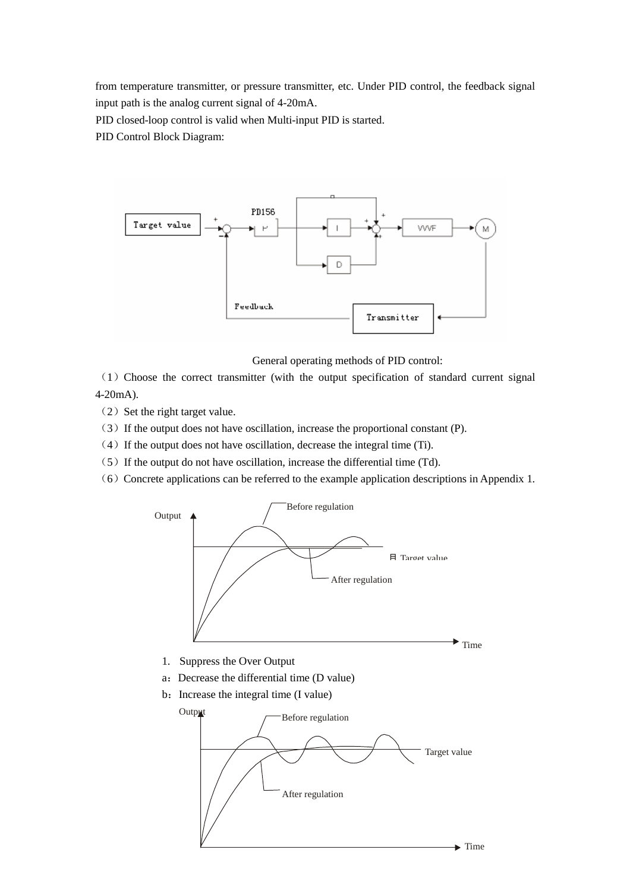from temperature transmitter, or pressure transmitter, etc. Under PID control, the feedback signal input path is the analog current signal of 4-20mA.

PID closed-loop control is valid when Multi-input PID is started.

PID Control Block Diagram:

General operating methods of PID control:

（1）Choose the correct transmitter (with the output specification of standard current signal 4-20mA).

（2）Set the right target value.

（3）If the output does not have oscillation, increase the proportional constant (P).

（4）If the output does not have oscillation, decrease the integral time (Ti).

（5）If the output do not have oscillation, increase the differential time (Td).

（6）Concrete applications can be referred to the example application descriptions in Appendix 1.

1. Suppress the Over Output

a：Decrease the differential time (D value)

b：Increase the integral time (I value)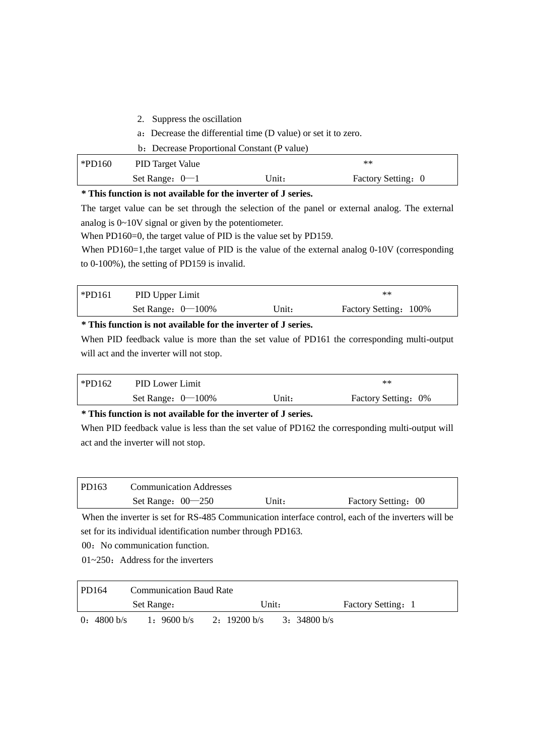2. Suppress the oscillation

a：Decrease the differential time (D value) or set it to zero.

b：Decrease Proportional Constant (P value)

| *PD160 | PID Target Value | | ** |
|---|---|---|---|
| | Set Range：0—1 | Unit： | Factory Setting：0 |

**\* This function is not available for the inverter of J series.**

The target value can be set through the selection of the panel or external analog. The external analog is 0~10V signal or given by the potentiometer.

When PD160=0, the target value of PID is the value set by PD159.

When PD160=1,the target value of PID is the value of the external analog 0-10V (corresponding to 0-100%), the setting of PD159 is invalid.

| *PD161 | PID Upper Limit | | ** |
|---|---|---|---|
| | Set Range：0—100% | Unit： | Factory Setting：100% |

**\* This function is not available for the inverter of J series.**

When PID feedback value is more than the set value of PD161 the corresponding multi-output will act and the inverter will not stop.

| *PD162 | PID Lower Limit | | ** |
|---|---|---|---|
| | Set Range：0—100% | Unit： | Factory Setting：0% |

**\* This function is not available for the inverter of J series.**

When PID feedback value is less than the set value of PD162 the corresponding multi-output will act and the inverter will not stop.

| PD163 | Communication Addresses | | |
|---|---|---|---|
| | Set Range：00—250 | Unit： | Factory Setting：00 |

When the inverter is set for RS-485 Communication interface control, each of the inverters will be set for its individual identification number through PD163.

00：No communication function.

01~250：Address for the inverters

| PD164 | Communication Baud Rate | | |
|---|---|---|---|
| | Set Range： | Unit： | Factory Setting：1 |

0：4800 b/s　　1：9600 b/s　　2：19200 b/s　　3：34800 b/s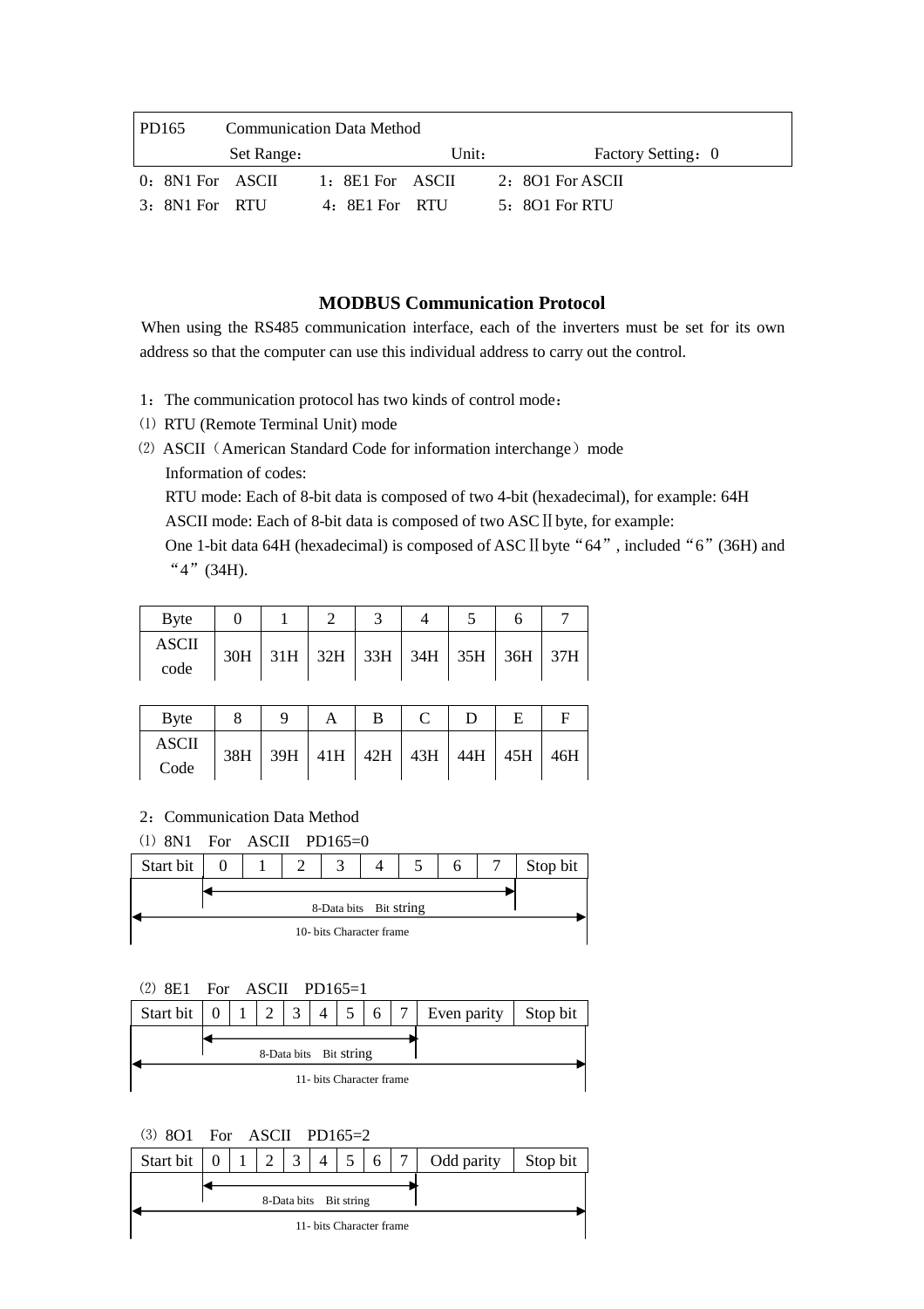| PD165 | Communication Data Method | | |
|---|---|---|---|
| | Set Range： | Unit： | Factory Setting：0 |

0：8N1 For ASCII　1：8E1 For ASCII　2：8O1 For ASCII

3：8N1 For RTU　4：8E1 For RTU　5：8O1 For RTU

## MODBUS Communication Protocol

When using the RS485 communication interface, each of the inverters must be set for its own address so that the computer can use this individual address to carry out the control.

1：The communication protocol has two kinds of control mode：

(1) RTU (Remote Terminal Unit) mode

(2) ASCII（American Standard Code for information interchange）mode

Information of codes:

RTU mode: Each of 8-bit data is composed of two 4-bit (hexadecimal), for example: 64H

ASCII mode: Each of 8-bit data is composed of two ASCⅡbyte, for example:

One 1-bit data 64H (hexadecimal) is composed of ASCⅡbyte“64”, included“6”(36H) and “4”(34H).

| Byte | 0 | 1 | 2 | 3 | 4 | 5 | 6 | 7 |
|---|---|---|---|---|---|---|---|---|
| ASCII code | 30H | 31H | 32H | 33H | 34H | 35H | 36H | 37H |

| Byte | 8 | 9 | A | B | C | D | E | F |
|---|---|---|---|---|---|---|---|---|
| ASCII Code | 38H | 39H | 41H | 42H | 43H | 44H | 45H | 46H |

2：Communication Data Method

(1) 8N1 For ASCII PD165=0

| Start bit | 0 | 1 | 2 | 3 | 4 | 5 | 6 | 7 | Stop bit |
|---|---|---|---|---|---|---|---|---|---|

8-Data bits Bit string

10- bits Character frame

(2) 8E1 For ASCII PD165=1

| Start bit | 0 | 1 | 2 | 3 | 4 | 5 | 6 | 7 | Even parity | Stop bit |
|---|---|---|---|---|---|---|---|---|---|---|

8-Data bits Bit string

11- bits Character frame

(3) 8O1 For ASCII PD165=2

| Start bit | 0 | 1 | 2 | 3 | 4 | 5 | 6 | 7 | Odd parity | Stop bit |
|---|---|---|---|---|---|---|---|---|---|---|

8-Data bits Bit string

11- bits Character frame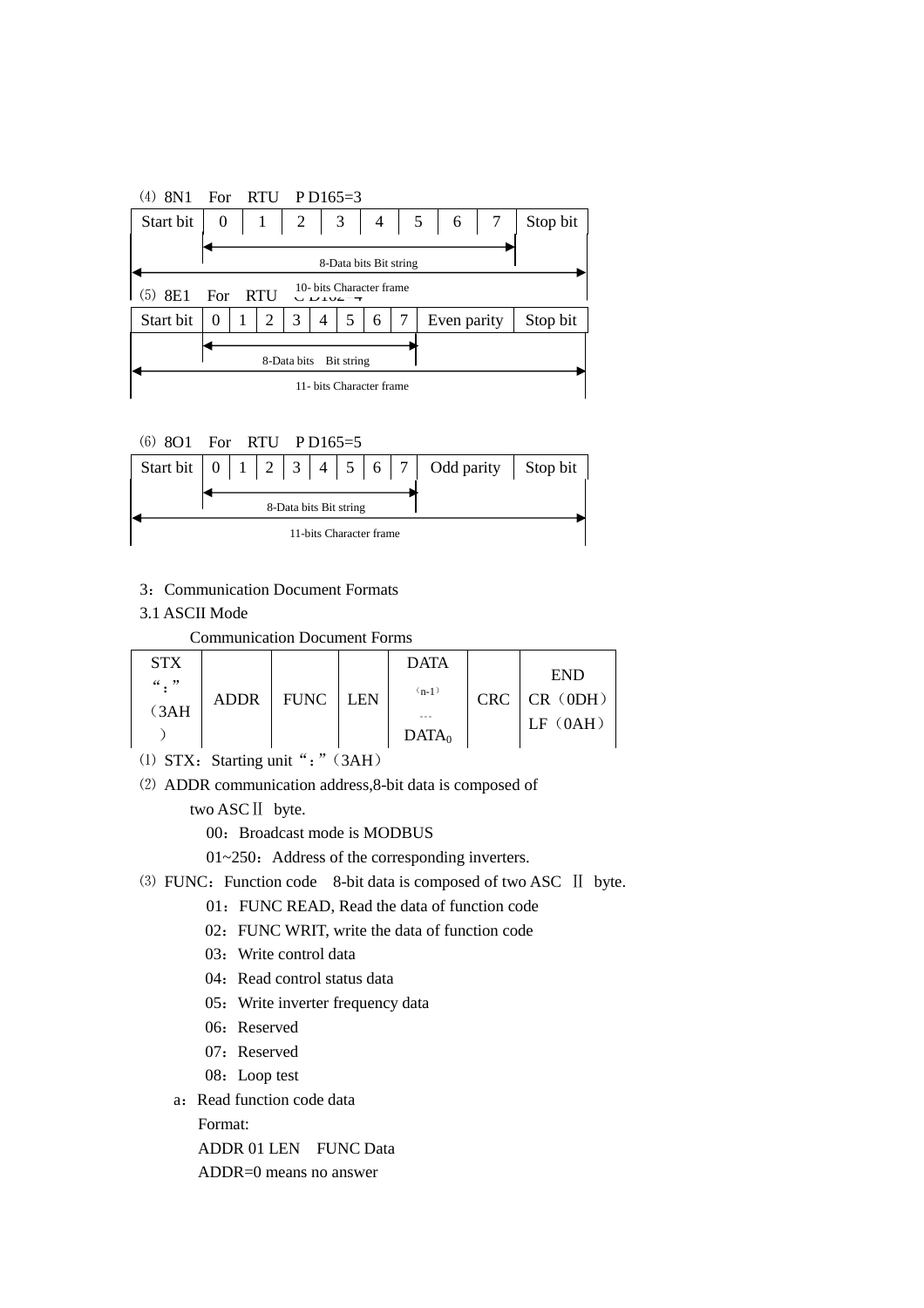⑷ 8N1 For RTU P D165=3

| Start bit | 0 | 1 | 2 | 3 | 4 | 5 | 6 | 7 | Stop bit |
|---|---|---|---|---|---|---|---|---|---|

8-Data bits Bit string

10- bits Character frame

⑸ 8E1 For RTU C D162=4

| Start bit | 0 | 1 | 2 | 3 | 4 | 5 | 6 | 7 | Even parity | Stop bit |
|---|---|---|---|---|---|---|---|---|---|---|

8-Data bits Bit string

11- bits Character frame

⑹ 8O1 For RTU P D165=5

| Start bit | 0 | 1 | 2 | 3 | 4 | 5 | 6 | 7 | Odd parity | Stop bit |
|---|---|---|---|---|---|---|---|---|---|---|

8-Data bits Bit string

11-bits Character frame

3：Communication Document Formats

3.1 ASCII Mode

Communication Document Forms

| STX "：" (3AH) | ADDR | FUNC | LEN | DATA (n-1) ... $DATA_0$ | CRC | END CR（0DH） LF（0AH） |
|---|---|---|---|---|---|---|

⑴ STX：Starting unit "："（3AH）

⑵ ADDR communication address,8-bit data is composed of two ASCⅡ byte.

00：Broadcast mode is MODBUS

01~250：Address of the corresponding inverters.

⑶ FUNC：Function code 8-bit data is composed of two ASC Ⅱ byte.

01：FUNC READ, Read the data of function code

02：FUNC WRIT, write the data of function code

03：Write control data

04：Read control status data

05：Write inverter frequency data

06：Reserved

07：Reserved

08：Loop test

a：Read function code data

Format:

ADDR 01 LEN FUNC Data

ADDR=0 means no answer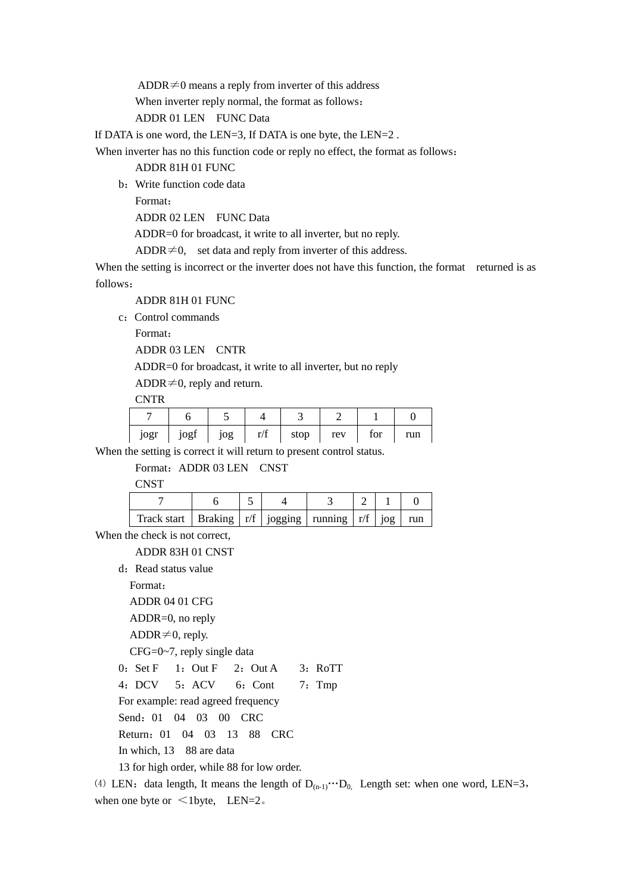ADDR≠0 means a reply from inverter of this address

When inverter reply normal, the format as follows：

ADDR 01 LEN　FUNC Data

If DATA is one word, the LEN=3, If DATA is one byte, the LEN=2 .

When inverter has no this function code or reply no effect, the format as follows：

ADDR 81H 01 FUNC

b：Write function code data

Format：

ADDR 02 LEN　FUNC Data

ADDR=0 for broadcast, it write to all inverter, but no reply.

ADDR≠0,　set data and reply from inverter of this address.

When the setting is incorrect or the inverter does not have this function, the format　returned is as follows：

ADDR 81H 01 FUNC

c：Control commands

Format：

ADDR 03 LEN　CNTR

ADDR=0 for broadcast, it write to all inverter, but no reply

ADDR≠0, reply and return.

CNTR

| 7 | 6 | 5 | 4 | 3 | 2 | 1 | 0 |
|---|---|---|---|---|---|---|---|
| jogr | jogf | jog | r/f | stop | rev | for | run |

When the setting is correct it will return to present control status.

Format：ADDR 03 LEN　CNST

CNST

| 7 | 6 | 5 | 4 | 3 | 2 | 1 | 0 |
|---|---|---|---|---|---|---|---|
| Track start | Braking | r/f | jogging | running | r/f | jog | run |

When the check is not correct,

ADDR 83H 01 CNST

d：Read status value

Format：

ADDR 04 01 CFG

ADDR=0, no reply

ADDR≠0, reply.

CFG=0~7, reply single data

0：Set F　 1：Out F　 2：Out A　　3：RoTT

4：DCV　 5：ACV　　6：Cont　　7：Tmp

For example: read agreed frequency

Send：01　04　03　00　CRC

Return：01　04　03　13　88　CRC

In which, 13　88 are data

13 for high order, while 88 for low order.

(4) LEN：data length, It means the length of $D_{(n-1)}$…$D_{0,}$ Length set: when one word, LEN=3，when one byte or ＜1byte,　LEN=2。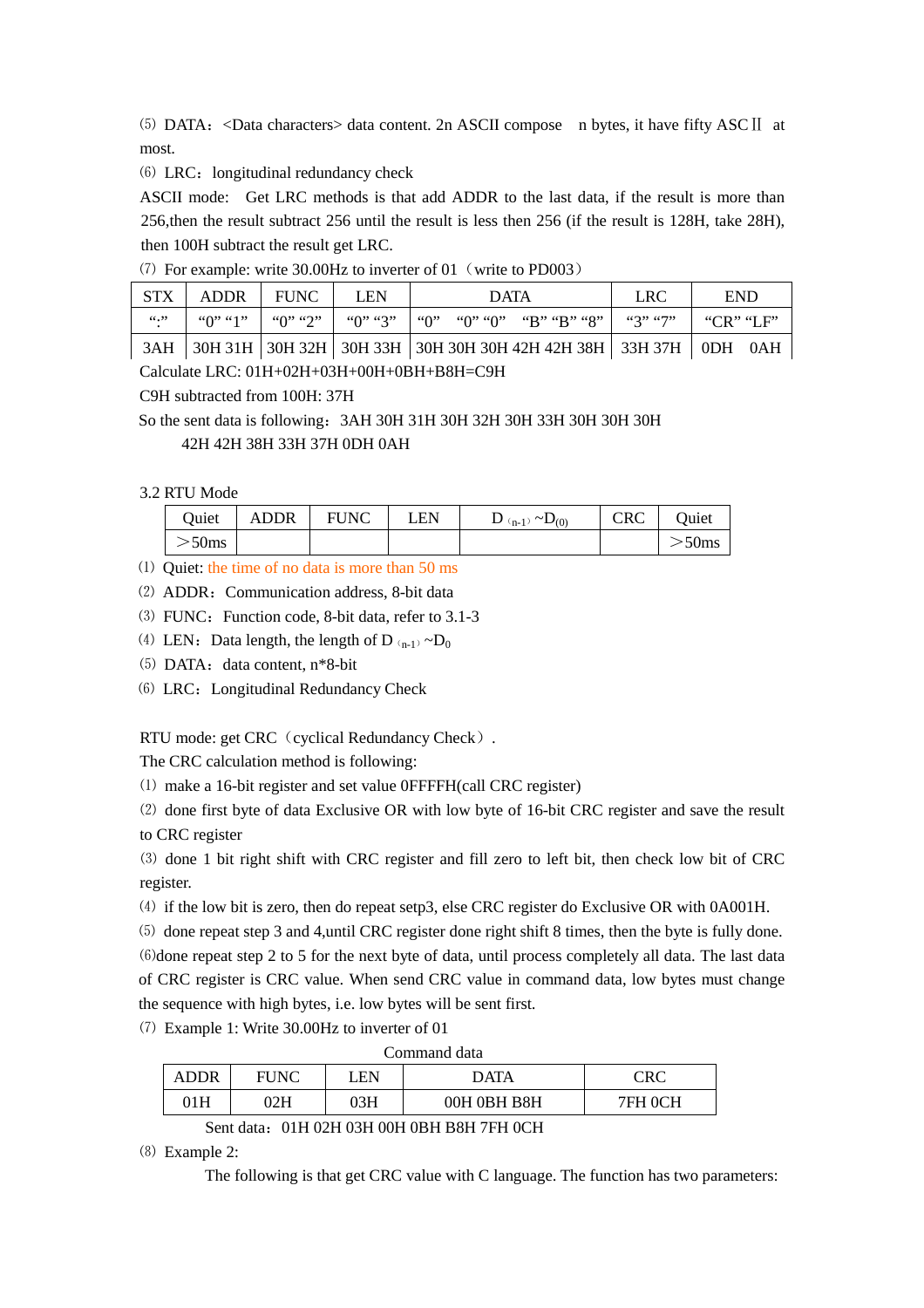⑸ DATA：<Data characters> data content. 2n ASCII compose n bytes, it have fifty ASCⅡ at most.

⑹ LRC：longitudinal redundancy check

ASCII mode: Get LRC methods is that add ADDR to the last data, if the result is more than 256,then the result subtract 256 until the result is less then 256 (if the result is 128H, take 28H), then 100H subtract the result get LRC.

⑺ For example: write 30.00Hz to inverter of 01（write to PD003）

| STX | ADDR | FUNC | LEN | DATA | LRC | END |
|---|---|---|---|---|---|---|
| “:” | “0” “1” | “0” “2” | “0” “3” | “0” “0” “0” “B” “B” “8” | “3” “7” | “CR” “LF” |
| 3AH | 30H 31H | 30H 32H | 30H 33H | 30H 30H 30H 42H 42H 38H | 33H 37H | 0DH 0AH |

Calculate LRC: 01H+02H+03H+00H+0BH+B8H=C9H

C9H subtracted from 100H: 37H

So the sent data is following：3AH 30H 31H 30H 32H 30H 33H 30H 30H 30H
42H 42H 38H 33H 37H 0DH 0AH

3.2 RTU Mode

| Quiet | ADDR | FUNC | LEN | $D_{(n-1)} \sim D_{(0)}$ | CRC | Quiet |
|---|---|---|---|---|---|---|
| ＞50ms | | | | | | ＞50ms |

⑴ Quiet: the time of no data is more than 50 ms

⑵ ADDR：Communication address, 8-bit data

⑶ FUNC：Function code, 8-bit data, refer to 3.1-3

⑷ LEN：Data length, the length of $D_{(n-1)} \sim D_0$

⑸ DATA：data content, n*8-bit

⑹ LRC：Longitudinal Redundancy Check

RTU mode: get CRC（cyclical Redundancy Check）.

The CRC calculation method is following:

⑴ make a 16-bit register and set value 0FFFFH(call CRC register)

⑵ done first byte of data Exclusive OR with low byte of 16-bit CRC register and save the result to CRC register

⑶ done 1 bit right shift with CRC register and fill zero to left bit, then check low bit of CRC register.

⑷ if the low bit is zero, then do repeat setp3, else CRC register do Exclusive OR with 0A001H.

⑸ done repeat step 3 and 4,until CRC register done right shift 8 times, then the byte is fully done.

⑹done repeat step 2 to 5 for the next byte of data, until process completely all data. The last data of CRC register is CRC value. When send CRC value in command data, low bytes must change the sequence with high bytes, i.e. low bytes will be sent first.

⑺ Example 1: Write 30.00Hz to inverter of 01

Command data

| ADDR | FUNC | LEN | DATA | CRC |
|---|---|---|---|---|
| 01H | 02H | 03H | 00H 0BH B8H | 7FH 0CH |

Sent data：01H 02H 03H 00H 0BH B8H 7FH 0CH

⑻ Example 2:

The following is that get CRC value with C language. The function has two parameters: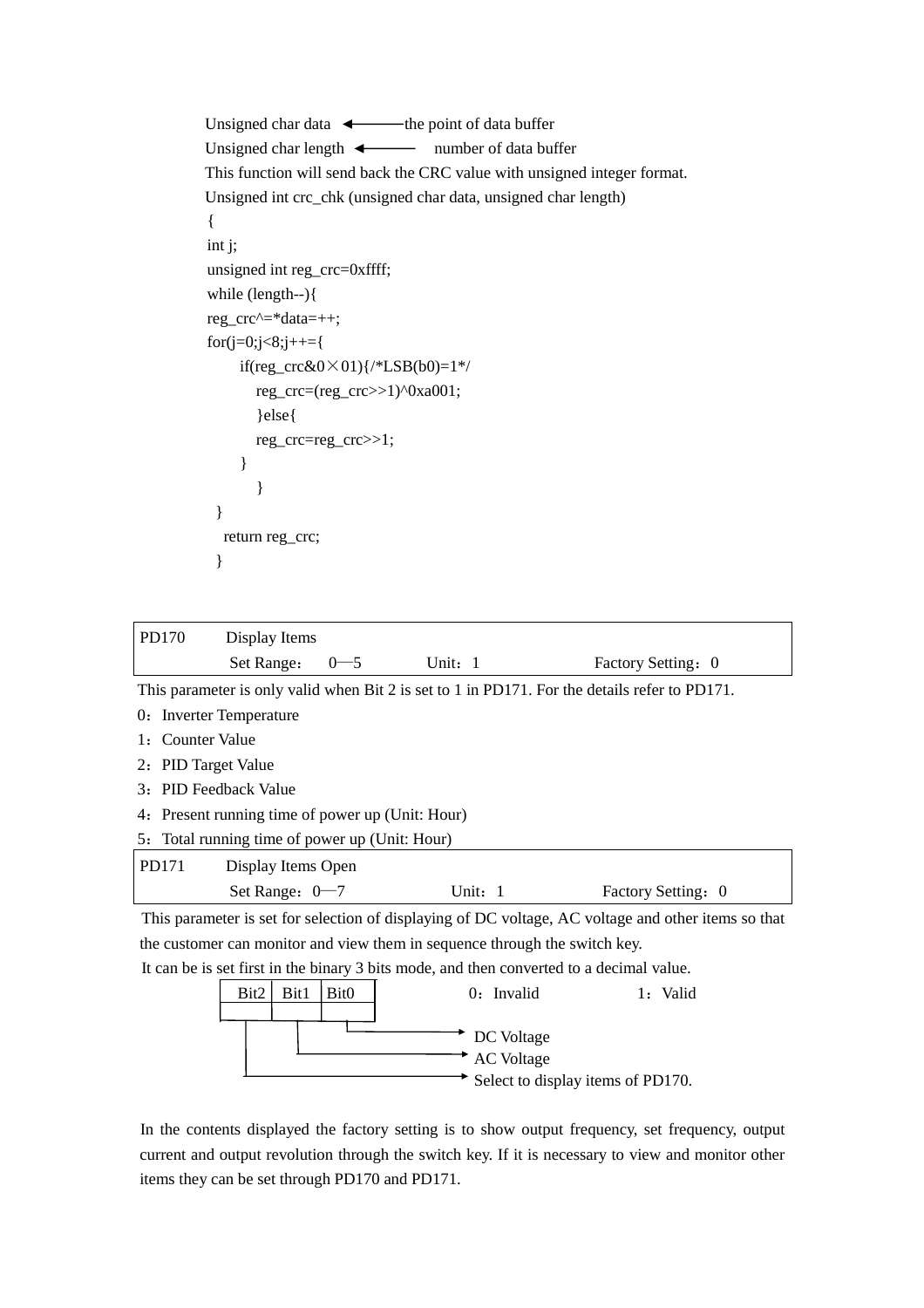```
Unsigned char data  ←———the point of data buffer
Unsigned char length  ←———   number of data buffer
This function will send back the CRC value with unsigned integer format.
Unsigned int crc_chk (unsigned char data, unsigned char length)
{
int j;
unsigned int reg_crc=0xffff;
while (length--){
reg_crc^=*data=++;
for(j=0;j<8;j++={
      if(reg_crc&0×01){/*LSB(b0)=1*/
         reg_crc=(reg_crc>>1)^0xa001;
         }else{
         reg_crc=reg_crc>>1;
      }
         }
  }
   return reg_crc;
  }
```

| PD170 | Display Items | | |
|---|---|---|---|
| | Set Range： 0—5 | Unit：1 | Factory Setting：0 |

This parameter is only valid when Bit 2 is set to 1 in PD171. For the details refer to PD171.

0：Inverter Temperature

1：Counter Value

2：PID Target Value

3：PID Feedback Value

4：Present running time of power up (Unit: Hour)

5：Total running time of power up (Unit: Hour)

| PD171 | Display Items Open | | |
|---|---|---|---|
| | Set Range：0—7 | Unit：1 | Factory Setting：0 |

This parameter is set for selection of displaying of DC voltage, AC voltage and other items so that the customer can monitor and view them in sequence through the switch key.

It can be is set first in the binary 3 bits mode, and then converted to a decimal value.

| Bit2 | Bit1 | Bit0 |
|---|---|---|
| | | |

0：Invalid    1：Valid

- Bit0 → DC Voltage
- Bit1 → AC Voltage
- Bit2 → Select to display items of PD170.

In the contents displayed the factory setting is to show output frequency, set frequency, output current and output revolution through the switch key. If it is necessary to view and monitor other items they can be set through PD170 and PD171.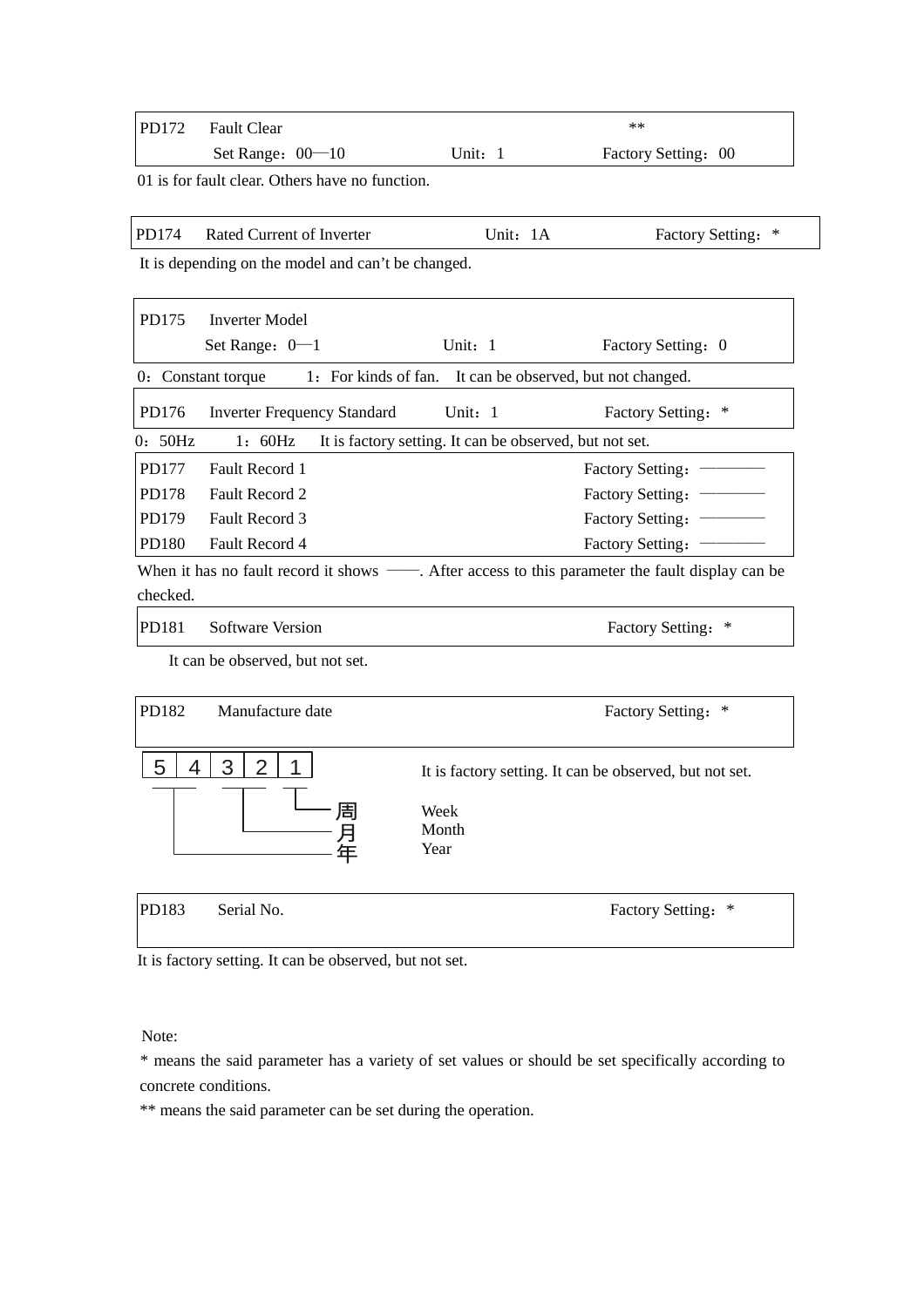| | | | |
|---|---|---|---|
| PD172 | Fault Clear | | ** |
| | Set Range：00—10 | Unit：1 | Factory Setting：00 |

01 is for fault clear. Others have no function.

| | | | |
|---|---|---|---|
| PD174 | Rated Current of Inverter | Unit：1A | Factory Setting：* |

It is depending on the model and can't be changed.

| | | | |
|---|---|---|---|
| PD175 | Inverter Model | | |
| | Set Range：0—1 | Unit：1 | Factory Setting：0 |

0：Constant torque　　1：For kinds of fan.　It can be observed, but not changed.

| | | | |
|---|---|---|---|
| PD176 | Inverter Frequency Standard | Unit：1 | Factory Setting：* |

0：50Hz　　1：60Hz　　It is factory setting. It can be observed, but not set.

| | | |
|---|---|---|
| PD177 | Fault Record 1 | Factory Setting：———— |
| PD178 | Fault Record 2 | Factory Setting：———— |
| PD179 | Fault Record 3 | Factory Setting：———— |
| PD180 | Fault Record 4 | Factory Setting：———— |

When it has no fault record it shows ——. After access to this parameter the fault display can be checked.

| | | |
|---|---|---|
| PD181 | Software Version | Factory Setting：* |

It can be observed, but not set.

| | | |
|---|---|---|
| PD182 | Manufacture date | Factory Setting：* |

5 4 3 2 1

It is factory setting. It can be observed, but not set.

- 1：周 Week
- 3 2：月 Month
- 5 4：年 Year

| | | |
|---|---|---|
| PD183 | Serial No. | Factory Setting：* |

It is factory setting. It can be observed, but not set.

Note:

* means the said parameter has a variety of set values or should be set specifically according to concrete conditions.

** means the said parameter can be set during the operation.